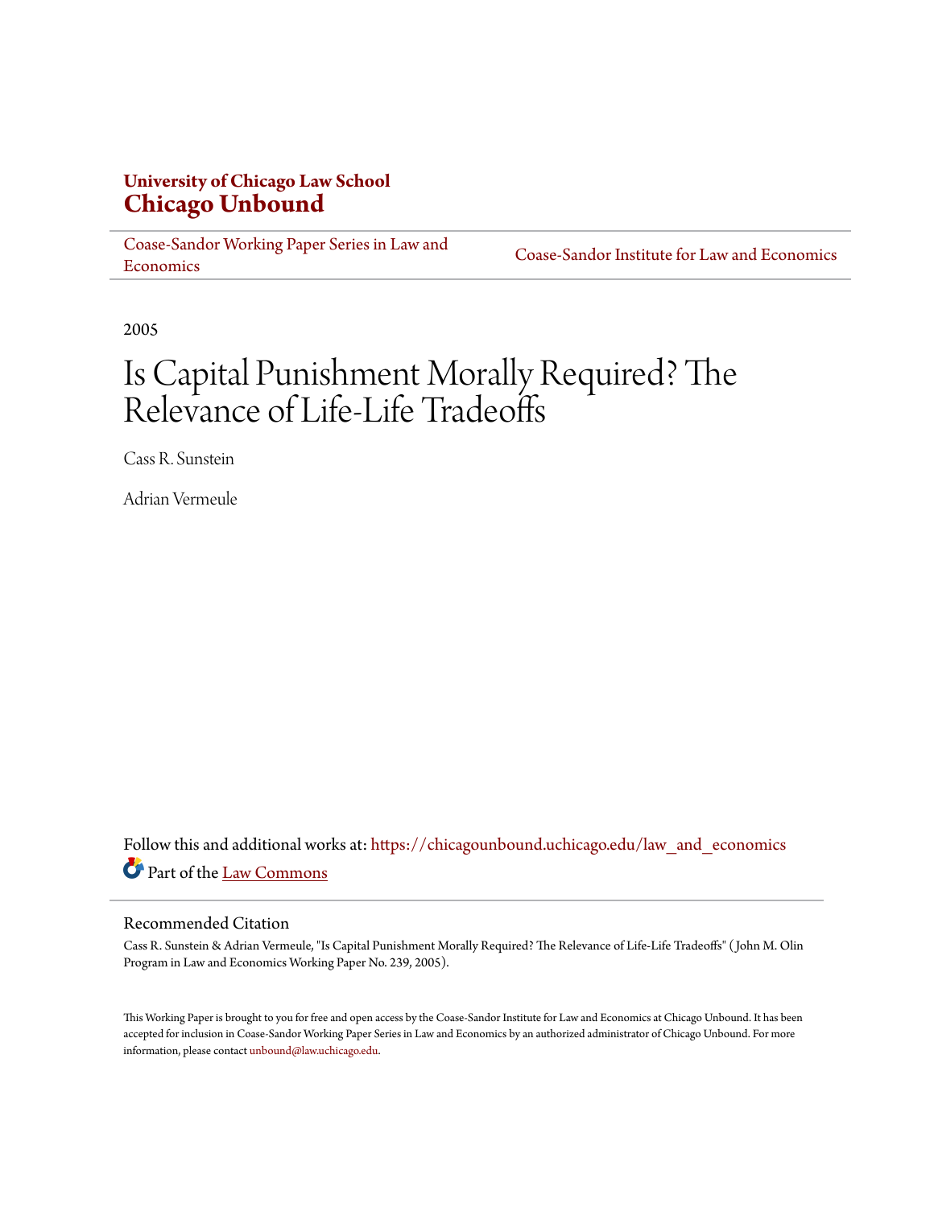**University of Chicago Law School**
# Chicago Unbound

Coase-Sandor Working Paper Series in Law and Economics | Coase-Sandor Institute for Law and Economics

2005

# Is Capital Punishment Morally Required? The Relevance of Life-Life Tradeoffs

Cass R. Sunstein

Adrian Vermeule

Follow this and additional works at: https://chicagounbound.uchicago.edu/law_and_economics

Part of the Law Commons

## Recommended Citation

Cass R. Sunstein & Adrian Vermeule, "Is Capital Punishment Morally Required? The Relevance of Life-Life Tradeoffs" ( John M. Olin Program in Law and Economics Working Paper No. 239, 2005).

This Working Paper is brought to you for free and open access by the Coase-Sandor Institute for Law and Economics at Chicago Unbound. It has been accepted for inclusion in Coase-Sandor Working Paper Series in Law and Economics by an authorized administrator of Chicago Unbound. For more information, please contact unbound@law.uchicago.edu.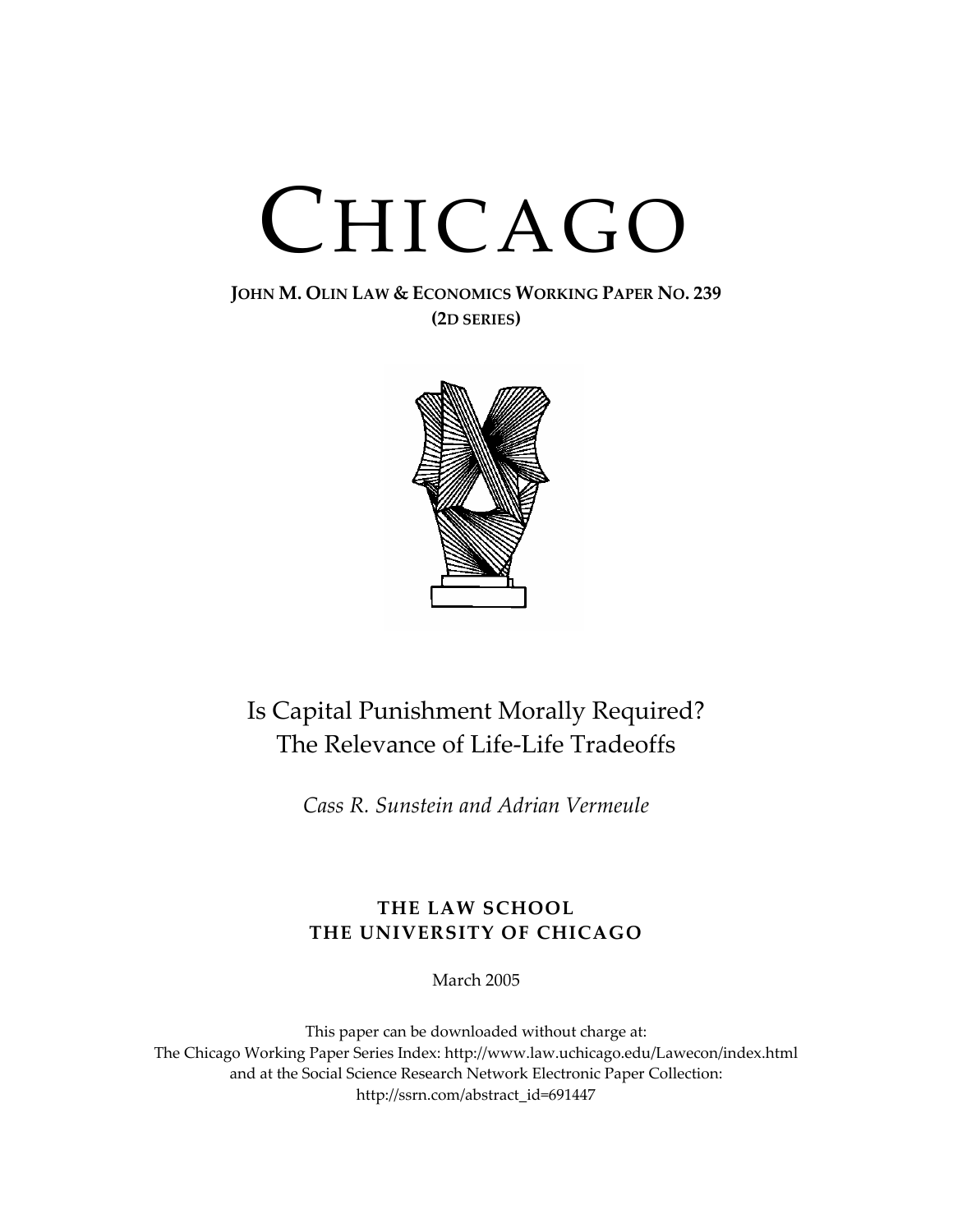# CHICAGO

**JOHN M. OLIN LAW & ECONOMICS WORKING PAPER NO. 239**
**(2D SERIES)**

## Is Capital Punishment Morally Required? The Relevance of Life-Life Tradeoffs

*Cass R. Sunstein and Adrian Vermeule*

**THE LAW SCHOOL**
**THE UNIVERSITY OF CHICAGO**

March 2005

This paper can be downloaded without charge at:
The Chicago Working Paper Series Index: http://www.law.uchicago.edu/Lawecon/index.html
and at the Social Science Research Network Electronic Paper Collection:
http://ssrn.com/abstract_id=691447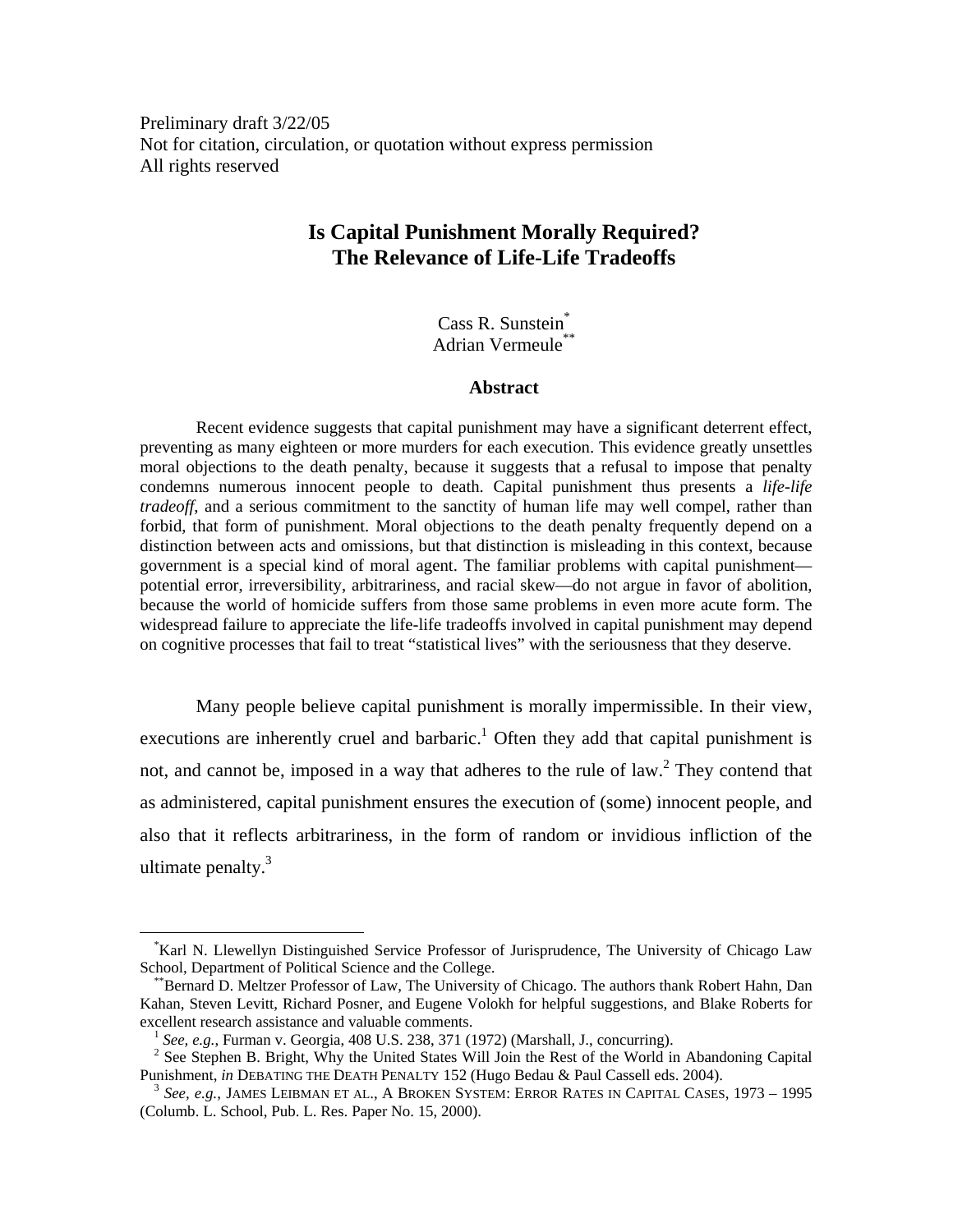Preliminary draft 3/22/05
Not for citation, circulation, or quotation without express permission
All rights reserved

# Is Capital Punishment Morally Required? The Relevance of Life-Life Tradeoffs

Cass R. Sunstein[*]
Adrian Vermeule[**]

## Abstract

Recent evidence suggests that capital punishment may have a significant deterrent effect, preventing as many eighteen or more murders for each execution. This evidence greatly unsettles moral objections to the death penalty, because it suggests that a refusal to impose that penalty condemns numerous innocent people to death. Capital punishment thus presents a *life-life tradeoff*, and a serious commitment to the sanctity of human life may well compel, rather than forbid, that form of punishment. Moral objections to the death penalty frequently depend on a distinction between acts and omissions, but that distinction is misleading in this context, because government is a special kind of moral agent. The familiar problems with capital punishment—potential error, irreversibility, arbitrariness, and racial skew—do not argue in favor of abolition, because the world of homicide suffers from those same problems in even more acute form. The widespread failure to appreciate the life-life tradeoffs involved in capital punishment may depend on cognitive processes that fail to treat "statistical lives" with the seriousness that they deserve.

Many people believe capital punishment is morally impermissible. In their view, executions are inherently cruel and barbaric.[1] Often they add that capital punishment is not, and cannot be, imposed in a way that adheres to the rule of law.[2] They contend that as administered, capital punishment ensures the execution of (some) innocent people, and also that it reflects arbitrariness, in the form of random or invidious infliction of the ultimate penalty.[3]

---

[*] Karl N. Llewellyn Distinguished Service Professor of Jurisprudence, The University of Chicago Law School, Department of Political Science and the College.

[**] Bernard D. Meltzer Professor of Law, The University of Chicago. The authors thank Robert Hahn, Dan Kahan, Steven Levitt, Richard Posner, and Eugene Volokh for helpful suggestions, and Blake Roberts for excellent research assistance and valuable comments.

[1] *See, e.g.*, Furman v. Georgia, 408 U.S. 238, 371 (1972) (Marshall, J., concurring).

[2] See Stephen B. Bright, Why the United States Will Join the Rest of the World in Abandoning Capital Punishment, *in* DEBATING THE DEATH PENALTY 152 (Hugo Bedau & Paul Cassell eds. 2004).

[3] *See, e.g.*, JAMES LEIBMAN ET AL., A BROKEN SYSTEM: ERROR RATES IN CAPITAL CASES, 1973 – 1995 (Columb. L. School, Pub. L. Res. Paper No. 15, 2000).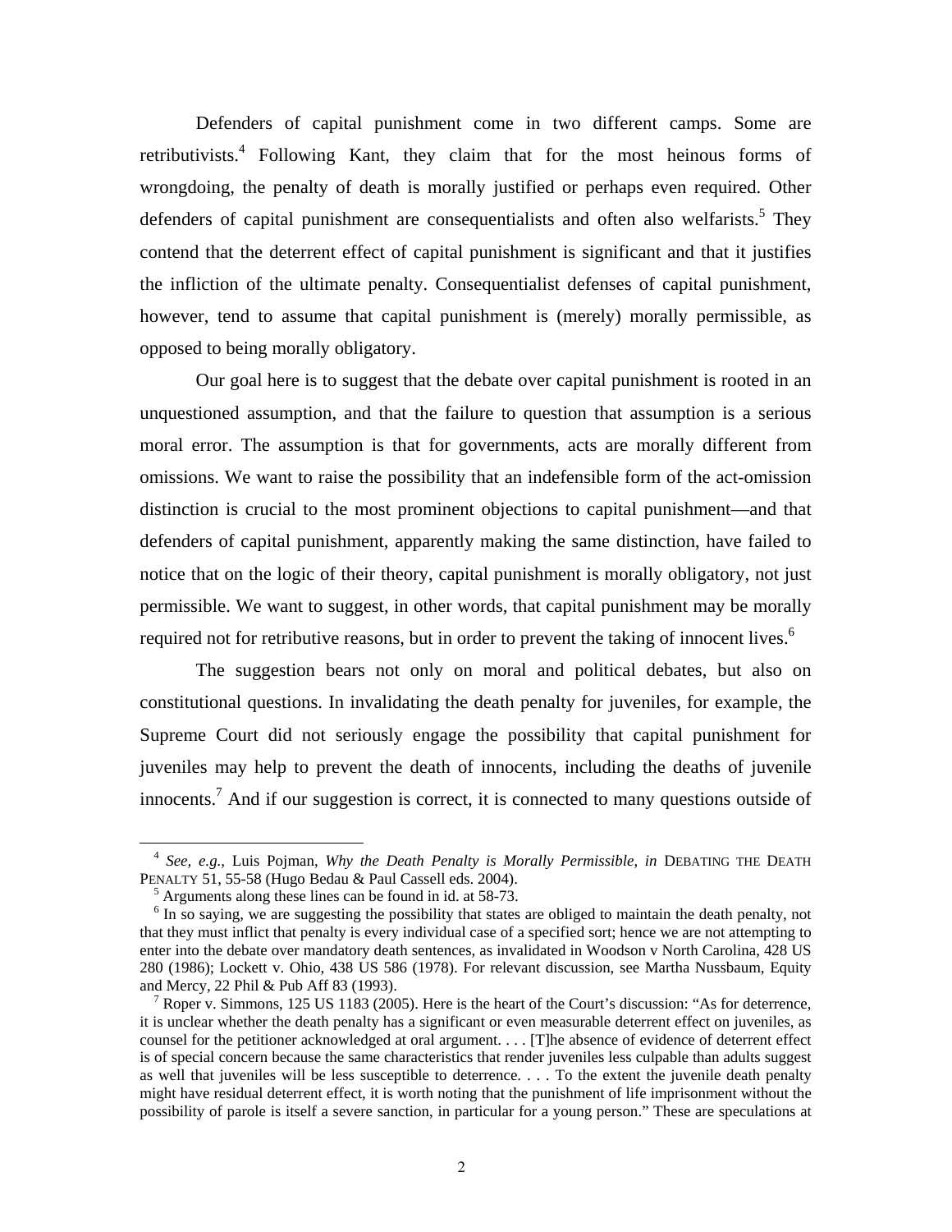Defenders of capital punishment come in two different camps. Some are retributivists.[4] Following Kant, they claim that for the most heinous forms of wrongdoing, the penalty of death is morally justified or perhaps even required. Other defenders of capital punishment are consequentialists and often also welfarists.[5] They contend that the deterrent effect of capital punishment is significant and that it justifies the infliction of the ultimate penalty. Consequentialist defenses of capital punishment, however, tend to assume that capital punishment is (merely) morally permissible, as opposed to being morally obligatory.

Our goal here is to suggest that the debate over capital punishment is rooted in an unquestioned assumption, and that the failure to question that assumption is a serious moral error. The assumption is that for governments, acts are morally different from omissions. We want to raise the possibility that an indefensible form of the act-omission distinction is crucial to the most prominent objections to capital punishment—and that defenders of capital punishment, apparently making the same distinction, have failed to notice that on the logic of their theory, capital punishment is morally obligatory, not just permissible. We want to suggest, in other words, that capital punishment may be morally required not for retributive reasons, but in order to prevent the taking of innocent lives.[6]

The suggestion bears not only on moral and political debates, but also on constitutional questions. In invalidating the death penalty for juveniles, for example, the Supreme Court did not seriously engage the possibility that capital punishment for juveniles may help to prevent the death of innocents, including the deaths of juvenile innocents.[7] And if our suggestion is correct, it is connected to many questions outside of

---

[4] *See, e.g.*, Luis Pojman, *Why the Death Penalty is Morally Permissible*, *in* DEBATING THE DEATH PENALTY 51, 55-58 (Hugo Bedau & Paul Cassell eds. 2004).

[5] Arguments along these lines can be found in id. at 58-73.

[6] In so saying, we are suggesting the possibility that states are obliged to maintain the death penalty, not that they must inflict that penalty is every individual case of a specified sort; hence we are not attempting to enter into the debate over mandatory death sentences, as invalidated in Woodson v North Carolina, 428 US 280 (1986); Lockett v. Ohio, 438 US 586 (1978). For relevant discussion, see Martha Nussbaum, Equity and Mercy, 22 Phil & Pub Aff 83 (1993).

[7] Roper v. Simmons, 125 US 1183 (2005). Here is the heart of the Court's discussion: "As for deterrence, it is unclear whether the death penalty has a significant or even measurable deterrent effect on juveniles, as counsel for the petitioner acknowledged at oral argument. . . . [T]he absence of evidence of deterrent effect is of special concern because the same characteristics that render juveniles less culpable than adults suggest as well that juveniles will be less susceptible to deterrence. . . . To the extent the juvenile death penalty might have residual deterrent effect, it is worth noting that the punishment of life imprisonment without the possibility of parole is itself a severe sanction, in particular for a young person." These are speculations at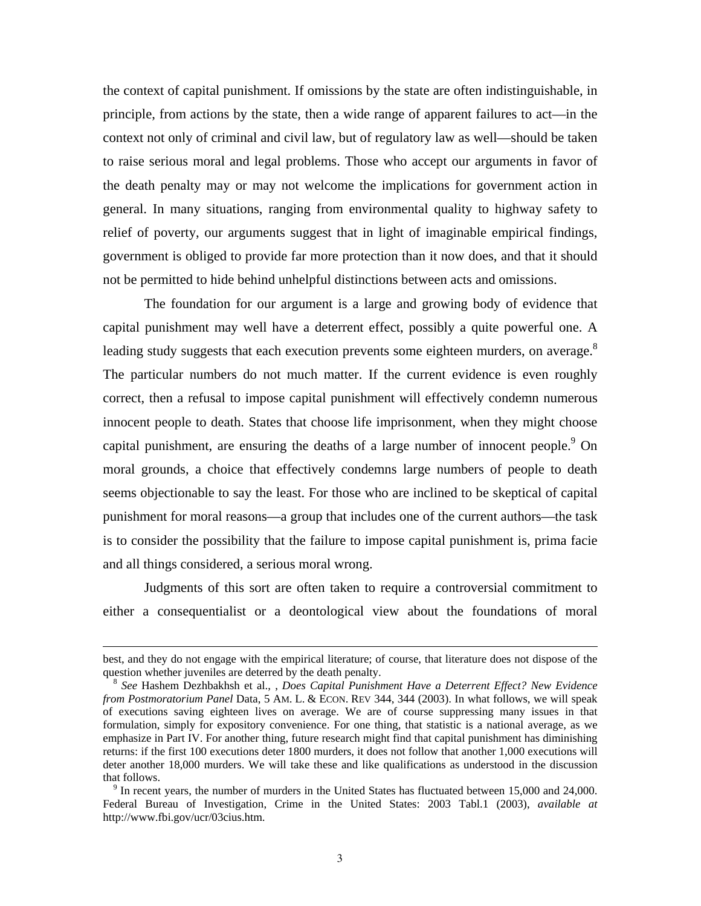the context of capital punishment. If omissions by the state are often indistinguishable, in principle, from actions by the state, then a wide range of apparent failures to act—in the context not only of criminal and civil law, but of regulatory law as well—should be taken to raise serious moral and legal problems. Those who accept our arguments in favor of the death penalty may or may not welcome the implications for government action in general. In many situations, ranging from environmental quality to highway safety to relief of poverty, our arguments suggest that in light of imaginable empirical findings, government is obliged to provide far more protection than it now does, and that it should not be permitted to hide behind unhelpful distinctions between acts and omissions.

The foundation for our argument is a large and growing body of evidence that capital punishment may well have a deterrent effect, possibly a quite powerful one. A leading study suggests that each execution prevents some eighteen murders, on average.[8] The particular numbers do not much matter. If the current evidence is even roughly correct, then a refusal to impose capital punishment will effectively condemn numerous innocent people to death. States that choose life imprisonment, when they might choose capital punishment, are ensuring the deaths of a large number of innocent people.[9] On moral grounds, a choice that effectively condemns large numbers of people to death seems objectionable to say the least. For those who are inclined to be skeptical of capital punishment for moral reasons—a group that includes one of the current authors—the task is to consider the possibility that the failure to impose capital punishment is, prima facie and all things considered, a serious moral wrong.

Judgments of this sort are often taken to require a controversial commitment to either a consequentialist or a deontological view about the foundations of moral

---

best, and they do not engage with the empirical literature; of course, that literature does not dispose of the question whether juveniles are deterred by the death penalty.

[8] *See* Hashem Dezhbakhsh et al., , *Does Capital Punishment Have a Deterrent Effect? New Evidence from Postmoratorium Panel* Data, 5 AM. L. & ECON. REV 344, 344 (2003). In what follows, we will speak of executions saving eighteen lives on average. We are of course suppressing many issues in that formulation, simply for expository convenience. For one thing, that statistic is a national average, as we emphasize in Part IV. For another thing, future research might find that capital punishment has diminishing returns: if the first 100 executions deter 1800 murders, it does not follow that another 1,000 executions will deter another 18,000 murders. We will take these and like qualifications as understood in the discussion that follows.

[9] In recent years, the number of murders in the United States has fluctuated between 15,000 and 24,000. Federal Bureau of Investigation, Crime in the United States: 2003 Tabl.1 (2003), *available at* http://www.fbi.gov/ucr/03cius.htm.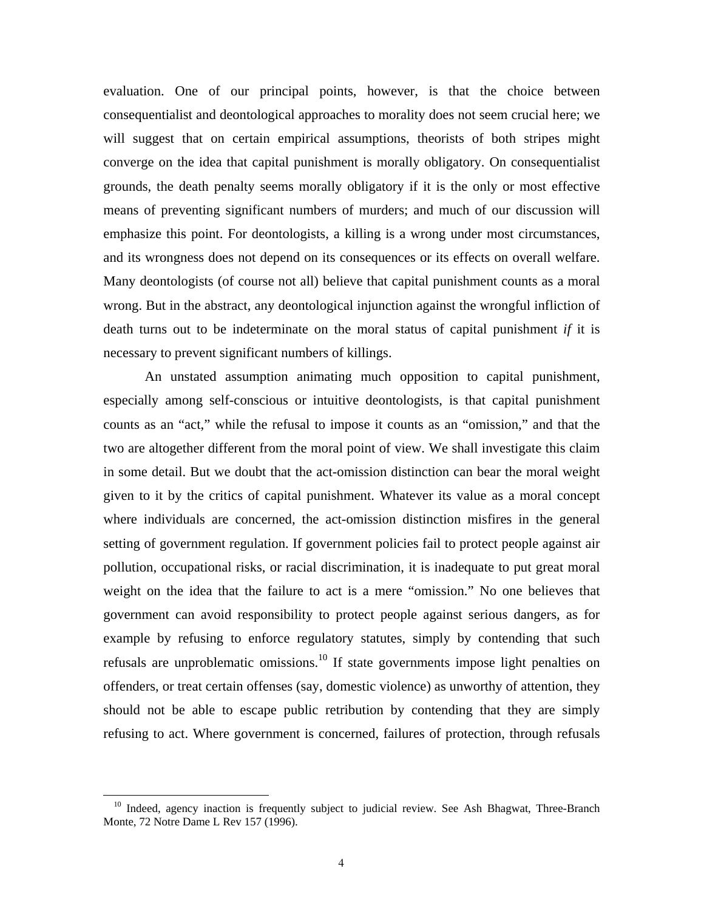evaluation. One of our principal points, however, is that the choice between consequentialist and deontological approaches to morality does not seem crucial here; we will suggest that on certain empirical assumptions, theorists of both stripes might converge on the idea that capital punishment is morally obligatory. On consequentialist grounds, the death penalty seems morally obligatory if it is the only or most effective means of preventing significant numbers of murders; and much of our discussion will emphasize this point. For deontologists, a killing is a wrong under most circumstances, and its wrongness does not depend on its consequences or its effects on overall welfare. Many deontologists (of course not all) believe that capital punishment counts as a moral wrong. But in the abstract, any deontological injunction against the wrongful infliction of death turns out to be indeterminate on the moral status of capital punishment *if* it is necessary to prevent significant numbers of killings.

An unstated assumption animating much opposition to capital punishment, especially among self-conscious or intuitive deontologists, is that capital punishment counts as an "act," while the refusal to impose it counts as an "omission," and that the two are altogether different from the moral point of view. We shall investigate this claim in some detail. But we doubt that the act-omission distinction can bear the moral weight given to it by the critics of capital punishment. Whatever its value as a moral concept where individuals are concerned, the act-omission distinction misfires in the general setting of government regulation. If government policies fail to protect people against air pollution, occupational risks, or racial discrimination, it is inadequate to put great moral weight on the idea that the failure to act is a mere "omission." No one believes that government can avoid responsibility to protect people against serious dangers, as for example by refusing to enforce regulatory statutes, simply by contending that such refusals are unproblematic omissions.[10] If state governments impose light penalties on offenders, or treat certain offenses (say, domestic violence) as unworthy of attention, they should not be able to escape public retribution by contending that they are simply refusing to act. Where government is concerned, failures of protection, through refusals

[10] Indeed, agency inaction is frequently subject to judicial review. See Ash Bhagwat, Three-Branch Monte, 72 Notre Dame L Rev 157 (1996).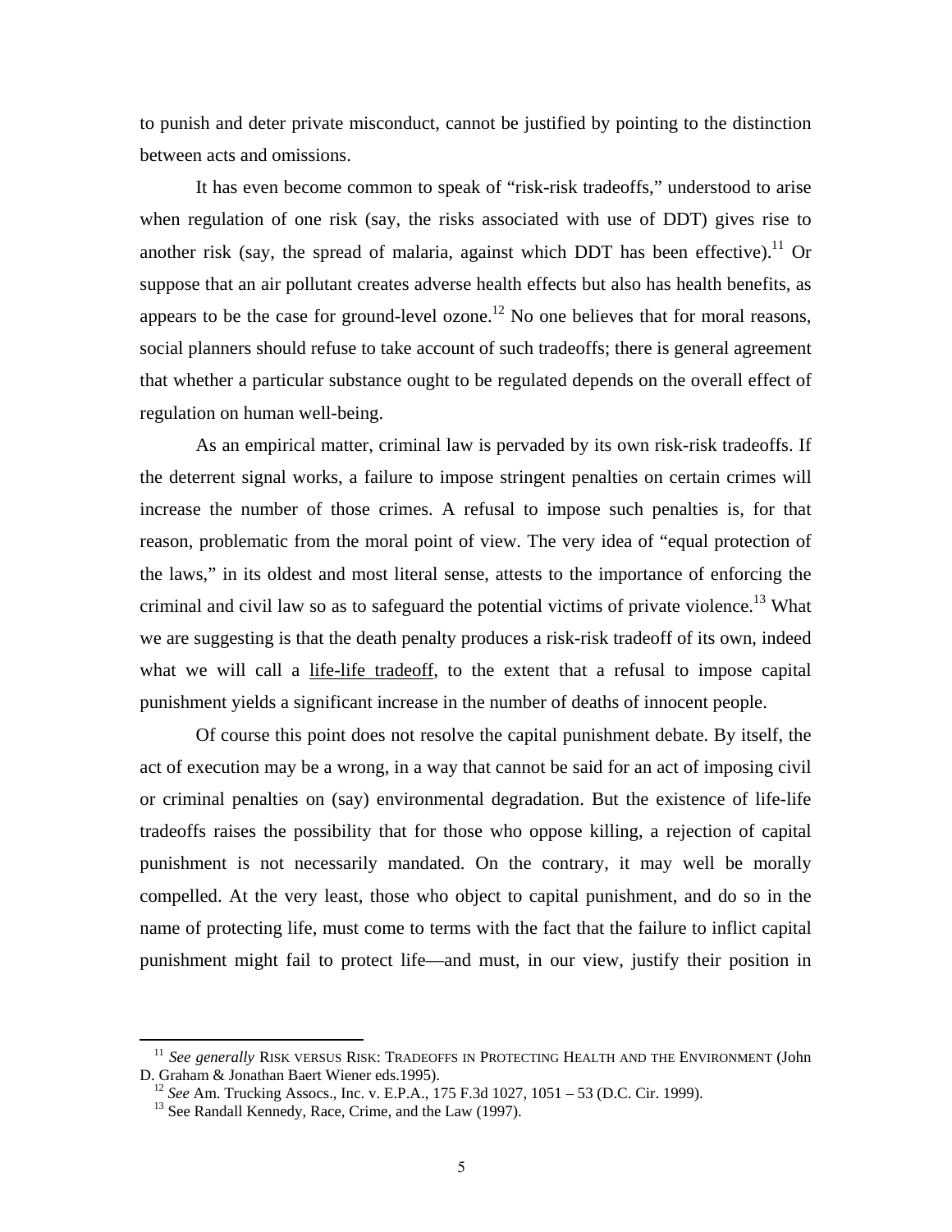to punish and deter private misconduct, cannot be justified by pointing to the distinction between acts and omissions.

It has even become common to speak of "risk-risk tradeoffs," understood to arise when regulation of one risk (say, the risks associated with use of DDT) gives rise to another risk (say, the spread of malaria, against which DDT has been effective).[11] Or suppose that an air pollutant creates adverse health effects but also has health benefits, as appears to be the case for ground-level ozone.[12] No one believes that for moral reasons, social planners should refuse to take account of such tradeoffs; there is general agreement that whether a particular substance ought to be regulated depends on the overall effect of regulation on human well-being.

As an empirical matter, criminal law is pervaded by its own risk-risk tradeoffs. If the deterrent signal works, a failure to impose stringent penalties on certain crimes will increase the number of those crimes. A refusal to impose such penalties is, for that reason, problematic from the moral point of view. The very idea of "equal protection of the laws," in its oldest and most literal sense, attests to the importance of enforcing the criminal and civil law so as to safeguard the potential victims of private violence.[13] What we are suggesting is that the death penalty produces a risk-risk tradeoff of its own, indeed what we will call a <u>life-life tradeoff</u>, to the extent that a refusal to impose capital punishment yields a significant increase in the number of deaths of innocent people.

Of course this point does not resolve the capital punishment debate. By itself, the act of execution may be a wrong, in a way that cannot be said for an act of imposing civil or criminal penalties on (say) environmental degradation. But the existence of life-life tradeoffs raises the possibility that for those who oppose killing, a rejection of capital punishment is not necessarily mandated. On the contrary, it may well be morally compelled. At the very least, those who object to capital punishment, and do so in the name of protecting life, must come to terms with the fact that the failure to inflict capital punishment might fail to protect life—and must, in our view, justify their position in

---

[11] *See generally* RISK VERSUS RISK: TRADEOFFS IN PROTECTING HEALTH AND THE ENVIRONMENT (John D. Graham & Jonathan Baert Wiener eds.1995).

[12] *See* Am. Trucking Assocs., Inc. v. E.P.A., 175 F.3d 1027, 1051 – 53 (D.C. Cir. 1999).

[13] See Randall Kennedy, Race, Crime, and the Law (1997).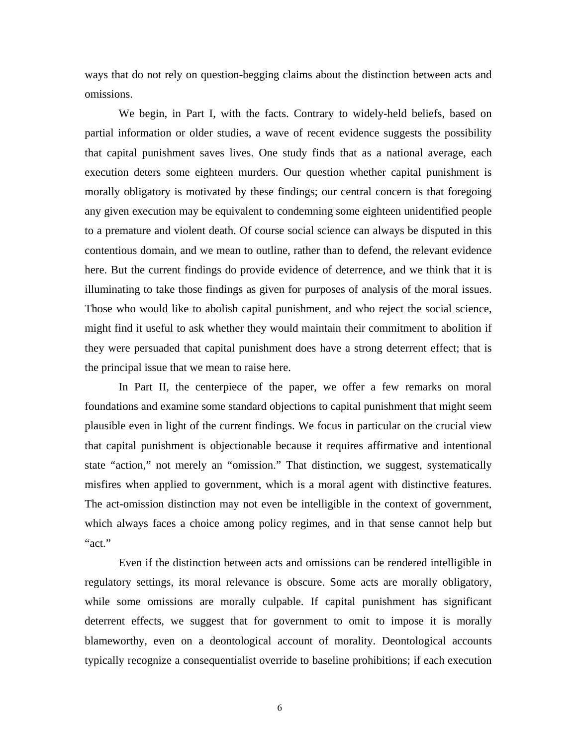ways that do not rely on question-begging claims about the distinction between acts and omissions.

We begin, in Part I, with the facts. Contrary to widely-held beliefs, based on partial information or older studies, a wave of recent evidence suggests the possibility that capital punishment saves lives. One study finds that as a national average, each execution deters some eighteen murders. Our question whether capital punishment is morally obligatory is motivated by these findings; our central concern is that foregoing any given execution may be equivalent to condemning some eighteen unidentified people to a premature and violent death. Of course social science can always be disputed in this contentious domain, and we mean to outline, rather than to defend, the relevant evidence here. But the current findings do provide evidence of deterrence, and we think that it is illuminating to take those findings as given for purposes of analysis of the moral issues. Those who would like to abolish capital punishment, and who reject the social science, might find it useful to ask whether they would maintain their commitment to abolition if they were persuaded that capital punishment does have a strong deterrent effect; that is the principal issue that we mean to raise here.

In Part II, the centerpiece of the paper, we offer a few remarks on moral foundations and examine some standard objections to capital punishment that might seem plausible even in light of the current findings. We focus in particular on the crucial view that capital punishment is objectionable because it requires affirmative and intentional state "action," not merely an "omission." That distinction, we suggest, systematically misfires when applied to government, which is a moral agent with distinctive features. The act-omission distinction may not even be intelligible in the context of government, which always faces a choice among policy regimes, and in that sense cannot help but "act."

Even if the distinction between acts and omissions can be rendered intelligible in regulatory settings, its moral relevance is obscure. Some acts are morally obligatory, while some omissions are morally culpable. If capital punishment has significant deterrent effects, we suggest that for government to omit to impose it is morally blameworthy, even on a deontological account of morality. Deontological accounts typically recognize a consequentialist override to baseline prohibitions; if each execution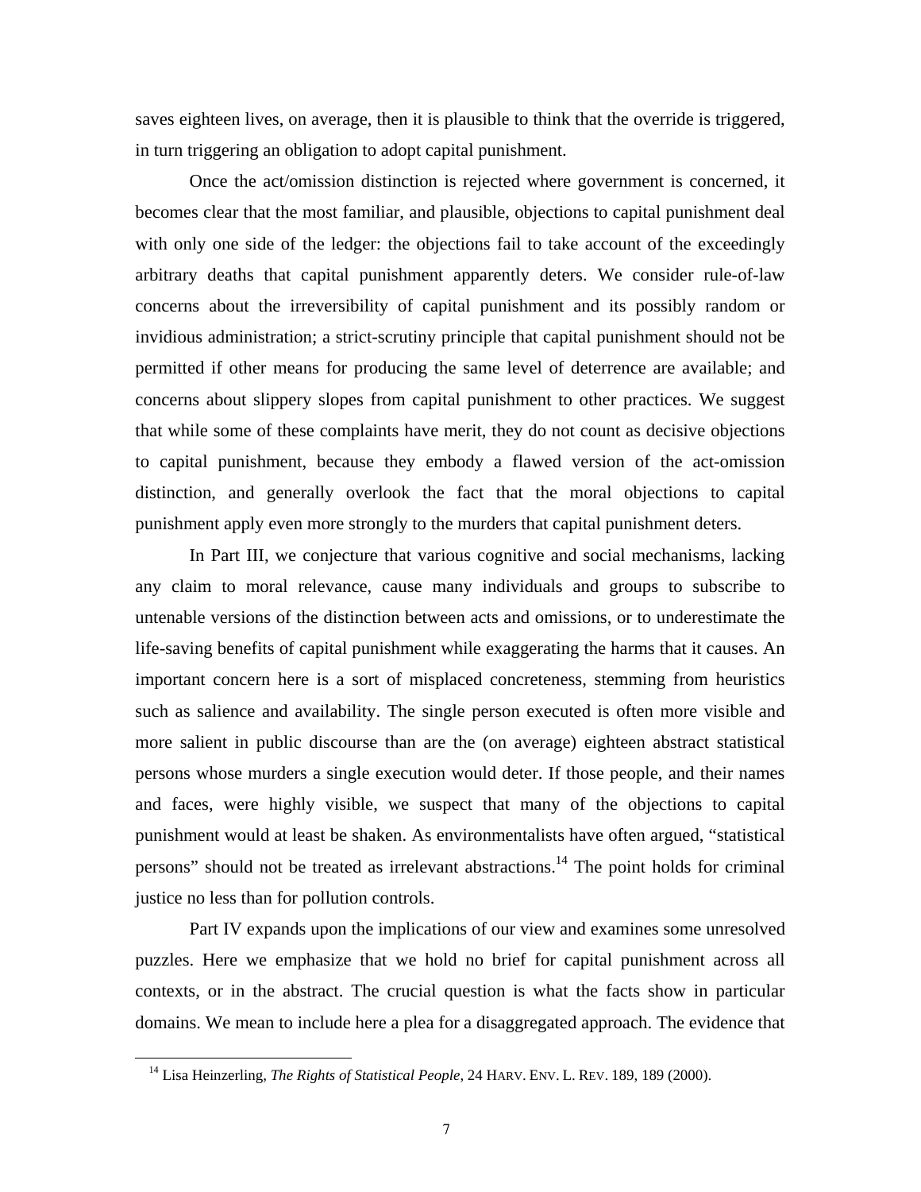saves eighteen lives, on average, then it is plausible to think that the override is triggered, in turn triggering an obligation to adopt capital punishment.

Once the act/omission distinction is rejected where government is concerned, it becomes clear that the most familiar, and plausible, objections to capital punishment deal with only one side of the ledger: the objections fail to take account of the exceedingly arbitrary deaths that capital punishment apparently deters. We consider rule-of-law concerns about the irreversibility of capital punishment and its possibly random or invidious administration; a strict-scrutiny principle that capital punishment should not be permitted if other means for producing the same level of deterrence are available; and concerns about slippery slopes from capital punishment to other practices. We suggest that while some of these complaints have merit, they do not count as decisive objections to capital punishment, because they embody a flawed version of the act-omission distinction, and generally overlook the fact that the moral objections to capital punishment apply even more strongly to the murders that capital punishment deters.

In Part III, we conjecture that various cognitive and social mechanisms, lacking any claim to moral relevance, cause many individuals and groups to subscribe to untenable versions of the distinction between acts and omissions, or to underestimate the life-saving benefits of capital punishment while exaggerating the harms that it causes. An important concern here is a sort of misplaced concreteness, stemming from heuristics such as salience and availability. The single person executed is often more visible and more salient in public discourse than are the (on average) eighteen abstract statistical persons whose murders a single execution would deter. If those people, and their names and faces, were highly visible, we suspect that many of the objections to capital punishment would at least be shaken. As environmentalists have often argued, "statistical persons" should not be treated as irrelevant abstractions.[14] The point holds for criminal justice no less than for pollution controls.

Part IV expands upon the implications of our view and examines some unresolved puzzles. Here we emphasize that we hold no brief for capital punishment across all contexts, or in the abstract. The crucial question is what the facts show in particular domains. We mean to include here a plea for a disaggregated approach. The evidence that

[14] Lisa Heinzerling, *The Rights of Statistical People*, 24 HARV. ENV. L. REV. 189, 189 (2000).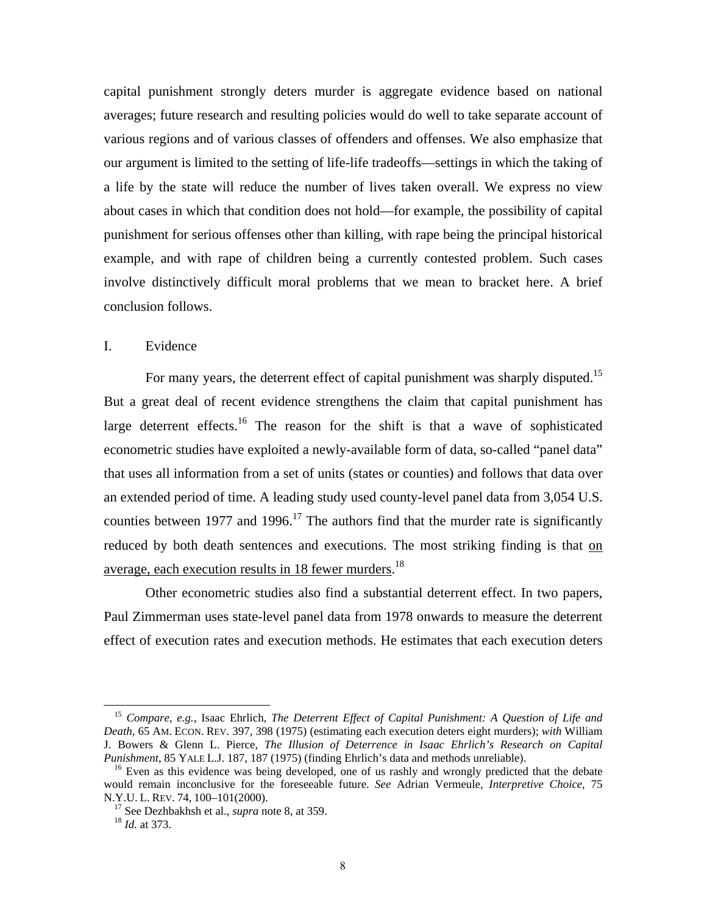capital punishment strongly deters murder is aggregate evidence based on national averages; future research and resulting policies would do well to take separate account of various regions and of various classes of offenders and offenses. We also emphasize that our argument is limited to the setting of life-life tradeoffs—settings in which the taking of a life by the state will reduce the number of lives taken overall. We express no view about cases in which that condition does not hold—for example, the possibility of capital punishment for serious offenses other than killing, with rape being the principal historical example, and with rape of children being a currently contested problem. Such cases involve distinctively difficult moral problems that we mean to bracket here. A brief conclusion follows.

# I. Evidence

For many years, the deterrent effect of capital punishment was sharply disputed.[15] But a great deal of recent evidence strengthens the claim that capital punishment has large deterrent effects.[16] The reason for the shift is that a wave of sophisticated econometric studies have exploited a newly-available form of data, so-called "panel data" that uses all information from a set of units (states or counties) and follows that data over an extended period of time. A leading study used county-level panel data from 3,054 U.S. counties between 1977 and 1996.[17] The authors find that the murder rate is significantly reduced by both death sentences and executions. The most striking finding is that <u>on average, each execution results in 18 fewer murders</u>.[18]

Other econometric studies also find a substantial deterrent effect. In two papers, Paul Zimmerman uses state-level panel data from 1978 onwards to measure the deterrent effect of execution rates and execution methods. He estimates that each execution deters

---

[15] *Compare, e.g.*, Isaac Ehrlich, *The Deterrent Effect of Capital Punishment: A Question of Life and Death*, 65 AM. ECON. REV. 397, 398 (1975) (estimating each execution deters eight murders); *with* William J. Bowers & Glenn L. Pierce, *The Illusion of Deterrence in Isaac Ehrlich's Research on Capital Punishment*, 85 YALE L.J. 187, 187 (1975) (finding Ehrlich's data and methods unreliable).

[16] Even as this evidence was being developed, one of us rashly and wrongly predicted that the debate would remain inconclusive for the foreseeable future. *See* Adrian Vermeule, *Interpretive Choice*, 75 N.Y.U. L. REV. 74, 100–101(2000).

[17] See Dezhbakhsh et al., *supra* note 8, at 359.

[18] *Id.* at 373.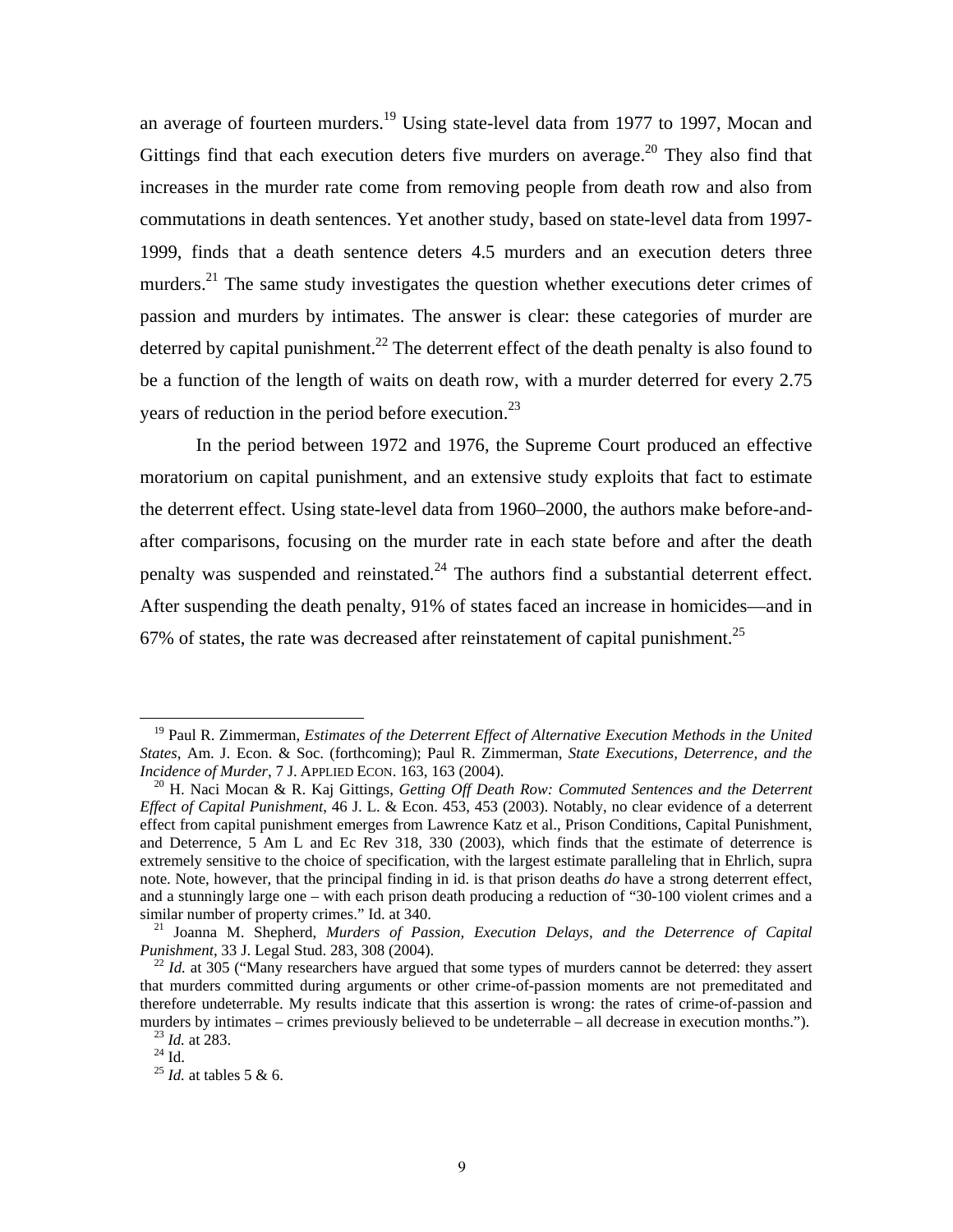an average of fourteen murders.[19] Using state-level data from 1977 to 1997, Mocan and Gittings find that each execution deters five murders on average.[20] They also find that increases in the murder rate come from removing people from death row and also from commutations in death sentences. Yet another study, based on state-level data from 1997-1999, finds that a death sentence deters 4.5 murders and an execution deters three murders.[21] The same study investigates the question whether executions deter crimes of passion and murders by intimates. The answer is clear: these categories of murder are deterred by capital punishment.[22] The deterrent effect of the death penalty is also found to be a function of the length of waits on death row, with a murder deterred for every 2.75 years of reduction in the period before execution.[23]

In the period between 1972 and 1976, the Supreme Court produced an effective moratorium on capital punishment, and an extensive study exploits that fact to estimate the deterrent effect. Using state-level data from 1960–2000, the authors make before-and-after comparisons, focusing on the murder rate in each state before and after the death penalty was suspended and reinstated.[24] The authors find a substantial deterrent effect. After suspending the death penalty, 91% of states faced an increase in homicides—and in 67% of states, the rate was decreased after reinstatement of capital punishment.[25]

---

[19] Paul R. Zimmerman, *Estimates of the Deterrent Effect of Alternative Execution Methods in the United States*, Am. J. Econ. & Soc. (forthcoming); Paul R. Zimmerman, *State Executions, Deterrence, and the Incidence of Murder*, 7 J. APPLIED ECON. 163, 163 (2004).

[20] H. Naci Mocan & R. Kaj Gittings, *Getting Off Death Row: Commuted Sentences and the Deterrent Effect of Capital Punishment*, 46 J. L. & Econ. 453, 453 (2003). Notably, no clear evidence of a deterrent effect from capital punishment emerges from Lawrence Katz et al., Prison Conditions, Capital Punishment, and Deterrence, 5 Am L and Ec Rev 318, 330 (2003), which finds that the estimate of deterrence is extremely sensitive to the choice of specification, with the largest estimate paralleling that in Ehrlich, supra note. Note, however, that the principal finding in id. is that prison deaths *do* have a strong deterrent effect, and a stunningly large one – with each prison death producing a reduction of "30-100 violent crimes and a similar number of property crimes." Id. at 340.

[21] Joanna M. Shepherd, *Murders of Passion, Execution Delays, and the Deterrence of Capital Punishment*, 33 J. Legal Stud. 283, 308 (2004).

[22] *Id.* at 305 ("Many researchers have argued that some types of murders cannot be deterred: they assert that murders committed during arguments or other crime-of-passion moments are not premeditated and therefore undeterrable. My results indicate that this assertion is wrong: the rates of crime-of-passion and murders by intimates – crimes previously believed to be undeterrable – all decrease in execution months.").

[23] *Id.* at 283.

[24] Id.

[25] *Id.* at tables 5 & 6.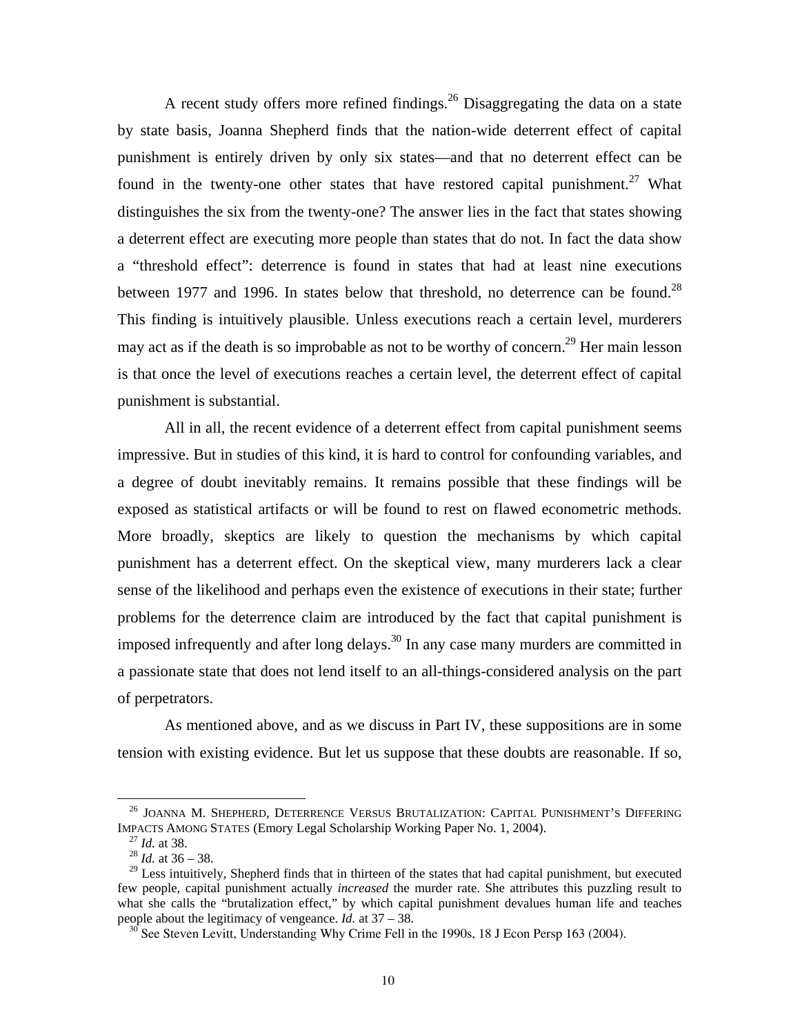A recent study offers more refined findings.[26] Disaggregating the data on a state by state basis, Joanna Shepherd finds that the nation-wide deterrent effect of capital punishment is entirely driven by only six states—and that no deterrent effect can be found in the twenty-one other states that have restored capital punishment.[27] What distinguishes the six from the twenty-one? The answer lies in the fact that states showing a deterrent effect are executing more people than states that do not. In fact the data show a "threshold effect": deterrence is found in states that had at least nine executions between 1977 and 1996. In states below that threshold, no deterrence can be found.[28] This finding is intuitively plausible. Unless executions reach a certain level, murderers may act as if the death is so improbable as not to be worthy of concern.[29] Her main lesson is that once the level of executions reaches a certain level, the deterrent effect of capital punishment is substantial.

All in all, the recent evidence of a deterrent effect from capital punishment seems impressive. But in studies of this kind, it is hard to control for confounding variables, and a degree of doubt inevitably remains. It remains possible that these findings will be exposed as statistical artifacts or will be found to rest on flawed econometric methods. More broadly, skeptics are likely to question the mechanisms by which capital punishment has a deterrent effect. On the skeptical view, many murderers lack a clear sense of the likelihood and perhaps even the existence of executions in their state; further problems for the deterrence claim are introduced by the fact that capital punishment is imposed infrequently and after long delays.[30] In any case many murders are committed in a passionate state that does not lend itself to an all-things-considered analysis on the part of perpetrators.

As mentioned above, and as we discuss in Part IV, these suppositions are in some tension with existing evidence. But let us suppose that these doubts are reasonable. If so,

---

[26] JOANNA M. SHEPHERD, DETERRENCE VERSUS BRUTALIZATION: CAPITAL PUNISHMENT'S DIFFERING IMPACTS AMONG STATES (Emory Legal Scholarship Working Paper No. 1, 2004).

[27] *Id.* at 38.

[28] *Id.* at 36 – 38.

[29] Less intuitively, Shepherd finds that in thirteen of the states that had capital punishment, but executed few people, capital punishment actually *increased* the murder rate. She attributes this puzzling result to what she calls the "brutalization effect," by which capital punishment devalues human life and teaches people about the legitimacy of vengeance. *Id.* at 37 – 38.

[30] See Steven Levitt, Understanding Why Crime Fell in the 1990s, 18 J Econ Persp 163 (2004).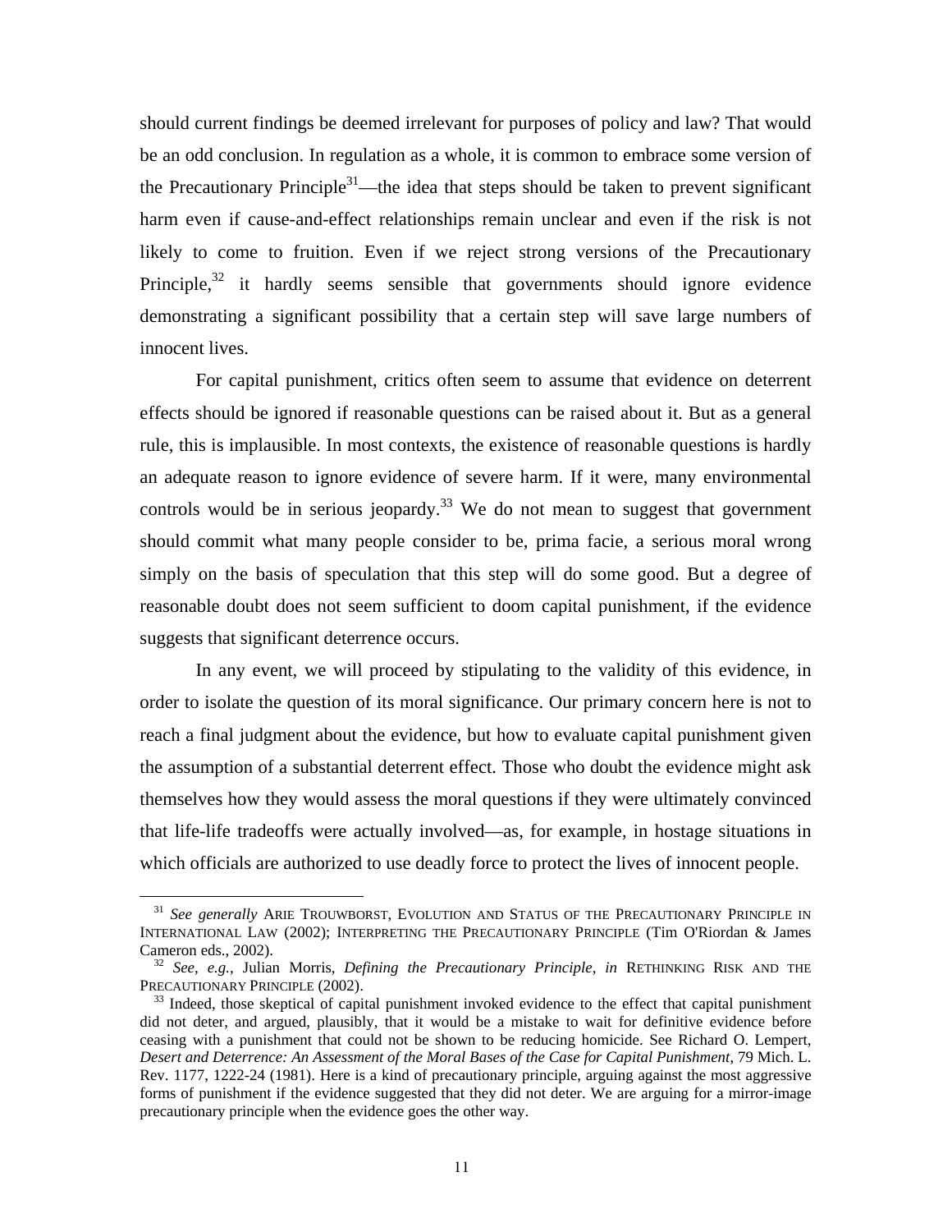should current findings be deemed irrelevant for purposes of policy and law? That would be an odd conclusion. In regulation as a whole, it is common to embrace some version of the Precautionary Principle[31]—the idea that steps should be taken to prevent significant harm even if cause-and-effect relationships remain unclear and even if the risk is not likely to come to fruition. Even if we reject strong versions of the Precautionary Principle,[32] it hardly seems sensible that governments should ignore evidence demonstrating a significant possibility that a certain step will save large numbers of innocent lives.

For capital punishment, critics often seem to assume that evidence on deterrent effects should be ignored if reasonable questions can be raised about it. But as a general rule, this is implausible. In most contexts, the existence of reasonable questions is hardly an adequate reason to ignore evidence of severe harm. If it were, many environmental controls would be in serious jeopardy.[33] We do not mean to suggest that government should commit what many people consider to be, prima facie, a serious moral wrong simply on the basis of speculation that this step will do some good. But a degree of reasonable doubt does not seem sufficient to doom capital punishment, if the evidence suggests that significant deterrence occurs.

In any event, we will proceed by stipulating to the validity of this evidence, in order to isolate the question of its moral significance. Our primary concern here is not to reach a final judgment about the evidence, but how to evaluate capital punishment given the assumption of a substantial deterrent effect. Those who doubt the evidence might ask themselves how they would assess the moral questions if they were ultimately convinced that life-life tradeoffs were actually involved—as, for example, in hostage situations in which officials are authorized to use deadly force to protect the lives of innocent people.

---

[31] *See generally* ARIE TROUWBORST, EVOLUTION AND STATUS OF THE PRECAUTIONARY PRINCIPLE IN INTERNATIONAL LAW (2002); INTERPRETING THE PRECAUTIONARY PRINCIPLE (Tim O'Riordan & James Cameron eds., 2002).

[32] *See, e.g.*, Julian Morris, *Defining the Precautionary Principle*, *in* RETHINKING RISK AND THE PRECAUTIONARY PRINCIPLE (2002).

[33] Indeed, those skeptical of capital punishment invoked evidence to the effect that capital punishment did not deter, and argued, plausibly, that it would be a mistake to wait for definitive evidence before ceasing with a punishment that could not be shown to be reducing homicide. See Richard O. Lempert, *Desert and Deterrence: An Assessment of the Moral Bases of the Case for Capital Punishment*, 79 Mich. L. Rev. 1177, 1222-24 (1981). Here is a kind of precautionary principle, arguing against the most aggressive forms of punishment if the evidence suggested that they did not deter. We are arguing for a mirror-image precautionary principle when the evidence goes the other way.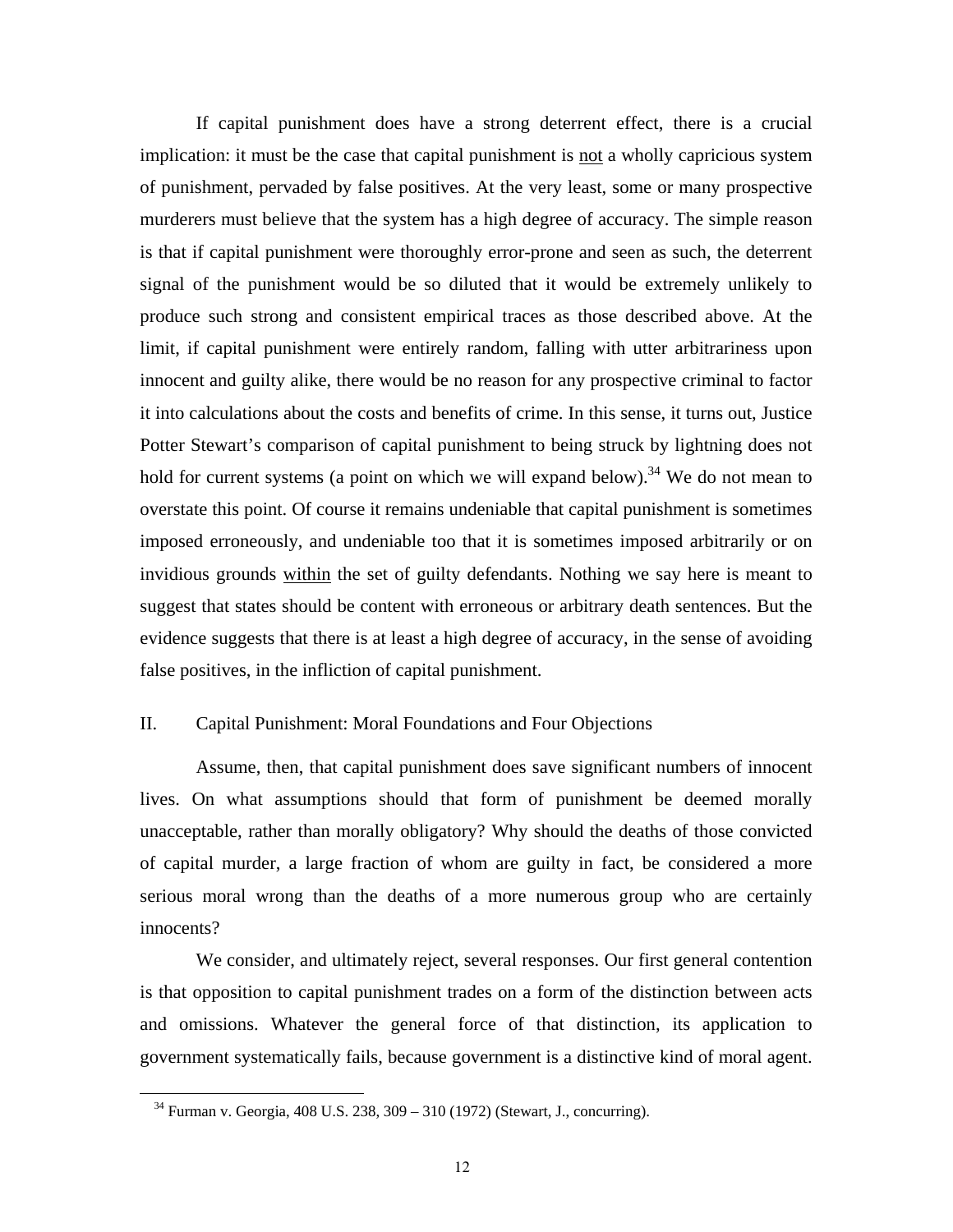If capital punishment does have a strong deterrent effect, there is a crucial implication: it must be the case that capital punishment is <u>not</u> a wholly capricious system of punishment, pervaded by false positives. At the very least, some or many prospective murderers must believe that the system has a high degree of accuracy. The simple reason is that if capital punishment were thoroughly error-prone and seen as such, the deterrent signal of the punishment would be so diluted that it would be extremely unlikely to produce such strong and consistent empirical traces as those described above. At the limit, if capital punishment were entirely random, falling with utter arbitrariness upon innocent and guilty alike, there would be no reason for any prospective criminal to factor it into calculations about the costs and benefits of crime. In this sense, it turns out, Justice Potter Stewart's comparison of capital punishment to being struck by lightning does not hold for current systems (a point on which we will expand below).[34] We do not mean to overstate this point. Of course it remains undeniable that capital punishment is sometimes imposed erroneously, and undeniable too that it is sometimes imposed arbitrarily or on invidious grounds <u>within</u> the set of guilty defendants. Nothing we say here is meant to suggest that states should be content with erroneous or arbitrary death sentences. But the evidence suggests that there is at least a high degree of accuracy, in the sense of avoiding false positives, in the infliction of capital punishment.

## II. Capital Punishment: Moral Foundations and Four Objections

Assume, then, that capital punishment does save significant numbers of innocent lives. On what assumptions should that form of punishment be deemed morally unacceptable, rather than morally obligatory? Why should the deaths of those convicted of capital murder, a large fraction of whom are guilty in fact, be considered a more serious moral wrong than the deaths of a more numerous group who are certainly innocents?

We consider, and ultimately reject, several responses. Our first general contention is that opposition to capital punishment trades on a form of the distinction between acts and omissions. Whatever the general force of that distinction, its application to government systematically fails, because government is a distinctive kind of moral agent.

[34] Furman v. Georgia, 408 U.S. 238, 309 – 310 (1972) (Stewart, J., concurring).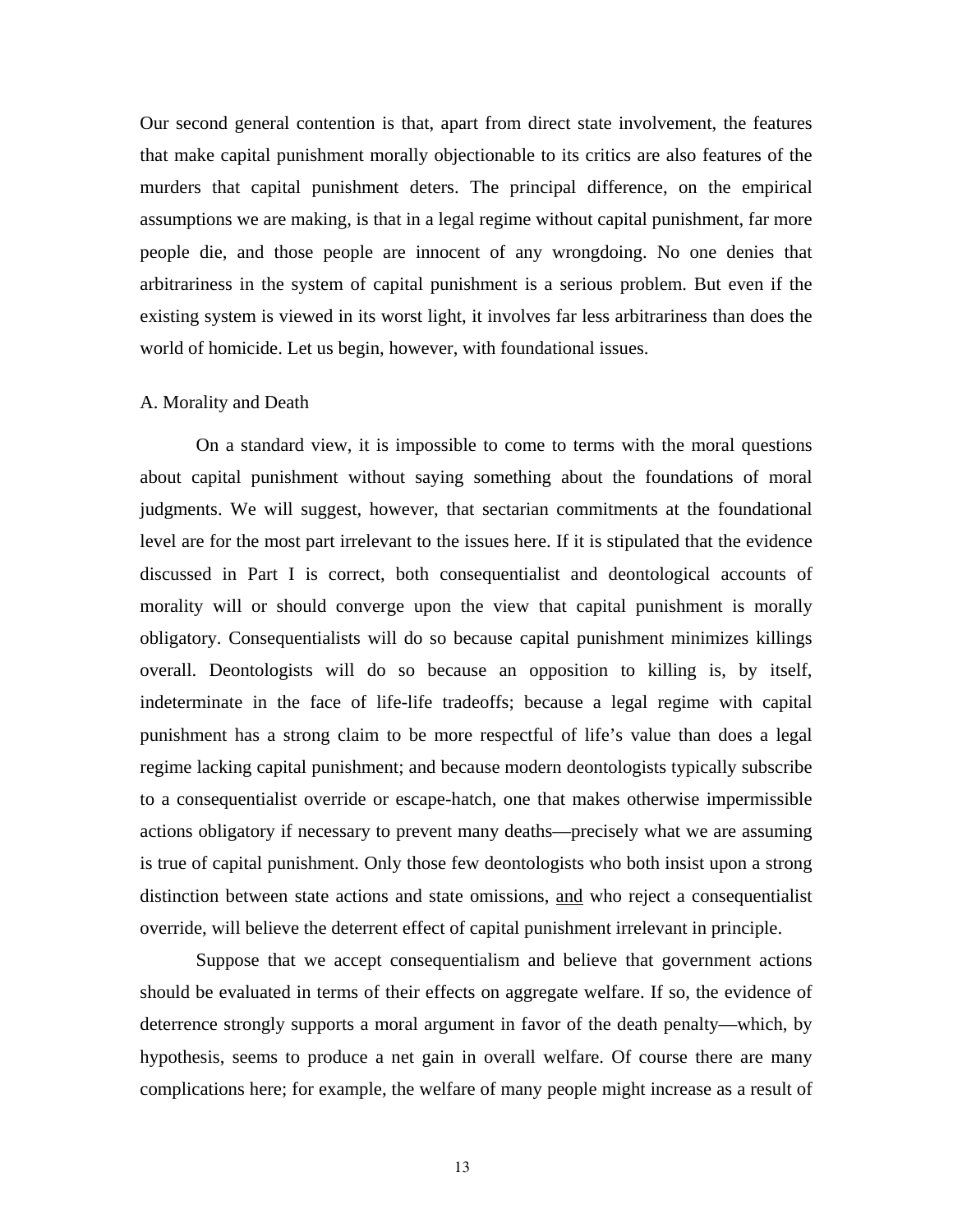Our second general contention is that, apart from direct state involvement, the features that make capital punishment morally objectionable to its critics are also features of the murders that capital punishment deters. The principal difference, on the empirical assumptions we are making, is that in a legal regime without capital punishment, far more people die, and those people are innocent of any wrongdoing. No one denies that arbitrariness in the system of capital punishment is a serious problem. But even if the existing system is viewed in its worst light, it involves far less arbitrariness than does the world of homicide. Let us begin, however, with foundational issues.

### A. Morality and Death

On a standard view, it is impossible to come to terms with the moral questions about capital punishment without saying something about the foundations of moral judgments. We will suggest, however, that sectarian commitments at the foundational level are for the most part irrelevant to the issues here. If it is stipulated that the evidence discussed in Part I is correct, both consequentialist and deontological accounts of morality will or should converge upon the view that capital punishment is morally obligatory. Consequentialists will do so because capital punishment minimizes killings overall. Deontologists will do so because an opposition to killing is, by itself, indeterminate in the face of life-life tradeoffs; because a legal regime with capital punishment has a strong claim to be more respectful of life's value than does a legal regime lacking capital punishment; and because modern deontologists typically subscribe to a consequentialist override or escape-hatch, one that makes otherwise impermissible actions obligatory if necessary to prevent many deaths—precisely what we are assuming is true of capital punishment. Only those few deontologists who both insist upon a strong distinction between state actions and state omissions, <u>and</u> who reject a consequentialist override, will believe the deterrent effect of capital punishment irrelevant in principle.

Suppose that we accept consequentialism and believe that government actions should be evaluated in terms of their effects on aggregate welfare. If so, the evidence of deterrence strongly supports a moral argument in favor of the death penalty—which, by hypothesis, seems to produce a net gain in overall welfare. Of course there are many complications here; for example, the welfare of many people might increase as a result of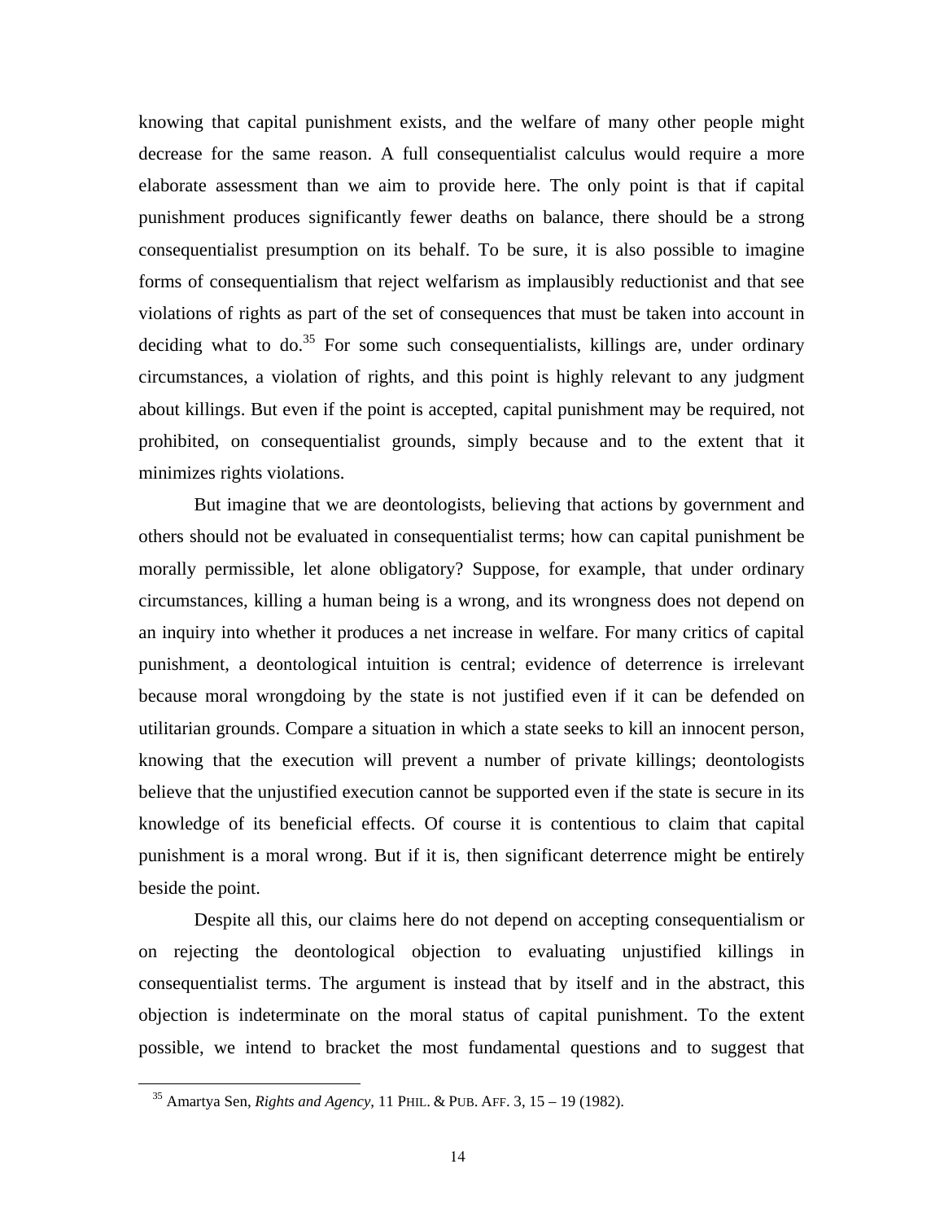knowing that capital punishment exists, and the welfare of many other people might decrease for the same reason. A full consequentialist calculus would require a more elaborate assessment than we aim to provide here. The only point is that if capital punishment produces significantly fewer deaths on balance, there should be a strong consequentialist presumption on its behalf. To be sure, it is also possible to imagine forms of consequentialism that reject welfarism as implausibly reductionist and that see violations of rights as part of the set of consequences that must be taken into account in deciding what to do.[35] For some such consequentialists, killings are, under ordinary circumstances, a violation of rights, and this point is highly relevant to any judgment about killings. But even if the point is accepted, capital punishment may be required, not prohibited, on consequentialist grounds, simply because and to the extent that it minimizes rights violations.

But imagine that we are deontologists, believing that actions by government and others should not be evaluated in consequentialist terms; how can capital punishment be morally permissible, let alone obligatory? Suppose, for example, that under ordinary circumstances, killing a human being is a wrong, and its wrongness does not depend on an inquiry into whether it produces a net increase in welfare. For many critics of capital punishment, a deontological intuition is central; evidence of deterrence is irrelevant because moral wrongdoing by the state is not justified even if it can be defended on utilitarian grounds. Compare a situation in which a state seeks to kill an innocent person, knowing that the execution will prevent a number of private killings; deontologists believe that the unjustified execution cannot be supported even if the state is secure in its knowledge of its beneficial effects. Of course it is contentious to claim that capital punishment is a moral wrong. But if it is, then significant deterrence might be entirely beside the point.

Despite all this, our claims here do not depend on accepting consequentialism or on rejecting the deontological objection to evaluating unjustified killings in consequentialist terms. The argument is instead that by itself and in the abstract, this objection is indeterminate on the moral status of capital punishment. To the extent possible, we intend to bracket the most fundamental questions and to suggest that

---

[35] Amartya Sen, *Rights and Agency*, 11 PHIL. & PUB. AFF. 3, 15 – 19 (1982).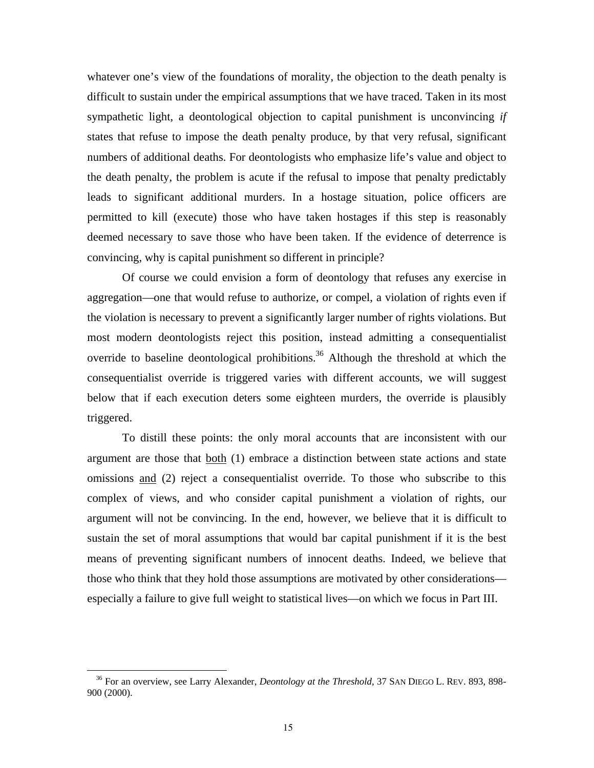whatever one's view of the foundations of morality, the objection to the death penalty is difficult to sustain under the empirical assumptions that we have traced. Taken in its most sympathetic light, a deontological objection to capital punishment is unconvincing *if* states that refuse to impose the death penalty produce, by that very refusal, significant numbers of additional deaths. For deontologists who emphasize life's value and object to the death penalty, the problem is acute if the refusal to impose that penalty predictably leads to significant additional murders. In a hostage situation, police officers are permitted to kill (execute) those who have taken hostages if this step is reasonably deemed necessary to save those who have been taken. If the evidence of deterrence is convincing, why is capital punishment so different in principle?

Of course we could envision a form of deontology that refuses any exercise in aggregation—one that would refuse to authorize, or compel, a violation of rights even if the violation is necessary to prevent a significantly larger number of rights violations. But most modern deontologists reject this position, instead admitting a consequentialist override to baseline deontological prohibitions.[36] Although the threshold at which the consequentialist override is triggered varies with different accounts, we will suggest below that if each execution deters some eighteen murders, the override is plausibly triggered.

To distill these points: the only moral accounts that are inconsistent with our argument are those that <u>both</u> (1) embrace a distinction between state actions and state omissions <u>and</u> (2) reject a consequentialist override. To those who subscribe to this complex of views, and who consider capital punishment a violation of rights, our argument will not be convincing. In the end, however, we believe that it is difficult to sustain the set of moral assumptions that would bar capital punishment if it is the best means of preventing significant numbers of innocent deaths. Indeed, we believe that those who think that they hold those assumptions are motivated by other considerations—especially a failure to give full weight to statistical lives—on which we focus in Part III.

---

[36] For an overview, see Larry Alexander, *Deontology at the Threshold*, 37 SAN DIEGO L. REV. 893, 898-900 (2000).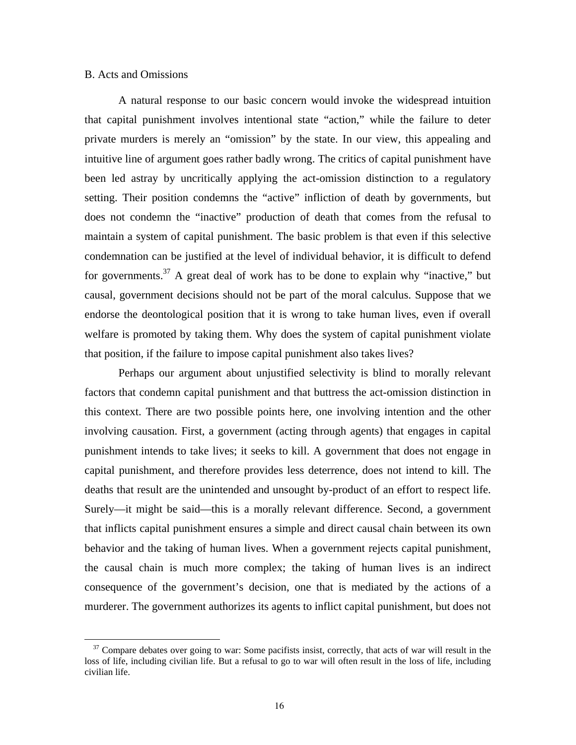### B. Acts and Omissions

A natural response to our basic concern would invoke the widespread intuition that capital punishment involves intentional state "action," while the failure to deter private murders is merely an "omission" by the state. In our view, this appealing and intuitive line of argument goes rather badly wrong. The critics of capital punishment have been led astray by uncritically applying the act-omission distinction to a regulatory setting. Their position condemns the "active" infliction of death by governments, but does not condemn the "inactive" production of death that comes from the refusal to maintain a system of capital punishment. The basic problem is that even if this selective condemnation can be justified at the level of individual behavior, it is difficult to defend for governments.[37] A great deal of work has to be done to explain why "inactive," but causal, government decisions should not be part of the moral calculus. Suppose that we endorse the deontological position that it is wrong to take human lives, even if overall welfare is promoted by taking them. Why does the system of capital punishment violate that position, if the failure to impose capital punishment also takes lives?

Perhaps our argument about unjustified selectivity is blind to morally relevant factors that condemn capital punishment and that buttress the act-omission distinction in this context. There are two possible points here, one involving intention and the other involving causation. First, a government (acting through agents) that engages in capital punishment intends to take lives; it seeks to kill. A government that does not engage in capital punishment, and therefore provides less deterrence, does not intend to kill. The deaths that result are the unintended and unsought by-product of an effort to respect life. Surely—it might be said—this is a morally relevant difference. Second, a government that inflicts capital punishment ensures a simple and direct causal chain between its own behavior and the taking of human lives. When a government rejects capital punishment, the causal chain is much more complex; the taking of human lives is an indirect consequence of the government's decision, one that is mediated by the actions of a murderer. The government authorizes its agents to inflict capital punishment, but does not

[37] Compare debates over going to war: Some pacifists insist, correctly, that acts of war will result in the loss of life, including civilian life. But a refusal to go to war will often result in the loss of life, including civilian life.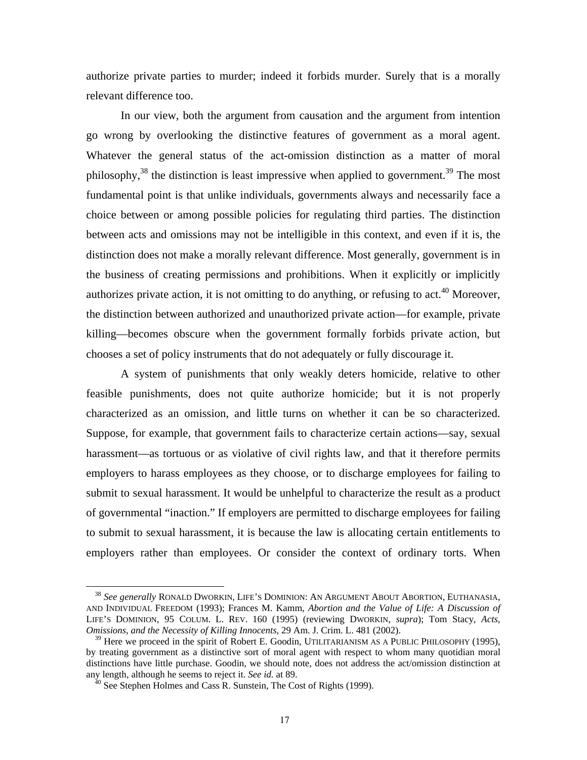authorize private parties to murder; indeed it forbids murder. Surely that is a morally relevant difference too.

In our view, both the argument from causation and the argument from intention go wrong by overlooking the distinctive features of government as a moral agent. Whatever the general status of the act-omission distinction as a matter of moral philosophy,[38] the distinction is least impressive when applied to government.[39] The most fundamental point is that unlike individuals, governments always and necessarily face a choice between or among possible policies for regulating third parties. The distinction between acts and omissions may not be intelligible in this context, and even if it is, the distinction does not make a morally relevant difference. Most generally, government is in the business of creating permissions and prohibitions. When it explicitly or implicitly authorizes private action, it is not omitting to do anything, or refusing to act.[40] Moreover, the distinction between authorized and unauthorized private action—for example, private killing—becomes obscure when the government formally forbids private action, but chooses a set of policy instruments that do not adequately or fully discourage it.

A system of punishments that only weakly deters homicide, relative to other feasible punishments, does not quite authorize homicide; but it is not properly characterized as an omission, and little turns on whether it can be so characterized. Suppose, for example, that government fails to characterize certain actions—say, sexual harassment—as tortuous or as violative of civil rights law, and that it therefore permits employers to harass employees as they choose, or to discharge employees for failing to submit to sexual harassment. It would be unhelpful to characterize the result as a product of governmental "inaction." If employers are permitted to discharge employees for failing to submit to sexual harassment, it is because the law is allocating certain entitlements to employers rather than employees. Or consider the context of ordinary torts. When

---

[38] *See generally* RONALD DWORKIN, LIFE'S DOMINION: AN ARGUMENT ABOUT ABORTION, EUTHANASIA, AND INDIVIDUAL FREEDOM (1993); Frances M. Kamm, *Abortion and the Value of Life: A Discussion of* LIFE'S DOMINION, 95 COLUM. L. REV. 160 (1995) (reviewing DWORKIN, *supra*); Tom Stacy, *Acts, Omissions, and the Necessity of Killing Innocents*, 29 Am. J. Crim. L. 481 (2002).

[39] Here we proceed in the spirit of Robert E. Goodin, UTILITARIANISM AS A PUBLIC PHILOSOPHY (1995), by treating government as a distinctive sort of moral agent with respect to whom many quotidian moral distinctions have little purchase. Goodin, we should note, does not address the act/omission distinction at any length, although he seems to reject it. *See id.* at 89.

[40] See Stephen Holmes and Cass R. Sunstein, The Cost of Rights (1999).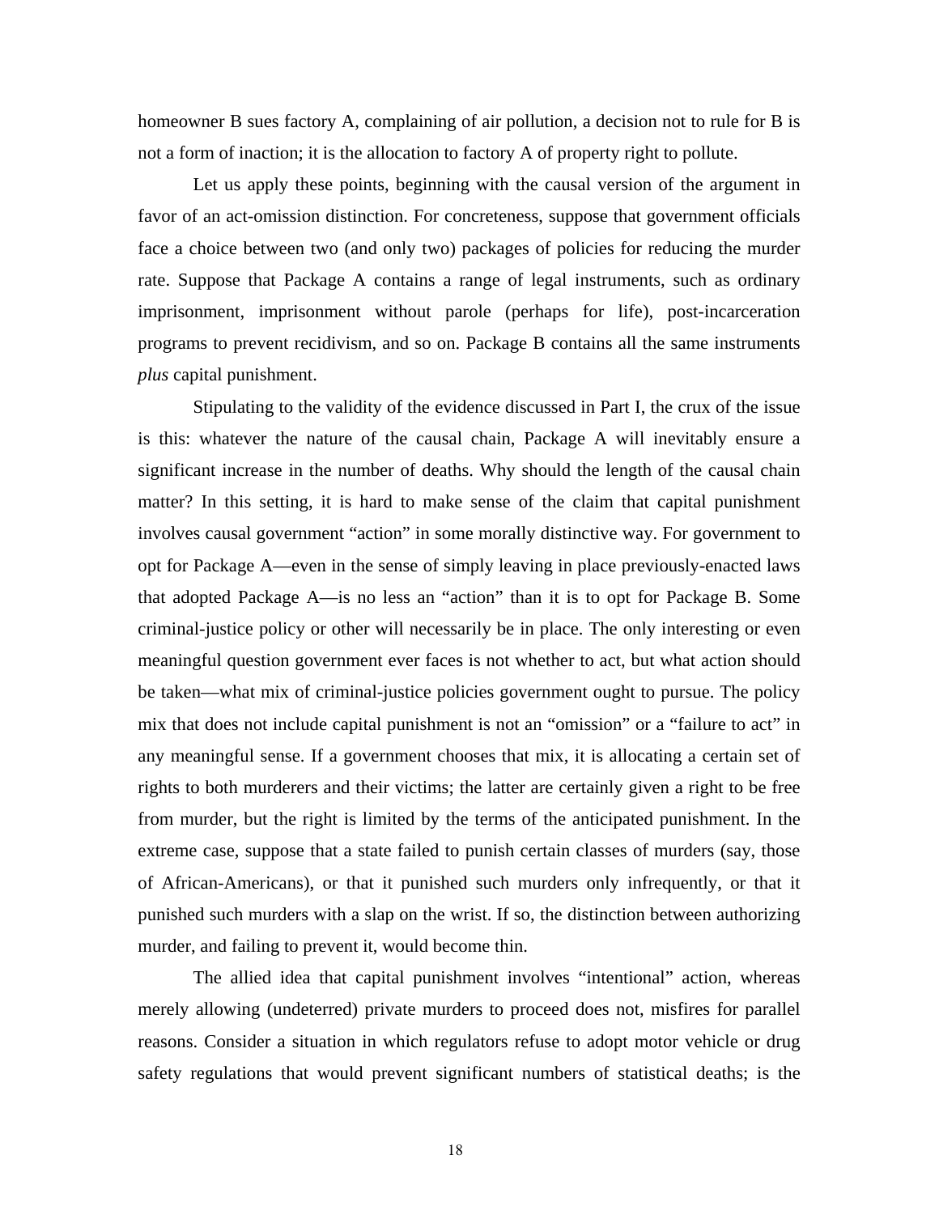homeowner B sues factory A, complaining of air pollution, a decision not to rule for B is not a form of inaction; it is the allocation to factory A of property right to pollute.

Let us apply these points, beginning with the causal version of the argument in favor of an act-omission distinction. For concreteness, suppose that government officials face a choice between two (and only two) packages of policies for reducing the murder rate. Suppose that Package A contains a range of legal instruments, such as ordinary imprisonment, imprisonment without parole (perhaps for life), post-incarceration programs to prevent recidivism, and so on. Package B contains all the same instruments *plus* capital punishment.

Stipulating to the validity of the evidence discussed in Part I, the crux of the issue is this: whatever the nature of the causal chain, Package A will inevitably ensure a significant increase in the number of deaths. Why should the length of the causal chain matter? In this setting, it is hard to make sense of the claim that capital punishment involves causal government "action" in some morally distinctive way. For government to opt for Package A—even in the sense of simply leaving in place previously-enacted laws that adopted Package A—is no less an "action" than it is to opt for Package B. Some criminal-justice policy or other will necessarily be in place. The only interesting or even meaningful question government ever faces is not whether to act, but what action should be taken—what mix of criminal-justice policies government ought to pursue. The policy mix that does not include capital punishment is not an "omission" or a "failure to act" in any meaningful sense. If a government chooses that mix, it is allocating a certain set of rights to both murderers and their victims; the latter are certainly given a right to be free from murder, but the right is limited by the terms of the anticipated punishment. In the extreme case, suppose that a state failed to punish certain classes of murders (say, those of African-Americans), or that it punished such murders only infrequently, or that it punished such murders with a slap on the wrist. If so, the distinction between authorizing murder, and failing to prevent it, would become thin.

The allied idea that capital punishment involves "intentional" action, whereas merely allowing (undeterred) private murders to proceed does not, misfires for parallel reasons. Consider a situation in which regulators refuse to adopt motor vehicle or drug safety regulations that would prevent significant numbers of statistical deaths; is the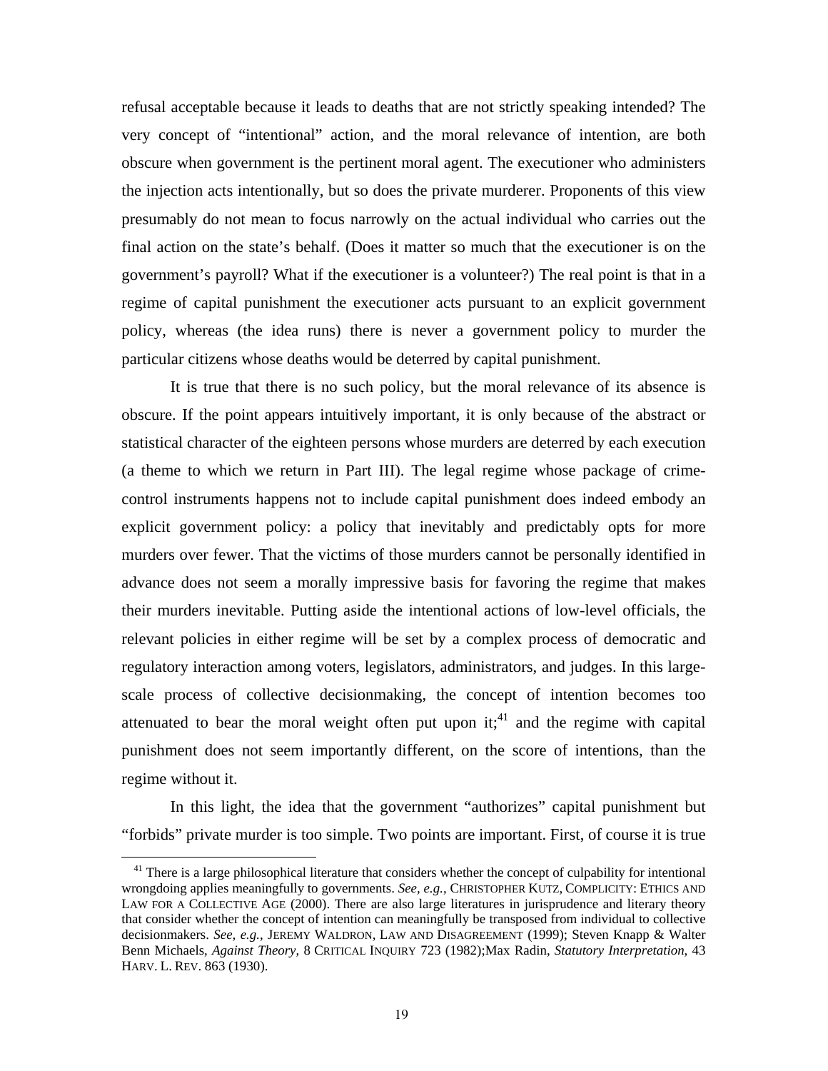refusal acceptable because it leads to deaths that are not strictly speaking intended? The very concept of "intentional" action, and the moral relevance of intention, are both obscure when government is the pertinent moral agent. The executioner who administers the injection acts intentionally, but so does the private murderer. Proponents of this view presumably do not mean to focus narrowly on the actual individual who carries out the final action on the state's behalf. (Does it matter so much that the executioner is on the government's payroll? What if the executioner is a volunteer?) The real point is that in a regime of capital punishment the executioner acts pursuant to an explicit government policy, whereas (the idea runs) there is never a government policy to murder the particular citizens whose deaths would be deterred by capital punishment.

It is true that there is no such policy, but the moral relevance of its absence is obscure. If the point appears intuitively important, it is only because of the abstract or statistical character of the eighteen persons whose murders are deterred by each execution (a theme to which we return in Part III). The legal regime whose package of crime-control instruments happens not to include capital punishment does indeed embody an explicit government policy: a policy that inevitably and predictably opts for more murders over fewer. That the victims of those murders cannot be personally identified in advance does not seem a morally impressive basis for favoring the regime that makes their murders inevitable. Putting aside the intentional actions of low-level officials, the relevant policies in either regime will be set by a complex process of democratic and regulatory interaction among voters, legislators, administrators, and judges. In this large-scale process of collective decisionmaking, the concept of intention becomes too attenuated to bear the moral weight often put upon it;[41] and the regime with capital punishment does not seem importantly different, on the score of intentions, than the regime without it.

In this light, the idea that the government "authorizes" capital punishment but "forbids" private murder is too simple. Two points are important. First, of course it is true

[41] There is a large philosophical literature that considers whether the concept of culpability for intentional wrongdoing applies meaningfully to governments. *See, e.g.*, CHRISTOPHER KUTZ, COMPLICITY: ETHICS AND LAW FOR A COLLECTIVE AGE (2000). There are also large literatures in jurisprudence and literary theory that consider whether the concept of intention can meaningfully be transposed from individual to collective decisionmakers. *See, e.g.*, JEREMY WALDRON, LAW AND DISAGREEMENT (1999); Steven Knapp & Walter Benn Michaels, *Against Theory*, 8 CRITICAL INQUIRY 723 (1982);Max Radin, *Statutory Interpretation*, 43 HARV. L. REV. 863 (1930).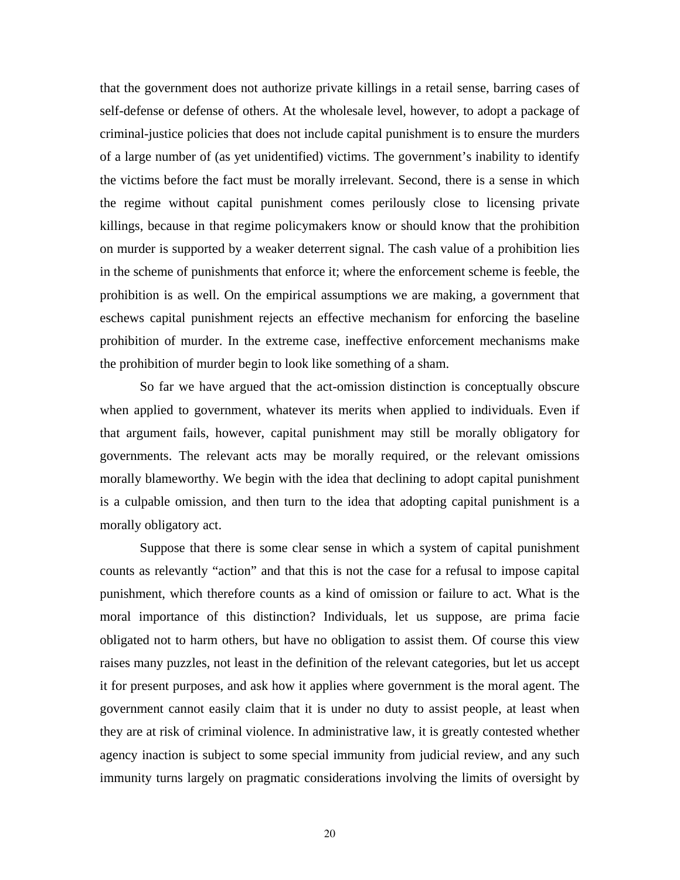that the government does not authorize private killings in a retail sense, barring cases of self-defense or defense of others. At the wholesale level, however, to adopt a package of criminal-justice policies that does not include capital punishment is to ensure the murders of a large number of (as yet unidentified) victims. The government's inability to identify the victims before the fact must be morally irrelevant. Second, there is a sense in which the regime without capital punishment comes perilously close to licensing private killings, because in that regime policymakers know or should know that the prohibition on murder is supported by a weaker deterrent signal. The cash value of a prohibition lies in the scheme of punishments that enforce it; where the enforcement scheme is feeble, the prohibition is as well. On the empirical assumptions we are making, a government that eschews capital punishment rejects an effective mechanism for enforcing the baseline prohibition of murder. In the extreme case, ineffective enforcement mechanisms make the prohibition of murder begin to look like something of a sham.

So far we have argued that the act-omission distinction is conceptually obscure when applied to government, whatever its merits when applied to individuals. Even if that argument fails, however, capital punishment may still be morally obligatory for governments. The relevant acts may be morally required, or the relevant omissions morally blameworthy. We begin with the idea that declining to adopt capital punishment is a culpable omission, and then turn to the idea that adopting capital punishment is a morally obligatory act.

Suppose that there is some clear sense in which a system of capital punishment counts as relevantly "action" and that this is not the case for a refusal to impose capital punishment, which therefore counts as a kind of omission or failure to act. What is the moral importance of this distinction? Individuals, let us suppose, are prima facie obligated not to harm others, but have no obligation to assist them. Of course this view raises many puzzles, not least in the definition of the relevant categories, but let us accept it for present purposes, and ask how it applies where government is the moral agent. The government cannot easily claim that it is under no duty to assist people, at least when they are at risk of criminal violence. In administrative law, it is greatly contested whether agency inaction is subject to some special immunity from judicial review, and any such immunity turns largely on pragmatic considerations involving the limits of oversight by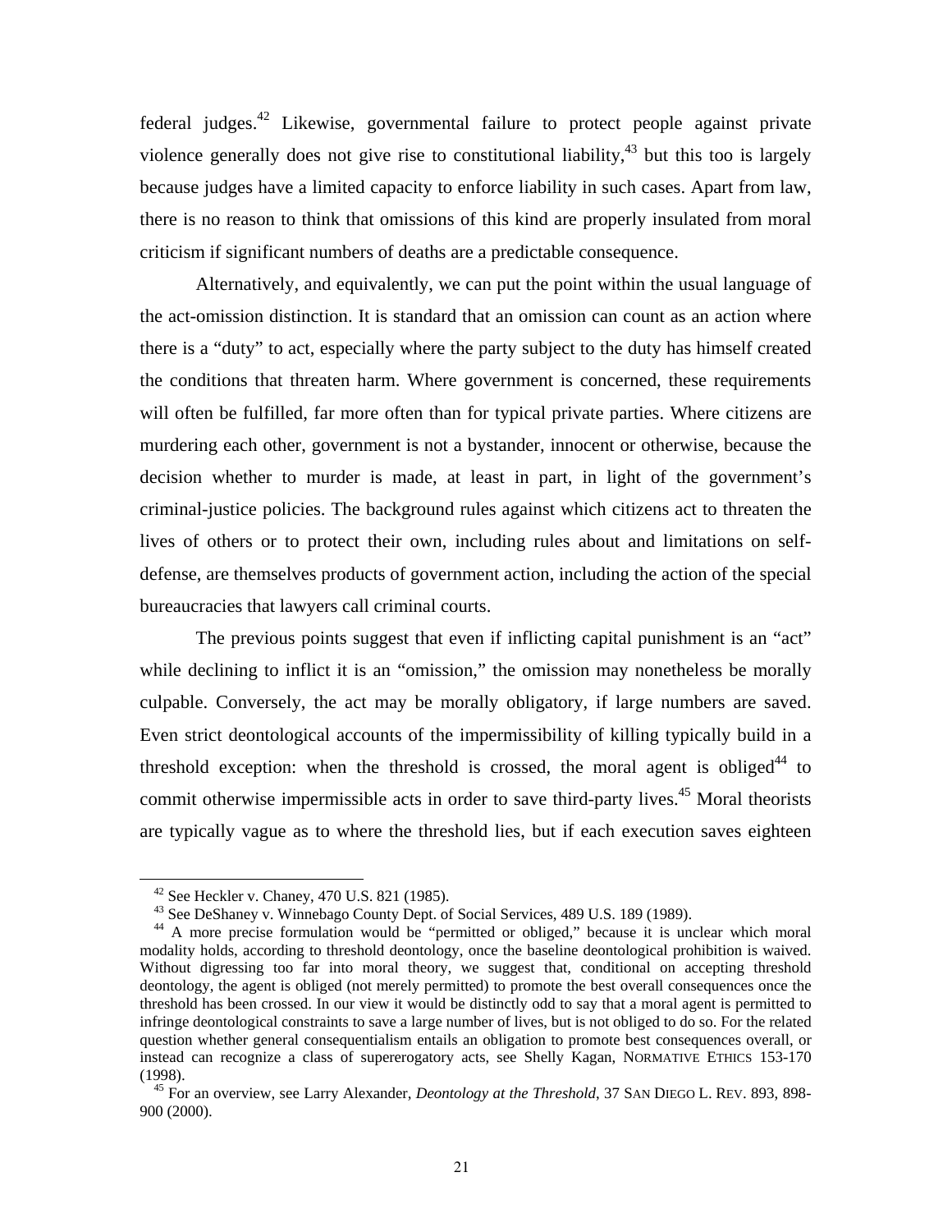federal judges.[42] Likewise, governmental failure to protect people against private violence generally does not give rise to constitutional liability,[43] but this too is largely because judges have a limited capacity to enforce liability in such cases. Apart from law, there is no reason to think that omissions of this kind are properly insulated from moral criticism if significant numbers of deaths are a predictable consequence.

Alternatively, and equivalently, we can put the point within the usual language of the act-omission distinction. It is standard that an omission can count as an action where there is a "duty" to act, especially where the party subject to the duty has himself created the conditions that threaten harm. Where government is concerned, these requirements will often be fulfilled, far more often than for typical private parties. Where citizens are murdering each other, government is not a bystander, innocent or otherwise, because the decision whether to murder is made, at least in part, in light of the government's criminal-justice policies. The background rules against which citizens act to threaten the lives of others or to protect their own, including rules about and limitations on self-defense, are themselves products of government action, including the action of the special bureaucracies that lawyers call criminal courts.

The previous points suggest that even if inflicting capital punishment is an "act" while declining to inflict it is an "omission," the omission may nonetheless be morally culpable. Conversely, the act may be morally obligatory, if large numbers are saved. Even strict deontological accounts of the impermissibility of killing typically build in a threshold exception: when the threshold is crossed, the moral agent is obliged[44] to commit otherwise impermissible acts in order to save third-party lives.[45] Moral theorists are typically vague as to where the threshold lies, but if each execution saves eighteen

[42] See Heckler v. Chaney, 470 U.S. 821 (1985).

[43] See DeShaney v. Winnebago County Dept. of Social Services, 489 U.S. 189 (1989).

[44] A more precise formulation would be "permitted or obliged," because it is unclear which moral modality holds, according to threshold deontology, once the baseline deontological prohibition is waived. Without digressing too far into moral theory, we suggest that, conditional on accepting threshold deontology, the agent is obliged (not merely permitted) to promote the best overall consequences once the threshold has been crossed. In our view it would be distinctly odd to say that a moral agent is permitted to infringe deontological constraints to save a large number of lives, but is not obliged to do so. For the related question whether general consequentialism entails an obligation to promote best consequences overall, or instead can recognize a class of supererogatory acts, see Shelly Kagan, NORMATIVE ETHICS 153-170 (1998).

[45] For an overview, see Larry Alexander, *Deontology at the Threshold*, 37 SAN DIEGO L. REV. 893, 898-900 (2000).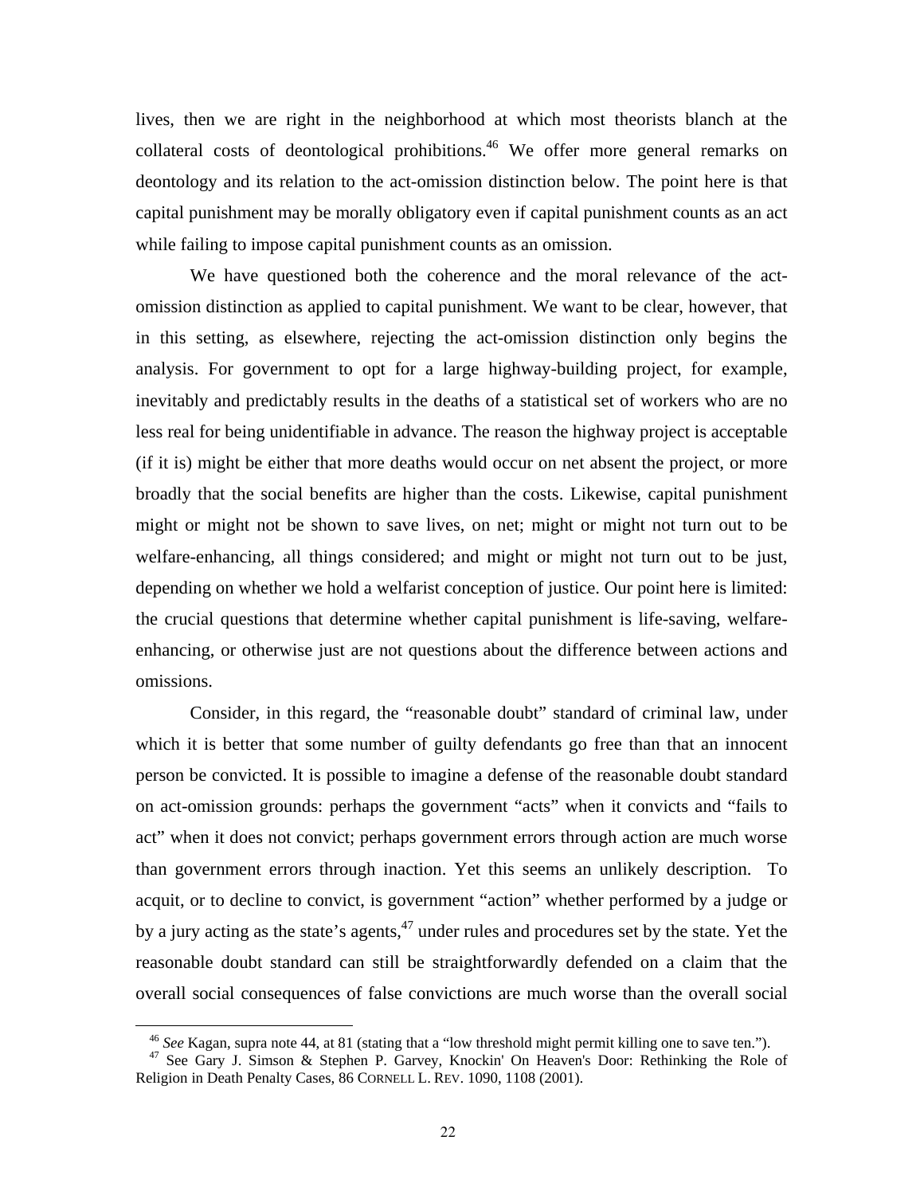lives, then we are right in the neighborhood at which most theorists blanch at the collateral costs of deontological prohibitions.[46] We offer more general remarks on deontology and its relation to the act-omission distinction below. The point here is that capital punishment may be morally obligatory even if capital punishment counts as an act while failing to impose capital punishment counts as an omission.

We have questioned both the coherence and the moral relevance of the act-omission distinction as applied to capital punishment. We want to be clear, however, that in this setting, as elsewhere, rejecting the act-omission distinction only begins the analysis. For government to opt for a large highway-building project, for example, inevitably and predictably results in the deaths of a statistical set of workers who are no less real for being unidentifiable in advance. The reason the highway project is acceptable (if it is) might be either that more deaths would occur on net absent the project, or more broadly that the social benefits are higher than the costs. Likewise, capital punishment might or might not be shown to save lives, on net; might or might not turn out to be welfare-enhancing, all things considered; and might or might not turn out to be just, depending on whether we hold a welfarist conception of justice. Our point here is limited: the crucial questions that determine whether capital punishment is life-saving, welfare-enhancing, or otherwise just are not questions about the difference between actions and omissions.

Consider, in this regard, the "reasonable doubt" standard of criminal law, under which it is better that some number of guilty defendants go free than that an innocent person be convicted. It is possible to imagine a defense of the reasonable doubt standard on act-omission grounds: perhaps the government "acts" when it convicts and "fails to act" when it does not convict; perhaps government errors through action are much worse than government errors through inaction. Yet this seems an unlikely description. To acquit, or to decline to convict, is government "action" whether performed by a judge or by a jury acting as the state's agents,[47] under rules and procedures set by the state. Yet the reasonable doubt standard can still be straightforwardly defended on a claim that the overall social consequences of false convictions are much worse than the overall social

---

[46] *See* Kagan, supra note 44, at 81 (stating that a "low threshold might permit killing one to save ten.").

[47] See Gary J. Simson & Stephen P. Garvey, Knockin' On Heaven's Door: Rethinking the Role of Religion in Death Penalty Cases, 86 CORNELL L. REV. 1090, 1108 (2001).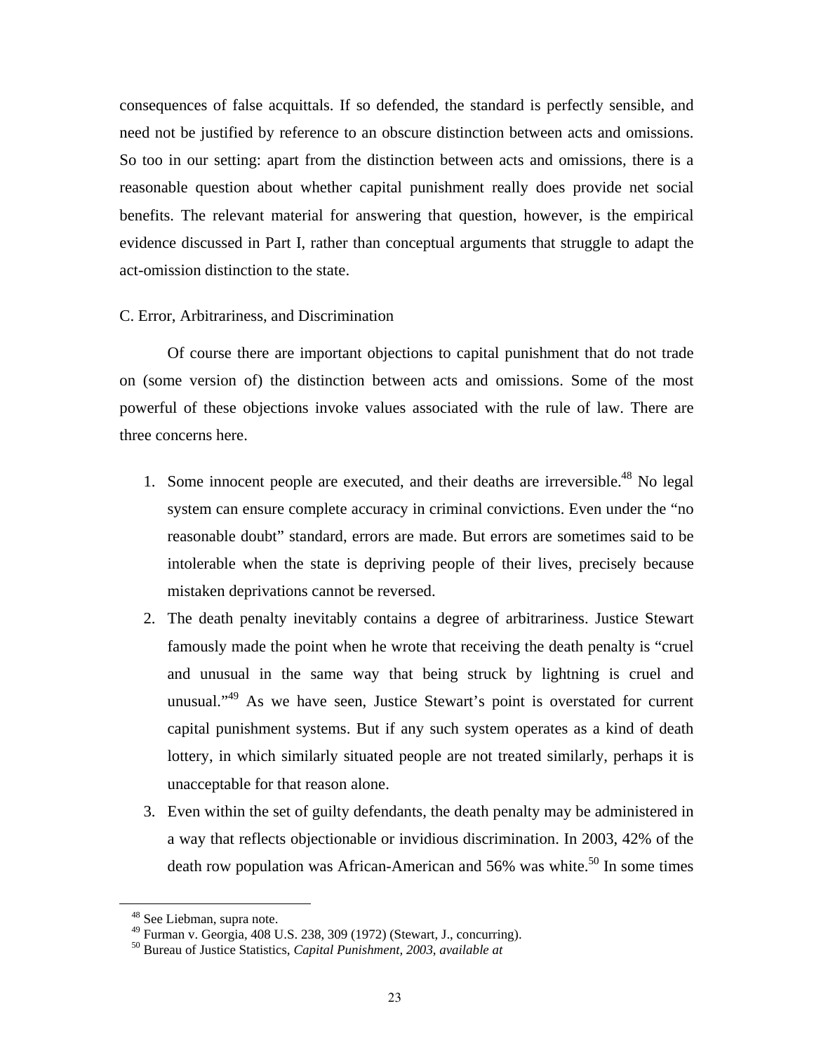consequences of false acquittals. If so defended, the standard is perfectly sensible, and need not be justified by reference to an obscure distinction between acts and omissions. So too in our setting: apart from the distinction between acts and omissions, there is a reasonable question about whether capital punishment really does provide net social benefits. The relevant material for answering that question, however, is the empirical evidence discussed in Part I, rather than conceptual arguments that struggle to adapt the act-omission distinction to the state.

C. Error, Arbitrariness, and Discrimination

Of course there are important objections to capital punishment that do not trade on (some version of) the distinction between acts and omissions. Some of the most powerful of these objections invoke values associated with the rule of law. There are three concerns here.

1. Some innocent people are executed, and their deaths are irreversible.[48] No legal system can ensure complete accuracy in criminal convictions. Even under the "no reasonable doubt" standard, errors are made. But errors are sometimes said to be intolerable when the state is depriving people of their lives, precisely because mistaken deprivations cannot be reversed.
2. The death penalty inevitably contains a degree of arbitrariness. Justice Stewart famously made the point when he wrote that receiving the death penalty is "cruel and unusual in the same way that being struck by lightning is cruel and unusual."[49] As we have seen, Justice Stewart's point is overstated for current capital punishment systems. But if any such system operates as a kind of death lottery, in which similarly situated people are not treated similarly, perhaps it is unacceptable for that reason alone.
3. Even within the set of guilty defendants, the death penalty may be administered in a way that reflects objectionable or invidious discrimination. In 2003, 42% of the death row population was African-American and 56% was white.[50] In some times

---

[48] See Liebman, supra note.
[49] Furman v. Georgia, 408 U.S. 238, 309 (1972) (Stewart, J., concurring).
[50] Bureau of Justice Statistics, *Capital Punishment, 2003*, *available at*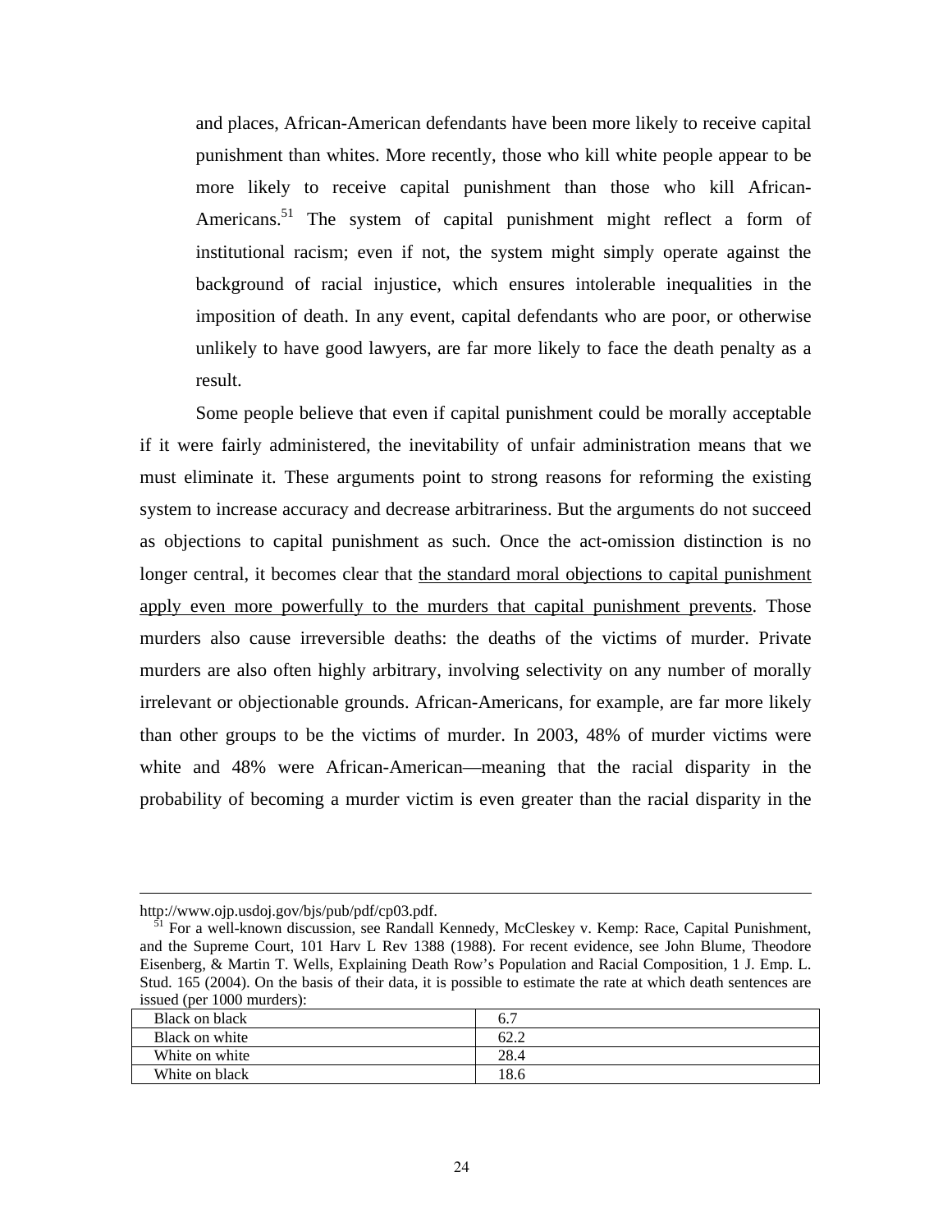and places, African-American defendants have been more likely to receive capital punishment than whites. More recently, those who kill white people appear to be more likely to receive capital punishment than those who kill African-Americans.[51] The system of capital punishment might reflect a form of institutional racism; even if not, the system might simply operate against the background of racial injustice, which ensures intolerable inequalities in the imposition of death. In any event, capital defendants who are poor, or otherwise unlikely to have good lawyers, are far more likely to face the death penalty as a result.

Some people believe that even if capital punishment could be morally acceptable if it were fairly administered, the inevitability of unfair administration means that we must eliminate it. These arguments point to strong reasons for reforming the existing system to increase accuracy and decrease arbitrariness. But the arguments do not succeed as objections to capital punishment as such. Once the act-omission distinction is no longer central, it becomes clear that <u>the standard moral objections to capital punishment apply even more powerfully to the murders that capital punishment prevents</u>. Those murders also cause irreversible deaths: the deaths of the victims of murder. Private murders are also often highly arbitrary, involving selectivity on any number of morally irrelevant or objectionable grounds. African-Americans, for example, are far more likely than other groups to be the victims of murder. In 2003, 48% of murder victims were white and 48% were African-American—meaning that the racial disparity in the probability of becoming a murder victim is even greater than the racial disparity in the

---

http://www.ojp.usdoj.gov/bjs/pub/pdf/cp03.pdf.

[51] For a well-known discussion, see Randall Kennedy, McCleskey v. Kemp: Race, Capital Punishment, and the Supreme Court, 101 Harv L Rev 1388 (1988). For recent evidence, see John Blume, Theodore Eisenberg, & Martin T. Wells, Explaining Death Row's Population and Racial Composition, 1 J. Emp. L. Stud. 165 (2004). On the basis of their data, it is possible to estimate the rate at which death sentences are issued (per 1000 murders):

| | |
|---|---|
| Black on black | 6.7 |
| Black on white | 62.2 |
| White on white | 28.4 |
| White on black | 18.6 |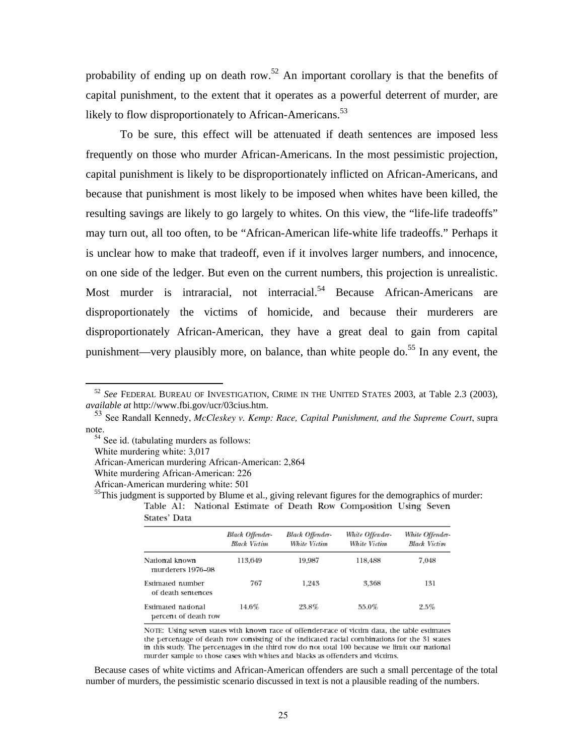probability of ending up on death row.[52] An important corollary is that the benefits of capital punishment, to the extent that it operates as a powerful deterrent of murder, are likely to flow disproportionately to African-Americans.[53]

To be sure, this effect will be attenuated if death sentences are imposed less frequently on those who murder African-Americans. In the most pessimistic projection, capital punishment is likely to be disproportionately inflicted on African-Americans, and because that punishment is most likely to be imposed when whites have been killed, the resulting savings are likely to go largely to whites. On this view, the "life-life tradeoffs" may turn out, all too often, to be "African-American life-white life tradeoffs." Perhaps it is unclear how to make that tradeoff, even if it involves larger numbers, and innocence, on one side of the ledger. But even on the current numbers, this projection is unrealistic. Most murder is intraracial, not interracial.[54] Because African-Americans are disproportionately the victims of homicide, and because their murderers are disproportionately African-American, they have a great deal to gain from capital punishment—very plausibly more, on balance, than white people do.[55] In any event, the

---

[52] *See* FEDERAL BUREAU OF INVESTIGATION, CRIME IN THE UNITED STATES 2003, at Table 2.3 (2003), *available at* http://www.fbi.gov/ucr/03cius.htm.

[53] See Randall Kennedy, *McCleskey v. Kemp: Race, Capital Punishment, and the Supreme Court*, supra note.

[54] See id. (tabulating murders as follows:
White murdering white: 3,017
African-American murdering African-American: 2,864
White murdering African-American: 226
African-American murdering white: 501

[55] This judgment is supported by Blume et al., giving relevant figures for the demographics of murder:

Table A1: National Estimate of Death Row Composition Using Seven States' Data

| | Black Offender-Black Victim | Black Offender-White Victim | White Offender-White Victim | White Offender-Black Victim |
|---|---|---|---|---|
| National known murderers 1976–98 | 113,649 | 19,987 | 118,488 | 7,048 |
| Estimated number of death sentences | 767 | 1,243 | 3,368 | 131 |
| Estimated national percent of death row | 14.6% | 23.8% | 55.0% | 2.5% |

NOTE: Using seven states with known race of offender-race of victim data, the table estimates the percentage of death row consisting of the indicated racial combinations for the 31 states in this study. The percentages in the third row do not total 100 because we limit our national murder sample to those cases with whites and blacks as offenders and victims.

Because cases of white victims and African-American offenders are such a small percentage of the total number of murders, the pessimistic scenario discussed in text is not a plausible reading of the numbers.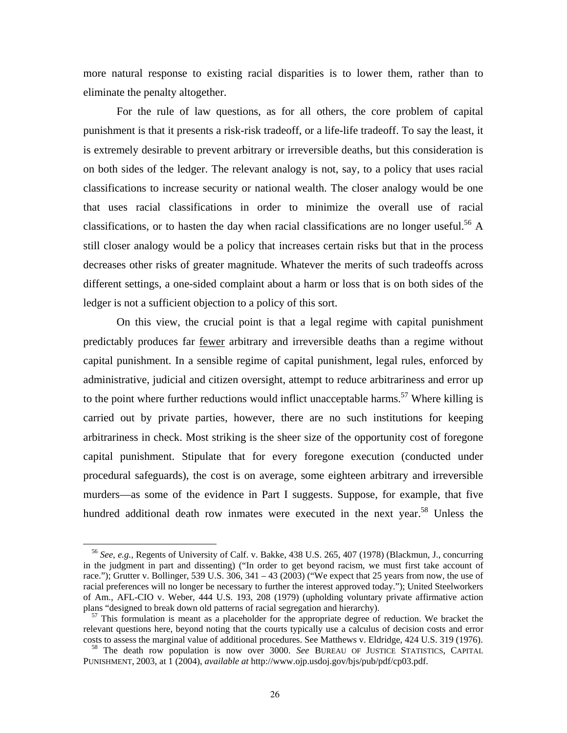more natural response to existing racial disparities is to lower them, rather than to eliminate the penalty altogether.

For the rule of law questions, as for all others, the core problem of capital punishment is that it presents a risk-risk tradeoff, or a life-life tradeoff. To say the least, it is extremely desirable to prevent arbitrary or irreversible deaths, but this consideration is on both sides of the ledger. The relevant analogy is not, say, to a policy that uses racial classifications to increase security or national wealth. The closer analogy would be one that uses racial classifications in order to minimize the overall use of racial classifications, or to hasten the day when racial classifications are no longer useful.[56] A still closer analogy would be a policy that increases certain risks but that in the process decreases other risks of greater magnitude. Whatever the merits of such tradeoffs across different settings, a one-sided complaint about a harm or loss that is on both sides of the ledger is not a sufficient objection to a policy of this sort.

On this view, the crucial point is that a legal regime with capital punishment predictably produces far <u>fewer</u> arbitrary and irreversible deaths than a regime without capital punishment. In a sensible regime of capital punishment, legal rules, enforced by administrative, judicial and citizen oversight, attempt to reduce arbitrariness and error up to the point where further reductions would inflict unacceptable harms.[57] Where killing is carried out by private parties, however, there are no such institutions for keeping arbitrariness in check. Most striking is the sheer size of the opportunity cost of foregone capital punishment. Stipulate that for every foregone execution (conducted under procedural safeguards), the cost is on average, some eighteen arbitrary and irreversible murders—as some of the evidence in Part I suggests. Suppose, for example, that five hundred additional death row inmates were executed in the next year.[58] Unless the

---

[56] *See, e.g.*, Regents of University of Calf. v. Bakke, 438 U.S. 265, 407 (1978) (Blackmun, J., concurring in the judgment in part and dissenting) ("In order to get beyond racism, we must first take account of race."); Grutter v. Bollinger, 539 U.S. 306, 341 – 43 (2003) ("We expect that 25 years from now, the use of racial preferences will no longer be necessary to further the interest approved today."); United Steelworkers of Am., AFL-CIO v. Weber, 444 U.S. 193, 208 (1979) (upholding voluntary private affirmative action plans "designed to break down old patterns of racial segregation and hierarchy).

[57] This formulation is meant as a placeholder for the appropriate degree of reduction. We bracket the relevant questions here, beyond noting that the courts typically use a calculus of decision costs and error costs to assess the marginal value of additional procedures. See Matthews v. Eldridge, 424 U.S. 319 (1976).

[58] The death row population is now over 3000. *See* BUREAU OF JUSTICE STATISTICS, CAPITAL PUNISHMENT, 2003, at 1 (2004), *available at* http://www.ojp.usdoj.gov/bjs/pub/pdf/cp03.pdf.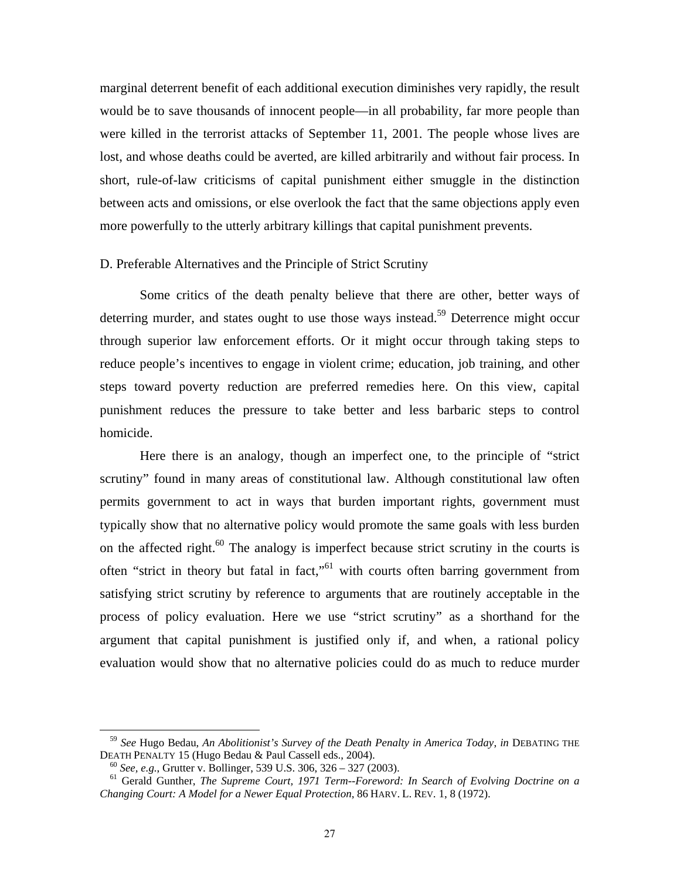marginal deterrent benefit of each additional execution diminishes very rapidly, the result would be to save thousands of innocent people—in all probability, far more people than were killed in the terrorist attacks of September 11, 2001. The people whose lives are lost, and whose deaths could be averted, are killed arbitrarily and without fair process. In short, rule-of-law criticisms of capital punishment either smuggle in the distinction between acts and omissions, or else overlook the fact that the same objections apply even more powerfully to the utterly arbitrary killings that capital punishment prevents.

D. Preferable Alternatives and the Principle of Strict Scrutiny

Some critics of the death penalty believe that there are other, better ways of deterring murder, and states ought to use those ways instead.[59] Deterrence might occur through superior law enforcement efforts. Or it might occur through taking steps to reduce people's incentives to engage in violent crime; education, job training, and other steps toward poverty reduction are preferred remedies here. On this view, capital punishment reduces the pressure to take better and less barbaric steps to control homicide.

Here there is an analogy, though an imperfect one, to the principle of "strict scrutiny" found in many areas of constitutional law. Although constitutional law often permits government to act in ways that burden important rights, government must typically show that no alternative policy would promote the same goals with less burden on the affected right.[60] The analogy is imperfect because strict scrutiny in the courts is often "strict in theory but fatal in fact,"[61] with courts often barring government from satisfying strict scrutiny by reference to arguments that are routinely acceptable in the process of policy evaluation. Here we use "strict scrutiny" as a shorthand for the argument that capital punishment is justified only if, and when, a rational policy evaluation would show that no alternative policies could do as much to reduce murder

---

[59] *See* Hugo Bedau, *An Abolitionist's Survey of the Death Penalty in America Today*, *in* DEBATING THE DEATH PENALTY 15 (Hugo Bedau & Paul Cassell eds., 2004).

[60] *See, e.g.*, Grutter v. Bollinger, 539 U.S. 306, 326 – 327 (2003).

[61] Gerald Gunther, *The Supreme Court, 1971 Term--Foreword: In Search of Evolving Doctrine on a Changing Court: A Model for a Newer Equal Protection*, 86 HARV. L. REV. 1, 8 (1972).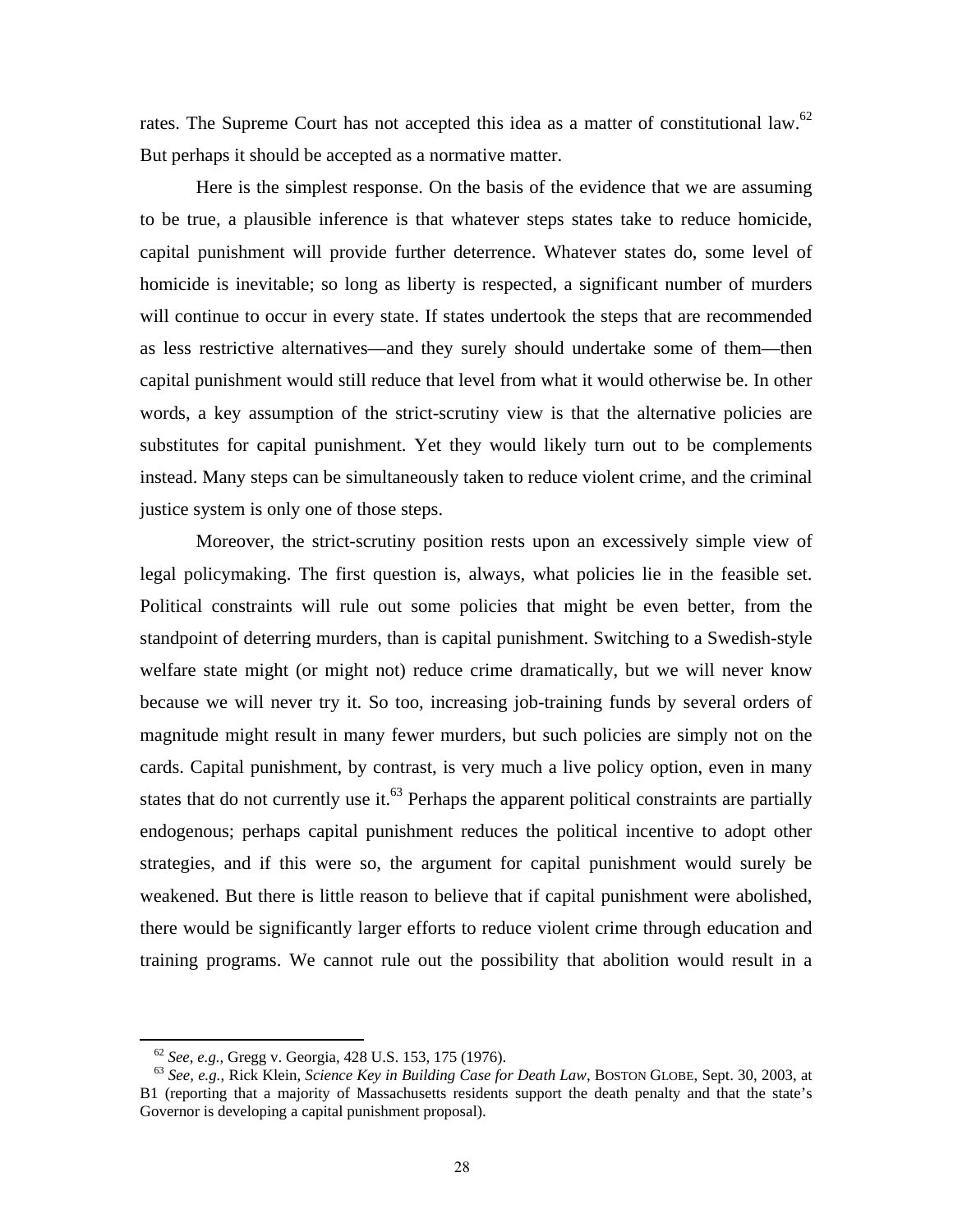rates. The Supreme Court has not accepted this idea as a matter of constitutional law.[62] But perhaps it should be accepted as a normative matter.

Here is the simplest response. On the basis of the evidence that we are assuming to be true, a plausible inference is that whatever steps states take to reduce homicide, capital punishment will provide further deterrence. Whatever states do, some level of homicide is inevitable; so long as liberty is respected, a significant number of murders will continue to occur in every state. If states undertook the steps that are recommended as less restrictive alternatives—and they surely should undertake some of them—then capital punishment would still reduce that level from what it would otherwise be. In other words, a key assumption of the strict-scrutiny view is that the alternative policies are substitutes for capital punishment. Yet they would likely turn out to be complements instead. Many steps can be simultaneously taken to reduce violent crime, and the criminal justice system is only one of those steps.

Moreover, the strict-scrutiny position rests upon an excessively simple view of legal policymaking. The first question is, always, what policies lie in the feasible set. Political constraints will rule out some policies that might be even better, from the standpoint of deterring murders, than is capital punishment. Switching to a Swedish-style welfare state might (or might not) reduce crime dramatically, but we will never know because we will never try it. So too, increasing job-training funds by several orders of magnitude might result in many fewer murders, but such policies are simply not on the cards. Capital punishment, by contrast, is very much a live policy option, even in many states that do not currently use it.[63] Perhaps the apparent political constraints are partially endogenous; perhaps capital punishment reduces the political incentive to adopt other strategies, and if this were so, the argument for capital punishment would surely be weakened. But there is little reason to believe that if capital punishment were abolished, there would be significantly larger efforts to reduce violent crime through education and training programs. We cannot rule out the possibility that abolition would result in a

---

[62] *See, e.g.*, Gregg v. Georgia, 428 U.S. 153, 175 (1976).

[63] *See, e.g.*, Rick Klein, *Science Key in Building Case for Death Law*, BOSTON GLOBE, Sept. 30, 2003, at B1 (reporting that a majority of Massachusetts residents support the death penalty and that the state's Governor is developing a capital punishment proposal).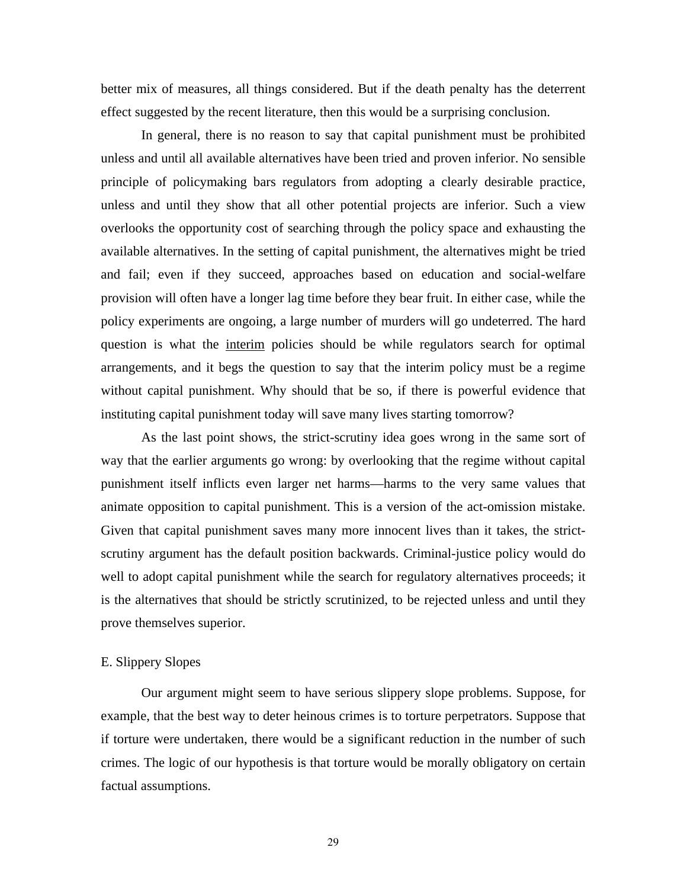better mix of measures, all things considered. But if the death penalty has the deterrent effect suggested by the recent literature, then this would be a surprising conclusion.

In general, there is no reason to say that capital punishment must be prohibited unless and until all available alternatives have been tried and proven inferior. No sensible principle of policymaking bars regulators from adopting a clearly desirable practice, unless and until they show that all other potential projects are inferior. Such a view overlooks the opportunity cost of searching through the policy space and exhausting the available alternatives. In the setting of capital punishment, the alternatives might be tried and fail; even if they succeed, approaches based on education and social-welfare provision will often have a longer lag time before they bear fruit. In either case, while the policy experiments are ongoing, a large number of murders will go undeterred. The hard question is what the <u>interim</u> policies should be while regulators search for optimal arrangements, and it begs the question to say that the interim policy must be a regime without capital punishment. Why should that be so, if there is powerful evidence that instituting capital punishment today will save many lives starting tomorrow?

As the last point shows, the strict-scrutiny idea goes wrong in the same sort of way that the earlier arguments go wrong: by overlooking that the regime without capital punishment itself inflicts even larger net harms—harms to the very same values that animate opposition to capital punishment. This is a version of the act-omission mistake. Given that capital punishment saves many more innocent lives than it takes, the strict-scrutiny argument has the default position backwards. Criminal-justice policy would do well to adopt capital punishment while the search for regulatory alternatives proceeds; it is the alternatives that should be strictly scrutinized, to be rejected unless and until they prove themselves superior.

### E. Slippery Slopes

Our argument might seem to have serious slippery slope problems. Suppose, for example, that the best way to deter heinous crimes is to torture perpetrators. Suppose that if torture were undertaken, there would be a significant reduction in the number of such crimes. The logic of our hypothesis is that torture would be morally obligatory on certain factual assumptions.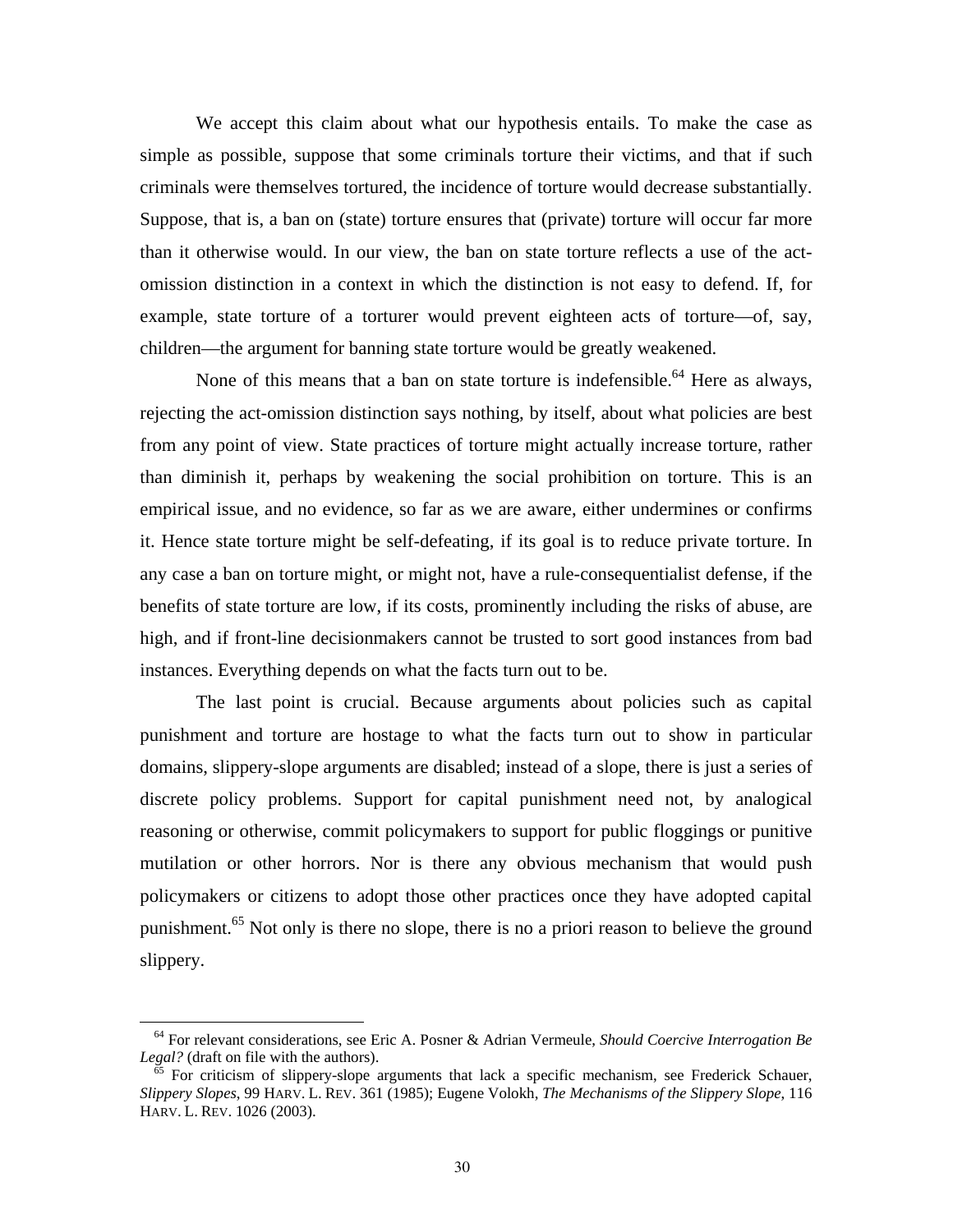We accept this claim about what our hypothesis entails. To make the case as simple as possible, suppose that some criminals torture their victims, and that if such criminals were themselves tortured, the incidence of torture would decrease substantially. Suppose, that is, a ban on (state) torture ensures that (private) torture will occur far more than it otherwise would. In our view, the ban on state torture reflects a use of the act-omission distinction in a context in which the distinction is not easy to defend. If, for example, state torture of a torturer would prevent eighteen acts of torture—of, say, children—the argument for banning state torture would be greatly weakened.

None of this means that a ban on state torture is indefensible.[64] Here as always, rejecting the act-omission distinction says nothing, by itself, about what policies are best from any point of view. State practices of torture might actually increase torture, rather than diminish it, perhaps by weakening the social prohibition on torture. This is an empirical issue, and no evidence, so far as we are aware, either undermines or confirms it. Hence state torture might be self-defeating, if its goal is to reduce private torture. In any case a ban on torture might, or might not, have a rule-consequentialist defense, if the benefits of state torture are low, if its costs, prominently including the risks of abuse, are high, and if front-line decisionmakers cannot be trusted to sort good instances from bad instances. Everything depends on what the facts turn out to be.

The last point is crucial. Because arguments about policies such as capital punishment and torture are hostage to what the facts turn out to show in particular domains, slippery-slope arguments are disabled; instead of a slope, there is just a series of discrete policy problems. Support for capital punishment need not, by analogical reasoning or otherwise, commit policymakers to support for public floggings or punitive mutilation or other horrors. Nor is there any obvious mechanism that would push policymakers or citizens to adopt those other practices once they have adopted capital punishment.[65] Not only is there no slope, there is no a priori reason to believe the ground slippery.

---

[64] For relevant considerations, see Eric A. Posner & Adrian Vermeule, *Should Coercive Interrogation Be Legal?* (draft on file with the authors).

[65] For criticism of slippery-slope arguments that lack a specific mechanism, see Frederick Schauer, *Slippery Slopes*, 99 HARV. L. REV. 361 (1985); Eugene Volokh, *The Mechanisms of the Slippery Slope*, 116 HARV. L. REV. 1026 (2003).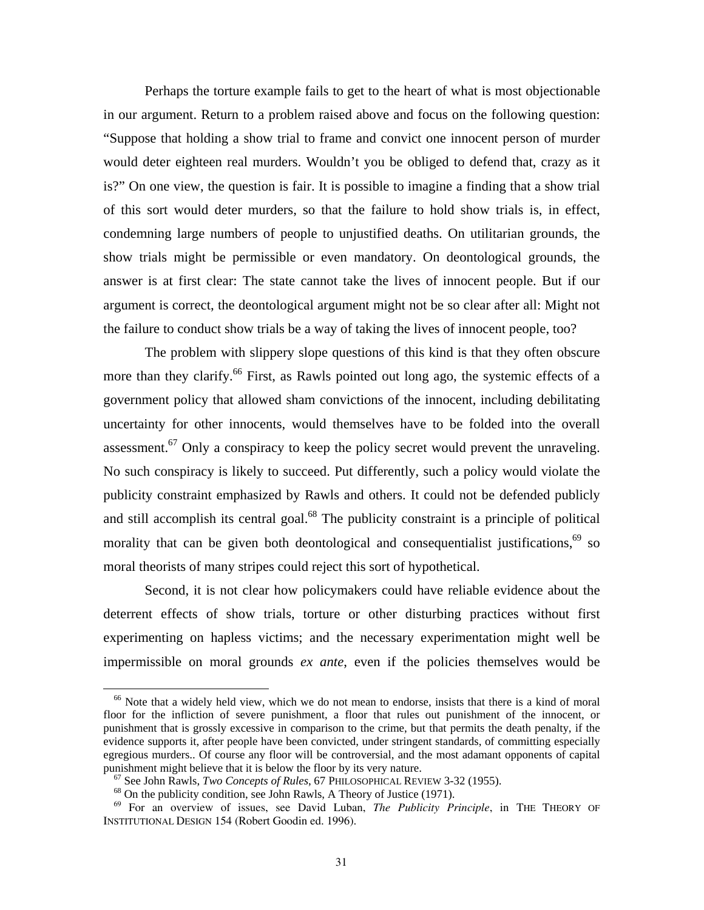Perhaps the torture example fails to get to the heart of what is most objectionable in our argument. Return to a problem raised above and focus on the following question: "Suppose that holding a show trial to frame and convict one innocent person of murder would deter eighteen real murders. Wouldn't you be obliged to defend that, crazy as it is?" On one view, the question is fair. It is possible to imagine a finding that a show trial of this sort would deter murders, so that the failure to hold show trials is, in effect, condemning large numbers of people to unjustified deaths. On utilitarian grounds, the show trials might be permissible or even mandatory. On deontological grounds, the answer is at first clear: The state cannot take the lives of innocent people. But if our argument is correct, the deontological argument might not be so clear after all: Might not the failure to conduct show trials be a way of taking the lives of innocent people, too?

The problem with slippery slope questions of this kind is that they often obscure more than they clarify.[66] First, as Rawls pointed out long ago, the systemic effects of a government policy that allowed sham convictions of the innocent, including debilitating uncertainty for other innocents, would themselves have to be folded into the overall assessment.[67] Only a conspiracy to keep the policy secret would prevent the unraveling. No such conspiracy is likely to succeed. Put differently, such a policy would violate the publicity constraint emphasized by Rawls and others. It could not be defended publicly and still accomplish its central goal.[68] The publicity constraint is a principle of political morality that can be given both deontological and consequentialist justifications,[69] so moral theorists of many stripes could reject this sort of hypothetical.

Second, it is not clear how policymakers could have reliable evidence about the deterrent effects of show trials, torture or other disturbing practices without first experimenting on hapless victims; and the necessary experimentation might well be impermissible on moral grounds *ex ante*, even if the policies themselves would be

---

[66] Note that a widely held view, which we do not mean to endorse, insists that there is a kind of moral floor for the infliction of severe punishment, a floor that rules out punishment of the innocent, or punishment that is grossly excessive in comparison to the crime, but that permits the death penalty, if the evidence supports it, after people have been convicted, under stringent standards, of committing especially egregious murders.. Of course any floor will be controversial, and the most adamant opponents of capital punishment might believe that it is below the floor by its very nature.

[67] See John Rawls, *Two Concepts of Rules*, 67 PHILOSOPHICAL REVIEW 3-32 (1955).

[68] On the publicity condition, see John Rawls, A Theory of Justice (1971).

[69] For an overview of issues, see David Luban, *The Publicity Principle*, in THE THEORY OF INSTITUTIONAL DESIGN 154 (Robert Goodin ed. 1996).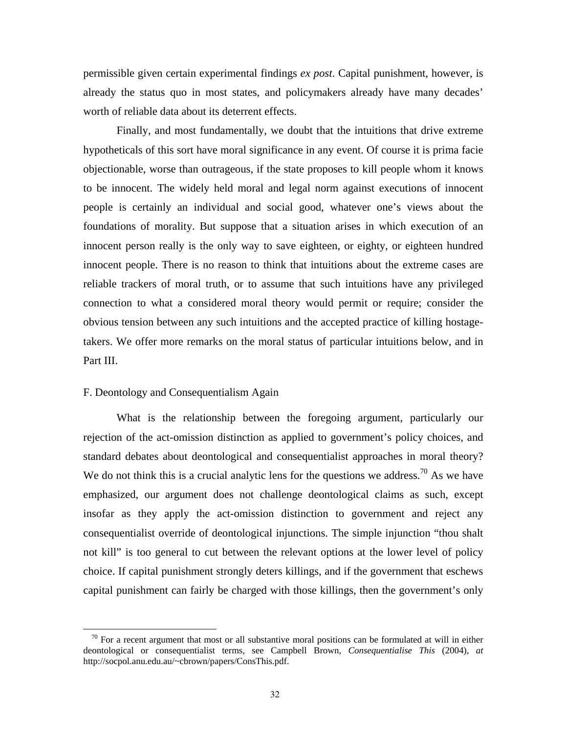permissible given certain experimental findings *ex post*. Capital punishment, however, is already the status quo in most states, and policymakers already have many decades' worth of reliable data about its deterrent effects.

Finally, and most fundamentally, we doubt that the intuitions that drive extreme hypotheticals of this sort have moral significance in any event. Of course it is prima facie objectionable, worse than outrageous, if the state proposes to kill people whom it knows to be innocent. The widely held moral and legal norm against executions of innocent people is certainly an individual and social good, whatever one's views about the foundations of morality. But suppose that a situation arises in which execution of an innocent person really is the only way to save eighteen, or eighty, or eighteen hundred innocent people. There is no reason to think that intuitions about the extreme cases are reliable trackers of moral truth, or to assume that such intuitions have any privileged connection to what a considered moral theory would permit or require; consider the obvious tension between any such intuitions and the accepted practice of killing hostage-takers. We offer more remarks on the moral status of particular intuitions below, and in Part III.

### F. Deontology and Consequentialism Again

What is the relationship between the foregoing argument, particularly our rejection of the act-omission distinction as applied to government's policy choices, and standard debates about deontological and consequentialist approaches in moral theory? We do not think this is a crucial analytic lens for the questions we address.[70] As we have emphasized, our argument does not challenge deontological claims as such, except insofar as they apply the act-omission distinction to government and reject any consequentialist override of deontological injunctions. The simple injunction "thou shalt not kill" is too general to cut between the relevant options at the lower level of policy choice. If capital punishment strongly deters killings, and if the government that eschews capital punishment can fairly be charged with those killings, then the government's only

---

[70] For a recent argument that most or all substantive moral positions can be formulated at will in either deontological or consequentialist terms, see Campbell Brown, *Consequentialise This* (2004), *at* http://socpol.anu.edu.au/~cbrown/papers/ConsThis.pdf.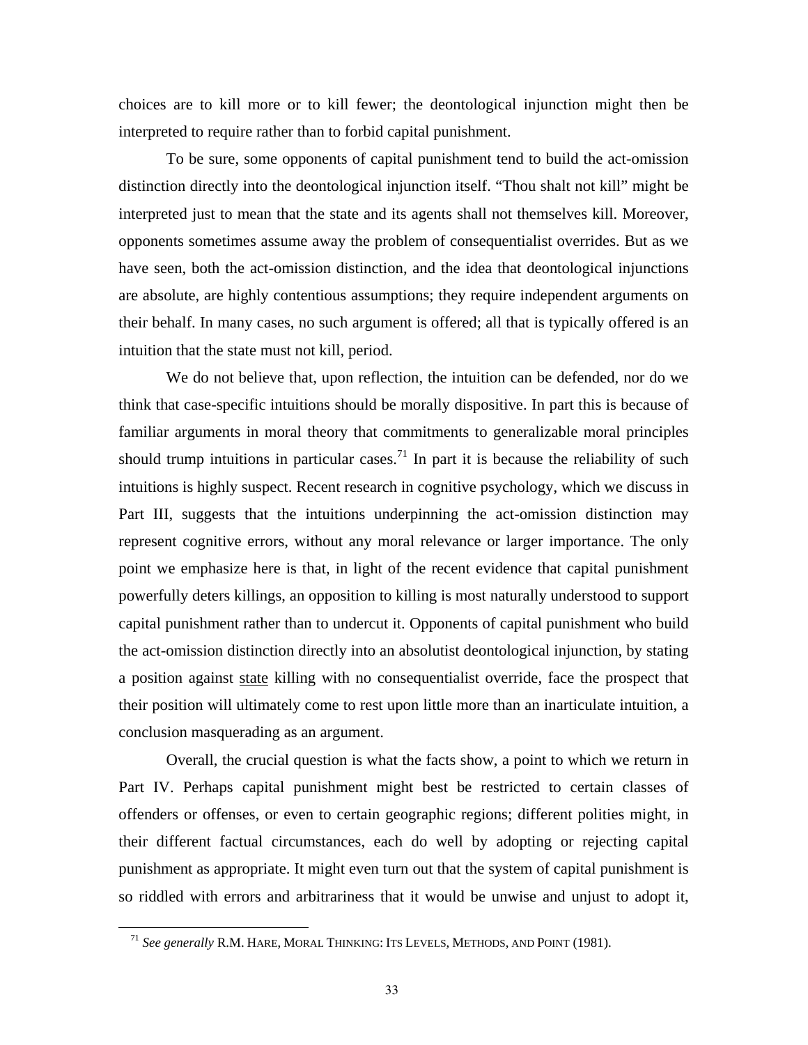choices are to kill more or to kill fewer; the deontological injunction might then be interpreted to require rather than to forbid capital punishment.

To be sure, some opponents of capital punishment tend to build the act-omission distinction directly into the deontological injunction itself. "Thou shalt not kill" might be interpreted just to mean that the state and its agents shall not themselves kill. Moreover, opponents sometimes assume away the problem of consequentialist overrides. But as we have seen, both the act-omission distinction, and the idea that deontological injunctions are absolute, are highly contentious assumptions; they require independent arguments on their behalf. In many cases, no such argument is offered; all that is typically offered is an intuition that the state must not kill, period.

We do not believe that, upon reflection, the intuition can be defended, nor do we think that case-specific intuitions should be morally dispositive. In part this is because of familiar arguments in moral theory that commitments to generalizable moral principles should trump intuitions in particular cases.[71] In part it is because the reliability of such intuitions is highly suspect. Recent research in cognitive psychology, which we discuss in Part III, suggests that the intuitions underpinning the act-omission distinction may represent cognitive errors, without any moral relevance or larger importance. The only point we emphasize here is that, in light of the recent evidence that capital punishment powerfully deters killings, an opposition to killing is most naturally understood to support capital punishment rather than to undercut it. Opponents of capital punishment who build the act-omission distinction directly into an absolutist deontological injunction, by stating a position against <u>state</u> killing with no consequentialist override, face the prospect that their position will ultimately come to rest upon little more than an inarticulate intuition, a conclusion masquerading as an argument.

Overall, the crucial question is what the facts show, a point to which we return in Part IV. Perhaps capital punishment might best be restricted to certain classes of offenders or offenses, or even to certain geographic regions; different polities might, in their different factual circumstances, each do well by adopting or rejecting capital punishment as appropriate. It might even turn out that the system of capital punishment is so riddled with errors and arbitrariness that it would be unwise and unjust to adopt it,

---

[71] *See generally* R.M. HARE, MORAL THINKING: ITS LEVELS, METHODS, AND POINT (1981).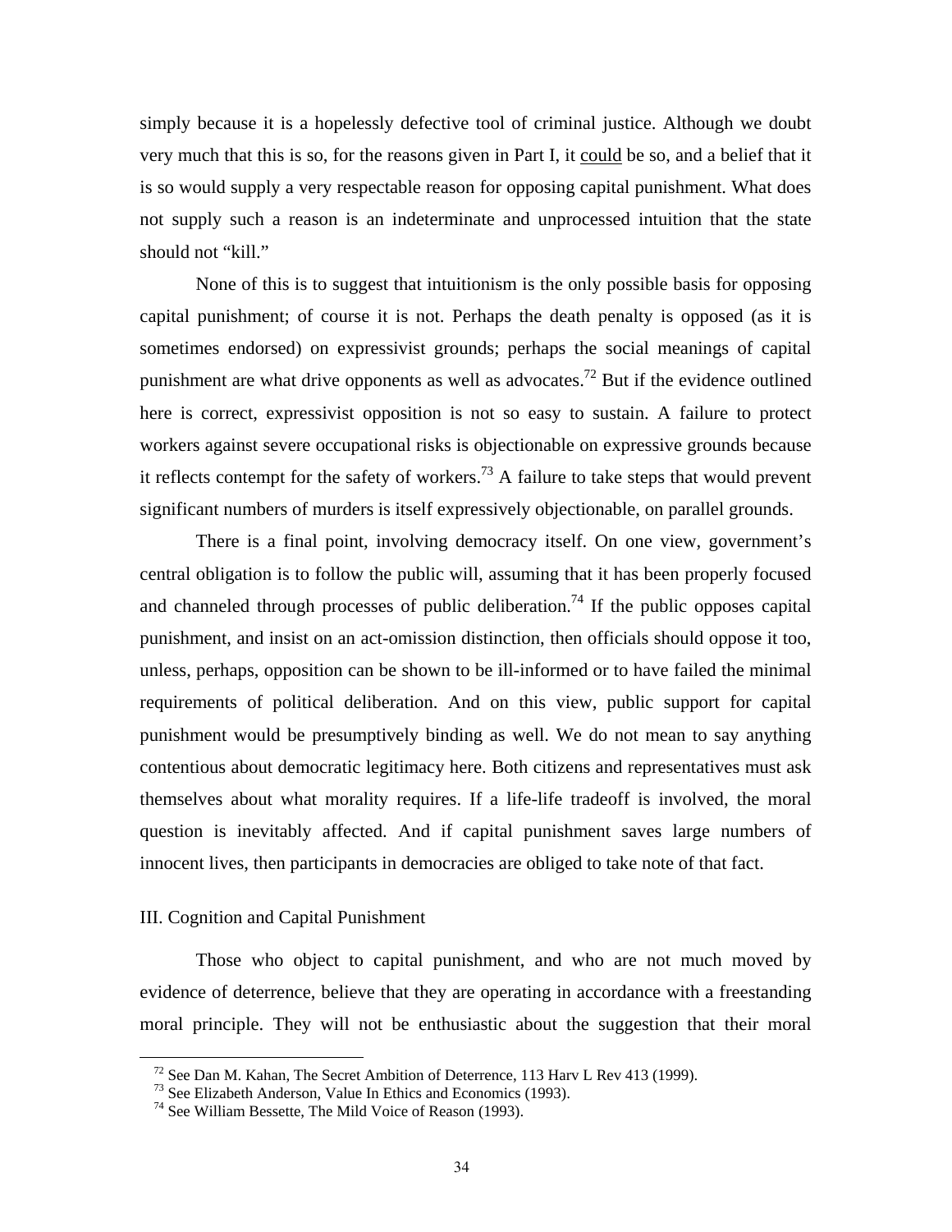simply because it is a hopelessly defective tool of criminal justice. Although we doubt very much that this is so, for the reasons given in Part I, it could be so, and a belief that it is so would supply a very respectable reason for opposing capital punishment. What does not supply such a reason is an indeterminate and unprocessed intuition that the state should not "kill."

None of this is to suggest that intuitionism is the only possible basis for opposing capital punishment; of course it is not. Perhaps the death penalty is opposed (as it is sometimes endorsed) on expressivist grounds; perhaps the social meanings of capital punishment are what drive opponents as well as advocates.[72] But if the evidence outlined here is correct, expressivist opposition is not so easy to sustain. A failure to protect workers against severe occupational risks is objectionable on expressive grounds because it reflects contempt for the safety of workers.[73] A failure to take steps that would prevent significant numbers of murders is itself expressively objectionable, on parallel grounds.

There is a final point, involving democracy itself. On one view, government's central obligation is to follow the public will, assuming that it has been properly focused and channeled through processes of public deliberation.[74] If the public opposes capital punishment, and insist on an act-omission distinction, then officials should oppose it too, unless, perhaps, opposition can be shown to be ill-informed or to have failed the minimal requirements of political deliberation. And on this view, public support for capital punishment would be presumptively binding as well. We do not mean to say anything contentious about democratic legitimacy here. Both citizens and representatives must ask themselves about what morality requires. If a life-life tradeoff is involved, the moral question is inevitably affected. And if capital punishment saves large numbers of innocent lives, then participants in democracies are obliged to take note of that fact.

## III. Cognition and Capital Punishment

Those who object to capital punishment, and who are not much moved by evidence of deterrence, believe that they are operating in accordance with a freestanding moral principle. They will not be enthusiastic about the suggestion that their moral

[72] See Dan M. Kahan, The Secret Ambition of Deterrence, 113 Harv L Rev 413 (1999).
[73] See Elizabeth Anderson, Value In Ethics and Economics (1993).
[74] See William Bessette, The Mild Voice of Reason (1993).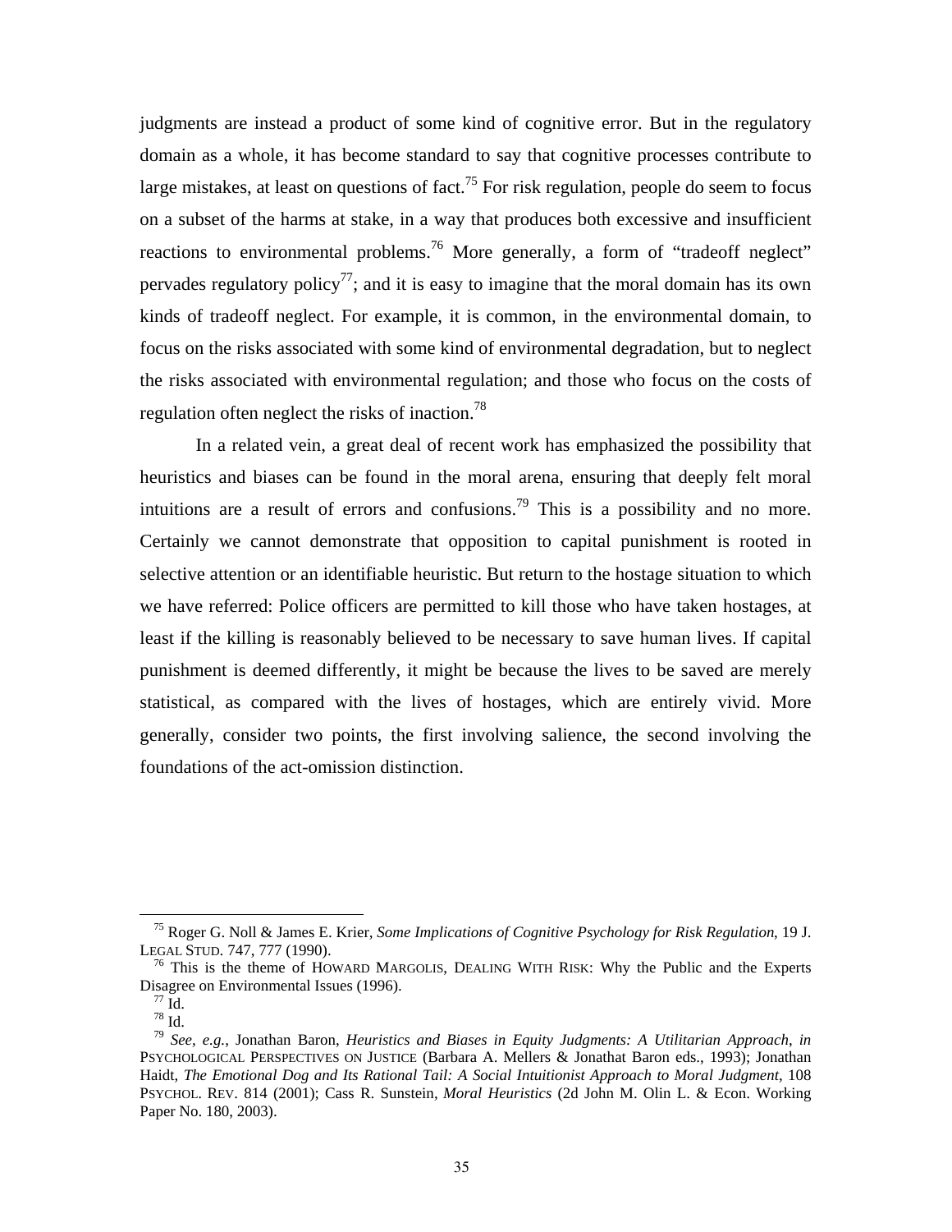judgments are instead a product of some kind of cognitive error. But in the regulatory domain as a whole, it has become standard to say that cognitive processes contribute to large mistakes, at least on questions of fact.[75] For risk regulation, people do seem to focus on a subset of the harms at stake, in a way that produces both excessive and insufficient reactions to environmental problems.[76] More generally, a form of "tradeoff neglect" pervades regulatory policy[77]; and it is easy to imagine that the moral domain has its own kinds of tradeoff neglect. For example, it is common, in the environmental domain, to focus on the risks associated with some kind of environmental degradation, but to neglect the risks associated with environmental regulation; and those who focus on the costs of regulation often neglect the risks of inaction.[78]

In a related vein, a great deal of recent work has emphasized the possibility that heuristics and biases can be found in the moral arena, ensuring that deeply felt moral intuitions are a result of errors and confusions.[79] This is a possibility and no more. Certainly we cannot demonstrate that opposition to capital punishment is rooted in selective attention or an identifiable heuristic. But return to the hostage situation to which we have referred: Police officers are permitted to kill those who have taken hostages, at least if the killing is reasonably believed to be necessary to save human lives. If capital punishment is deemed differently, it might be because the lives to be saved are merely statistical, as compared with the lives of hostages, which are entirely vivid. More generally, consider two points, the first involving salience, the second involving the foundations of the act-omission distinction.

---

[75] Roger G. Noll & James E. Krier, *Some Implications of Cognitive Psychology for Risk Regulation*, 19 J. LEGAL STUD. 747, 777 (1990).

[76] This is the theme of HOWARD MARGOLIS, DEALING WITH RISK: Why the Public and the Experts Disagree on Environmental Issues (1996).

[77] Id.

[78] Id.

[79] *See, e.g.*, Jonathan Baron, *Heuristics and Biases in Equity Judgments: A Utilitarian Approach*, *in* PSYCHOLOGICAL PERSPECTIVES ON JUSTICE (Barbara A. Mellers & Jonathat Baron eds., 1993); Jonathan Haidt, *The Emotional Dog and Its Rational Tail: A Social Intuitionist Approach to Moral Judgment*, 108 PSYCHOL. REV. 814 (2001); Cass R. Sunstein, *Moral Heuristics* (2d John M. Olin L. & Econ. Working Paper No. 180, 2003).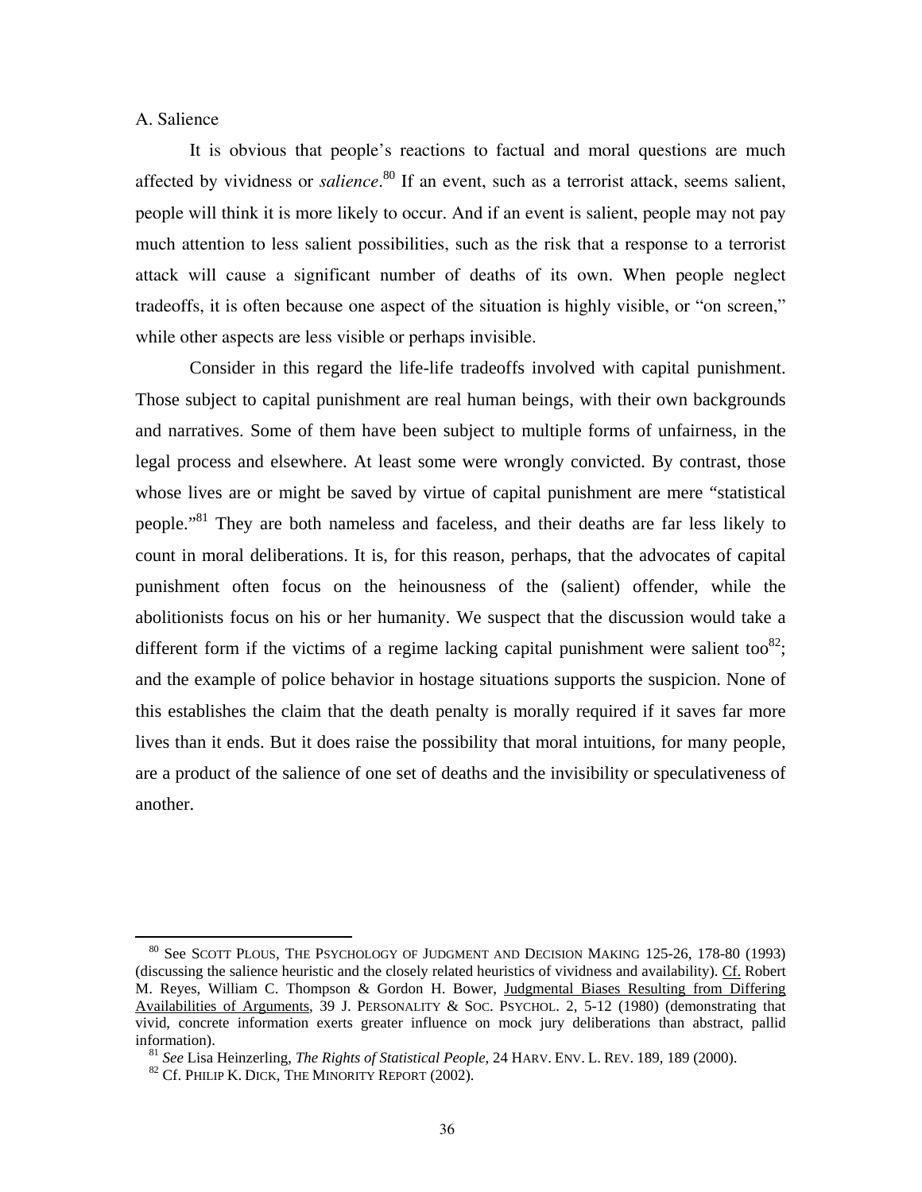## A. Salience

It is obvious that people's reactions to factual and moral questions are much affected by vividness or *salience*.[80] If an event, such as a terrorist attack, seems salient, people will think it is more likely to occur. And if an event is salient, people may not pay much attention to less salient possibilities, such as the risk that a response to a terrorist attack will cause a significant number of deaths of its own. When people neglect tradeoffs, it is often because one aspect of the situation is highly visible, or "on screen," while other aspects are less visible or perhaps invisible.

Consider in this regard the life-life tradeoffs involved with capital punishment. Those subject to capital punishment are real human beings, with their own backgrounds and narratives. Some of them have been subject to multiple forms of unfairness, in the legal process and elsewhere. At least some were wrongly convicted. By contrast, those whose lives are or might be saved by virtue of capital punishment are mere "statistical people."[81] They are both nameless and faceless, and their deaths are far less likely to count in moral deliberations. It is, for this reason, perhaps, that the advocates of capital punishment often focus on the heinousness of the (salient) offender, while the abolitionists focus on his or her humanity. We suspect that the discussion would take a different form if the victims of a regime lacking capital punishment were salient too[82]; and the example of police behavior in hostage situations supports the suspicion. None of this establishes the claim that the death penalty is morally required if it saves far more lives than it ends. But it does raise the possibility that moral intuitions, for many people, are a product of the salience of one set of deaths and the invisibility or speculativeness of another.

---

[80] See SCOTT PLOUS, THE PSYCHOLOGY OF JUDGMENT AND DECISION MAKING 125-26, 178-80 (1993) (discussing the salience heuristic and the closely related heuristics of vividness and availability). Cf. Robert M. Reyes, William C. Thompson & Gordon H. Bower, Judgmental Biases Resulting from Differing Availabilities of Arguments, 39 J. PERSONALITY & SOC. PSYCHOL. 2, 5-12 (1980) (demonstrating that vivid, concrete information exerts greater influence on mock jury deliberations than abstract, pallid information).

[81] *See* Lisa Heinzerling, *The Rights of Statistical People*, 24 HARV. ENV. L. REV. 189, 189 (2000).

[82] Cf. PHILIP K. DICK, THE MINORITY REPORT (2002).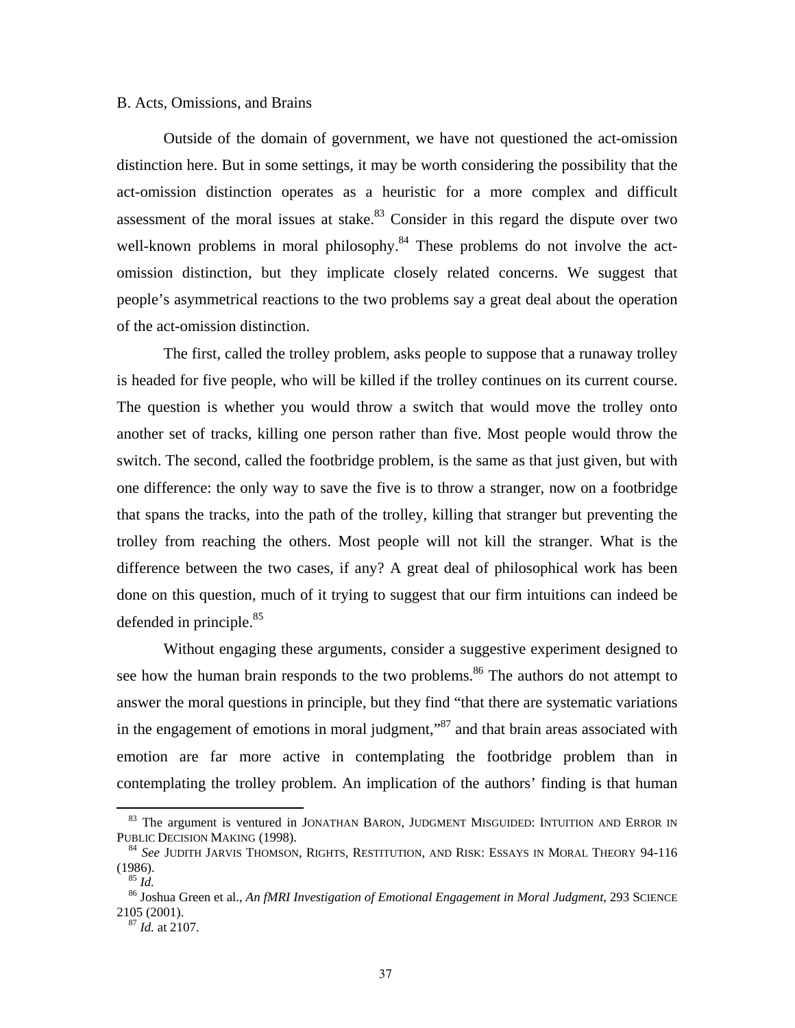### B. Acts, Omissions, and Brains

Outside of the domain of government, we have not questioned the act-omission distinction here. But in some settings, it may be worth considering the possibility that the act-omission distinction operates as a heuristic for a more complex and difficult assessment of the moral issues at stake.[83] Consider in this regard the dispute over two well-known problems in moral philosophy.[84] These problems do not involve the act-omission distinction, but they implicate closely related concerns. We suggest that people's asymmetrical reactions to the two problems say a great deal about the operation of the act-omission distinction.

The first, called the trolley problem, asks people to suppose that a runaway trolley is headed for five people, who will be killed if the trolley continues on its current course. The question is whether you would throw a switch that would move the trolley onto another set of tracks, killing one person rather than five. Most people would throw the switch. The second, called the footbridge problem, is the same as that just given, but with one difference: the only way to save the five is to throw a stranger, now on a footbridge that spans the tracks, into the path of the trolley, killing that stranger but preventing the trolley from reaching the others. Most people will not kill the stranger. What is the difference between the two cases, if any? A great deal of philosophical work has been done on this question, much of it trying to suggest that our firm intuitions can indeed be defended in principle.[85]

Without engaging these arguments, consider a suggestive experiment designed to see how the human brain responds to the two problems.[86] The authors do not attempt to answer the moral questions in principle, but they find "that there are systematic variations in the engagement of emotions in moral judgment,"[87] and that brain areas associated with emotion are far more active in contemplating the footbridge problem than in contemplating the trolley problem. An implication of the authors' finding is that human

---

[83] The argument is ventured in JONATHAN BARON, JUDGMENT MISGUIDED: INTUITION AND ERROR IN PUBLIC DECISION MAKING (1998).

[84] *See* JUDITH JARVIS THOMSON, RIGHTS, RESTITUTION, AND RISK: ESSAYS IN MORAL THEORY 94-116 (1986).

[85] *Id.*

[86] Joshua Green et al., *An fMRI Investigation of Emotional Engagement in Moral Judgment*, 293 SCIENCE 2105 (2001).

[87] *Id.* at 2107.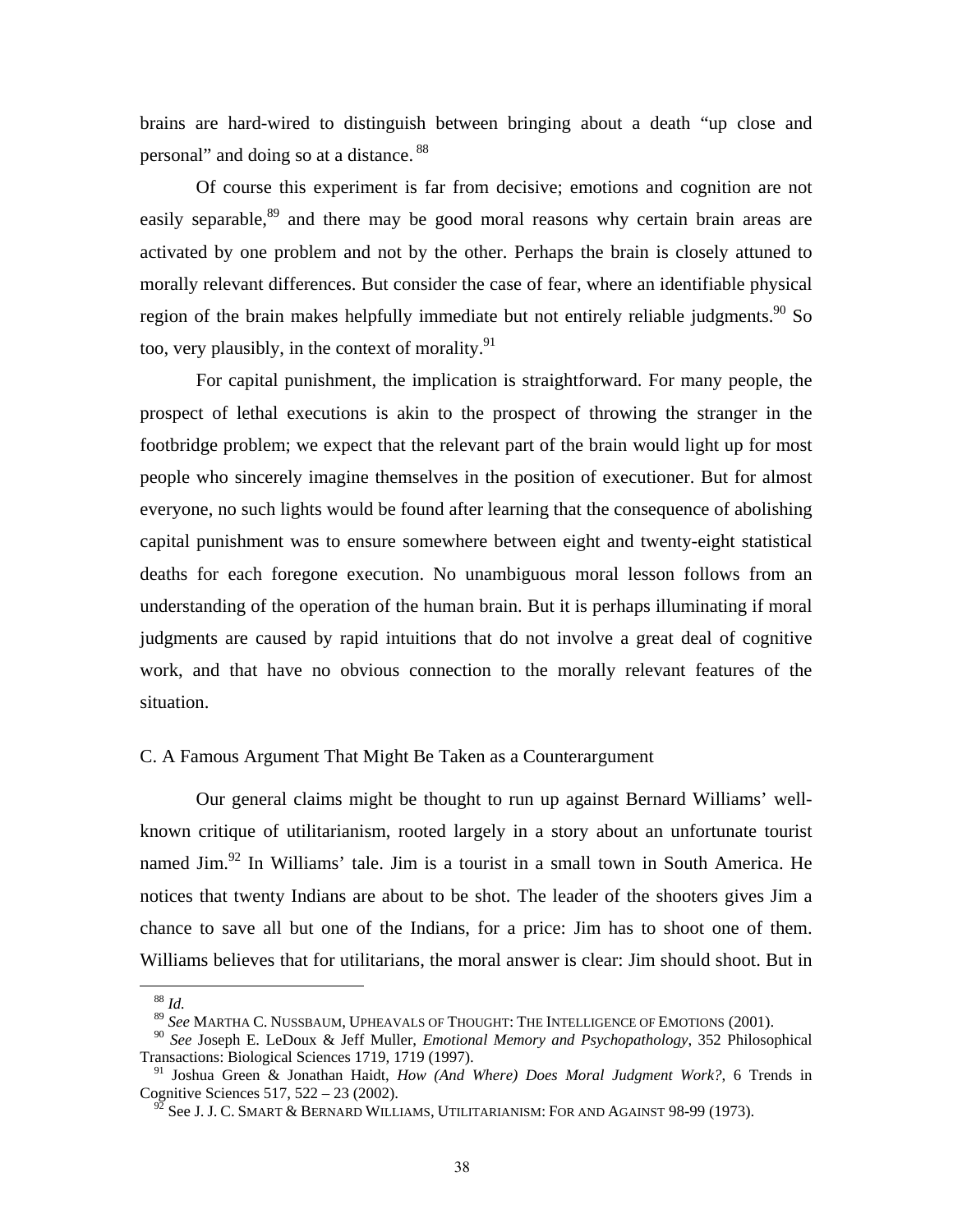brains are hard-wired to distinguish between bringing about a death "up close and personal" and doing so at a distance. [88]

Of course this experiment is far from decisive; emotions and cognition are not easily separable,[89] and there may be good moral reasons why certain brain areas are activated by one problem and not by the other. Perhaps the brain is closely attuned to morally relevant differences. But consider the case of fear, where an identifiable physical region of the brain makes helpfully immediate but not entirely reliable judgments.[90] So too, very plausibly, in the context of morality.[91]

For capital punishment, the implication is straightforward. For many people, the prospect of lethal executions is akin to the prospect of throwing the stranger in the footbridge problem; we expect that the relevant part of the brain would light up for most people who sincerely imagine themselves in the position of executioner. But for almost everyone, no such lights would be found after learning that the consequence of abolishing capital punishment was to ensure somewhere between eight and twenty-eight statistical deaths for each foregone execution. No unambiguous moral lesson follows from an understanding of the operation of the human brain. But it is perhaps illuminating if moral judgments are caused by rapid intuitions that do not involve a great deal of cognitive work, and that have no obvious connection to the morally relevant features of the situation.

C. A Famous Argument That Might Be Taken as a Counterargument

Our general claims might be thought to run up against Bernard Williams' well-known critique of utilitarianism, rooted largely in a story about an unfortunate tourist named Jim.[92] In Williams' tale. Jim is a tourist in a small town in South America. He notices that twenty Indians are about to be shot. The leader of the shooters gives Jim a chance to save all but one of the Indians, for a price: Jim has to shoot one of them. Williams believes that for utilitarians, the moral answer is clear: Jim should shoot. But in

---

[88] *Id.*

[89] *See* MARTHA C. NUSSBAUM, UPHEAVALS OF THOUGHT: THE INTELLIGENCE OF EMOTIONS (2001).

[90] *See* Joseph E. LeDoux & Jeff Muller, *Emotional Memory and Psychopathology*, 352 Philosophical Transactions: Biological Sciences 1719, 1719 (1997).

[91] Joshua Green & Jonathan Haidt, *How (And Where) Does Moral Judgment Work?*, 6 Trends in Cognitive Sciences 517, 522 – 23 (2002).

[92] See J. J. C. SMART & BERNARD WILLIAMS, UTILITARIANISM: FOR AND AGAINST 98-99 (1973).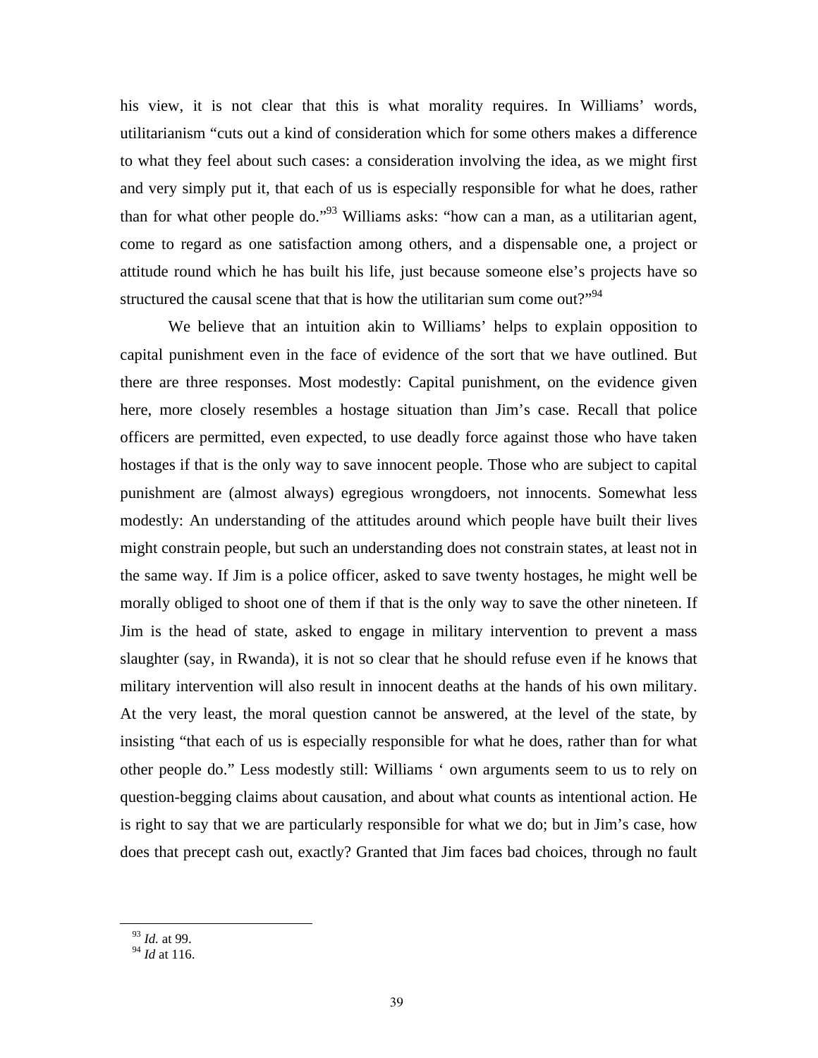his view, it is not clear that this is what morality requires. In Williams' words, utilitarianism "cuts out a kind of consideration which for some others makes a difference to what they feel about such cases: a consideration involving the idea, as we might first and very simply put it, that each of us is especially responsible for what he does, rather than for what other people do."[93] Williams asks: "how can a man, as a utilitarian agent, come to regard as one satisfaction among others, and a dispensable one, a project or attitude round which he has built his life, just because someone else's projects have so structured the causal scene that that is how the utilitarian sum come out?"[94]

We believe that an intuition akin to Williams' helps to explain opposition to capital punishment even in the face of evidence of the sort that we have outlined. But there are three responses. Most modestly: Capital punishment, on the evidence given here, more closely resembles a hostage situation than Jim's case. Recall that police officers are permitted, even expected, to use deadly force against those who have taken hostages if that is the only way to save innocent people. Those who are subject to capital punishment are (almost always) egregious wrongdoers, not innocents. Somewhat less modestly: An understanding of the attitudes around which people have built their lives might constrain people, but such an understanding does not constrain states, at least not in the same way. If Jim is a police officer, asked to save twenty hostages, he might well be morally obliged to shoot one of them if that is the only way to save the other nineteen. If Jim is the head of state, asked to engage in military intervention to prevent a mass slaughter (say, in Rwanda), it is not so clear that he should refuse even if he knows that military intervention will also result in innocent deaths at the hands of his own military. At the very least, the moral question cannot be answered, at the level of the state, by insisting "that each of us is especially responsible for what he does, rather than for what other people do." Less modestly still: Williams ' own arguments seem to us to rely on question-begging claims about causation, and about what counts as intentional action. He is right to say that we are particularly responsible for what we do; but in Jim's case, how does that precept cash out, exactly? Granted that Jim faces bad choices, through no fault

---

[93] *Id.* at 99.

[94] *Id* at 116.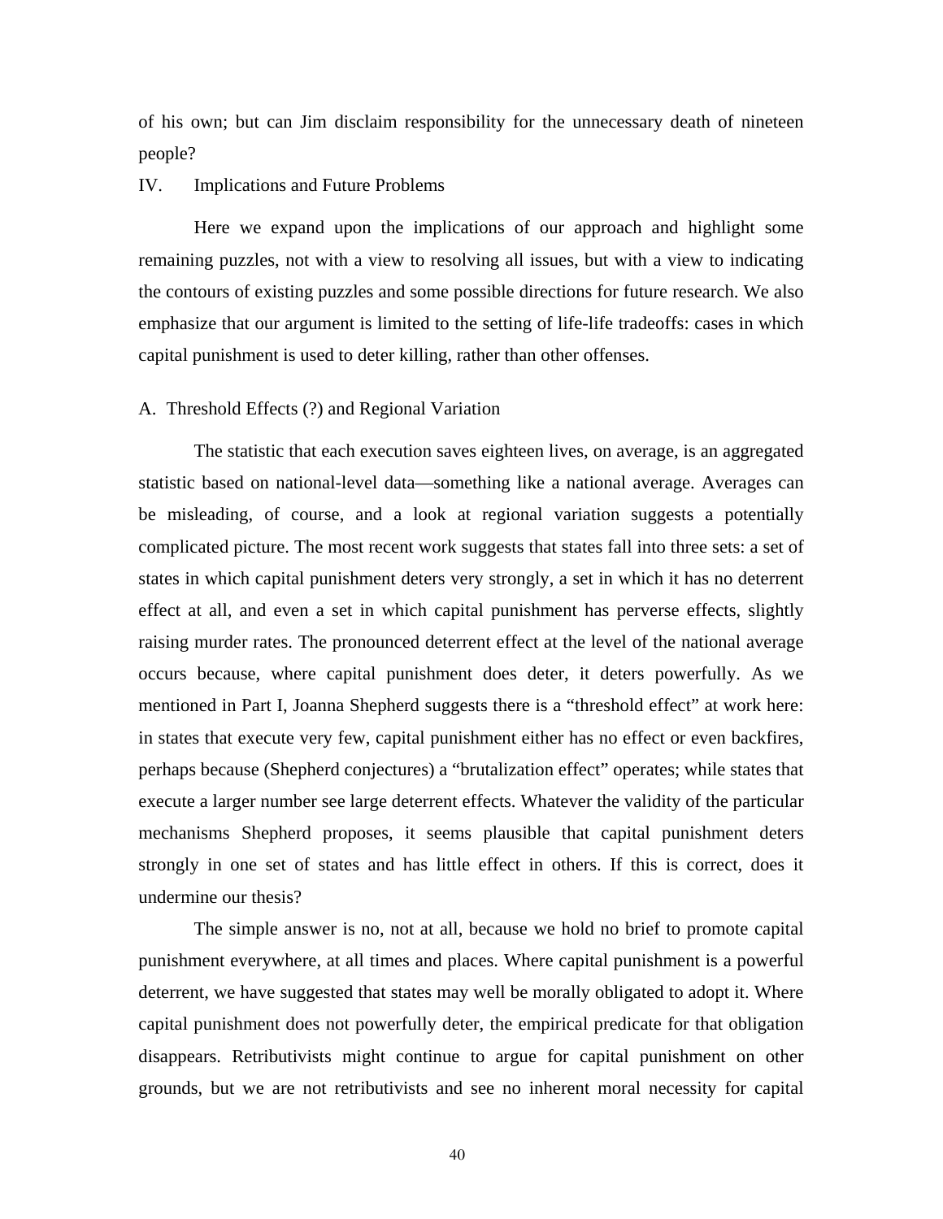of his own; but can Jim disclaim responsibility for the unnecessary death of nineteen people?

## IV. Implications and Future Problems

Here we expand upon the implications of our approach and highlight some remaining puzzles, not with a view to resolving all issues, but with a view to indicating the contours of existing puzzles and some possible directions for future research. We also emphasize that our argument is limited to the setting of life-life tradeoffs: cases in which capital punishment is used to deter killing, rather than other offenses.

### A. Threshold Effects (?) and Regional Variation

The statistic that each execution saves eighteen lives, on average, is an aggregated statistic based on national-level data—something like a national average. Averages can be misleading, of course, and a look at regional variation suggests a potentially complicated picture. The most recent work suggests that states fall into three sets: a set of states in which capital punishment deters very strongly, a set in which it has no deterrent effect at all, and even a set in which capital punishment has perverse effects, slightly raising murder rates. The pronounced deterrent effect at the level of the national average occurs because, where capital punishment does deter, it deters powerfully. As we mentioned in Part I, Joanna Shepherd suggests there is a "threshold effect" at work here: in states that execute very few, capital punishment either has no effect or even backfires, perhaps because (Shepherd conjectures) a "brutalization effect" operates; while states that execute a larger number see large deterrent effects. Whatever the validity of the particular mechanisms Shepherd proposes, it seems plausible that capital punishment deters strongly in one set of states and has little effect in others. If this is correct, does it undermine our thesis?

The simple answer is no, not at all, because we hold no brief to promote capital punishment everywhere, at all times and places. Where capital punishment is a powerful deterrent, we have suggested that states may well be morally obligated to adopt it. Where capital punishment does not powerfully deter, the empirical predicate for that obligation disappears. Retributivists might continue to argue for capital punishment on other grounds, but we are not retributivists and see no inherent moral necessity for capital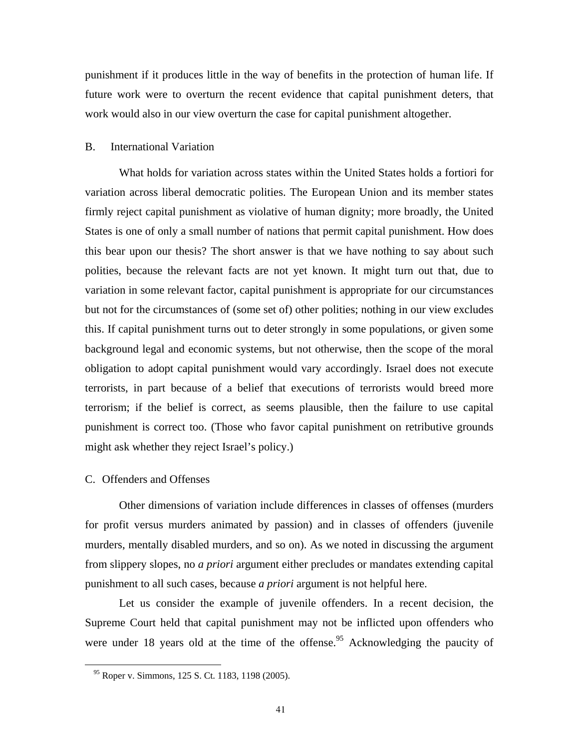punishment if it produces little in the way of benefits in the protection of human life. If future work were to overturn the recent evidence that capital punishment deters, that work would also in our view overturn the case for capital punishment altogether.

### B. International Variation

What holds for variation across states within the United States holds a fortiori for variation across liberal democratic polities. The European Union and its member states firmly reject capital punishment as violative of human dignity; more broadly, the United States is one of only a small number of nations that permit capital punishment. How does this bear upon our thesis? The short answer is that we have nothing to say about such polities, because the relevant facts are not yet known. It might turn out that, due to variation in some relevant factor, capital punishment is appropriate for our circumstances but not for the circumstances of (some set of) other polities; nothing in our view excludes this. If capital punishment turns out to deter strongly in some populations, or given some background legal and economic systems, but not otherwise, then the scope of the moral obligation to adopt capital punishment would vary accordingly. Israel does not execute terrorists, in part because of a belief that executions of terrorists would breed more terrorism; if the belief is correct, as seems plausible, then the failure to use capital punishment is correct too. (Those who favor capital punishment on retributive grounds might ask whether they reject Israel's policy.)

### C. Offenders and Offenses

Other dimensions of variation include differences in classes of offenses (murders for profit versus murders animated by passion) and in classes of offenders (juvenile murders, mentally disabled murders, and so on). As we noted in discussing the argument from slippery slopes, no *a priori* argument either precludes or mandates extending capital punishment to all such cases, because *a priori* argument is not helpful here.

Let us consider the example of juvenile offenders. In a recent decision, the Supreme Court held that capital punishment may not be inflicted upon offenders who were under 18 years old at the time of the offense.[95] Acknowledging the paucity of

---

[95] Roper v. Simmons, 125 S. Ct. 1183, 1198 (2005).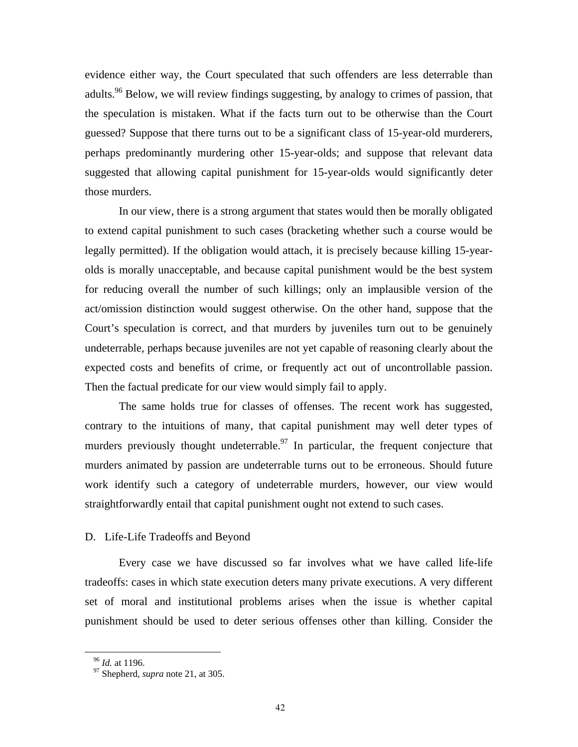evidence either way, the Court speculated that such offenders are less deterrable than adults.[96] Below, we will review findings suggesting, by analogy to crimes of passion, that the speculation is mistaken. What if the facts turn out to be otherwise than the Court guessed? Suppose that there turns out to be a significant class of 15-year-old murderers, perhaps predominantly murdering other 15-year-olds; and suppose that relevant data suggested that allowing capital punishment for 15-year-olds would significantly deter those murders.

In our view, there is a strong argument that states would then be morally obligated to extend capital punishment to such cases (bracketing whether such a course would be legally permitted). If the obligation would attach, it is precisely because killing 15-year-olds is morally unacceptable, and because capital punishment would be the best system for reducing overall the number of such killings; only an implausible version of the act/omission distinction would suggest otherwise. On the other hand, suppose that the Court's speculation is correct, and that murders by juveniles turn out to be genuinely undeterrable, perhaps because juveniles are not yet capable of reasoning clearly about the expected costs and benefits of crime, or frequently act out of uncontrollable passion. Then the factual predicate for our view would simply fail to apply.

The same holds true for classes of offenses. The recent work has suggested, contrary to the intuitions of many, that capital punishment may well deter types of murders previously thought undeterrable.[97] In particular, the frequent conjecture that murders animated by passion are undeterrable turns out to be erroneous. Should future work identify such a category of undeterrable murders, however, our view would straightforwardly entail that capital punishment ought not extend to such cases.

### D. Life-Life Tradeoffs and Beyond

Every case we have discussed so far involves what we have called life-life tradeoffs: cases in which state execution deters many private executions. A very different set of moral and institutional problems arises when the issue is whether capital punishment should be used to deter serious offenses other than killing. Consider the

---

[96] *Id.* at 1196.

[97] Shepherd, *supra* note 21, at 305.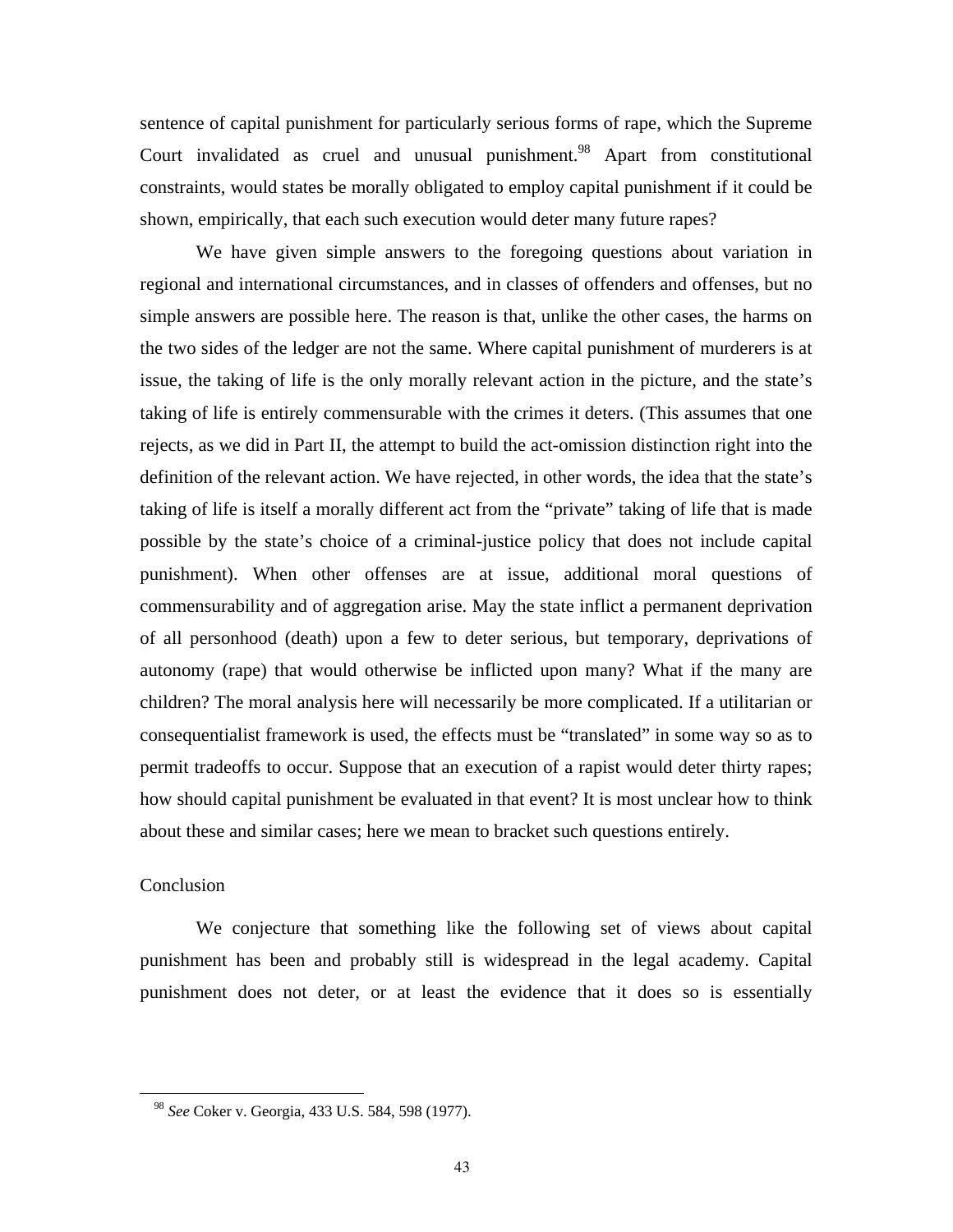sentence of capital punishment for particularly serious forms of rape, which the Supreme Court invalidated as cruel and unusual punishment.[98] Apart from constitutional constraints, would states be morally obligated to employ capital punishment if it could be shown, empirically, that each such execution would deter many future rapes?

We have given simple answers to the foregoing questions about variation in regional and international circumstances, and in classes of offenders and offenses, but no simple answers are possible here. The reason is that, unlike the other cases, the harms on the two sides of the ledger are not the same. Where capital punishment of murderers is at issue, the taking of life is the only morally relevant action in the picture, and the state's taking of life is entirely commensurable with the crimes it deters. (This assumes that one rejects, as we did in Part II, the attempt to build the act-omission distinction right into the definition of the relevant action. We have rejected, in other words, the idea that the state's taking of life is itself a morally different act from the "private" taking of life that is made possible by the state's choice of a criminal-justice policy that does not include capital punishment). When other offenses are at issue, additional moral questions of commensurability and of aggregation arise. May the state inflict a permanent deprivation of all personhood (death) upon a few to deter serious, but temporary, deprivations of autonomy (rape) that would otherwise be inflicted upon many? What if the many are children? The moral analysis here will necessarily be more complicated. If a utilitarian or consequentialist framework is used, the effects must be "translated" in some way so as to permit tradeoffs to occur. Suppose that an execution of a rapist would deter thirty rapes; how should capital punishment be evaluated in that event? It is most unclear how to think about these and similar cases; here we mean to bracket such questions entirely.

## Conclusion

We conjecture that something like the following set of views about capital punishment has been and probably still is widespread in the legal academy. Capital punishment does not deter, or at least the evidence that it does so is essentially

---

[98] *See* Coker v. Georgia, 433 U.S. 584, 598 (1977).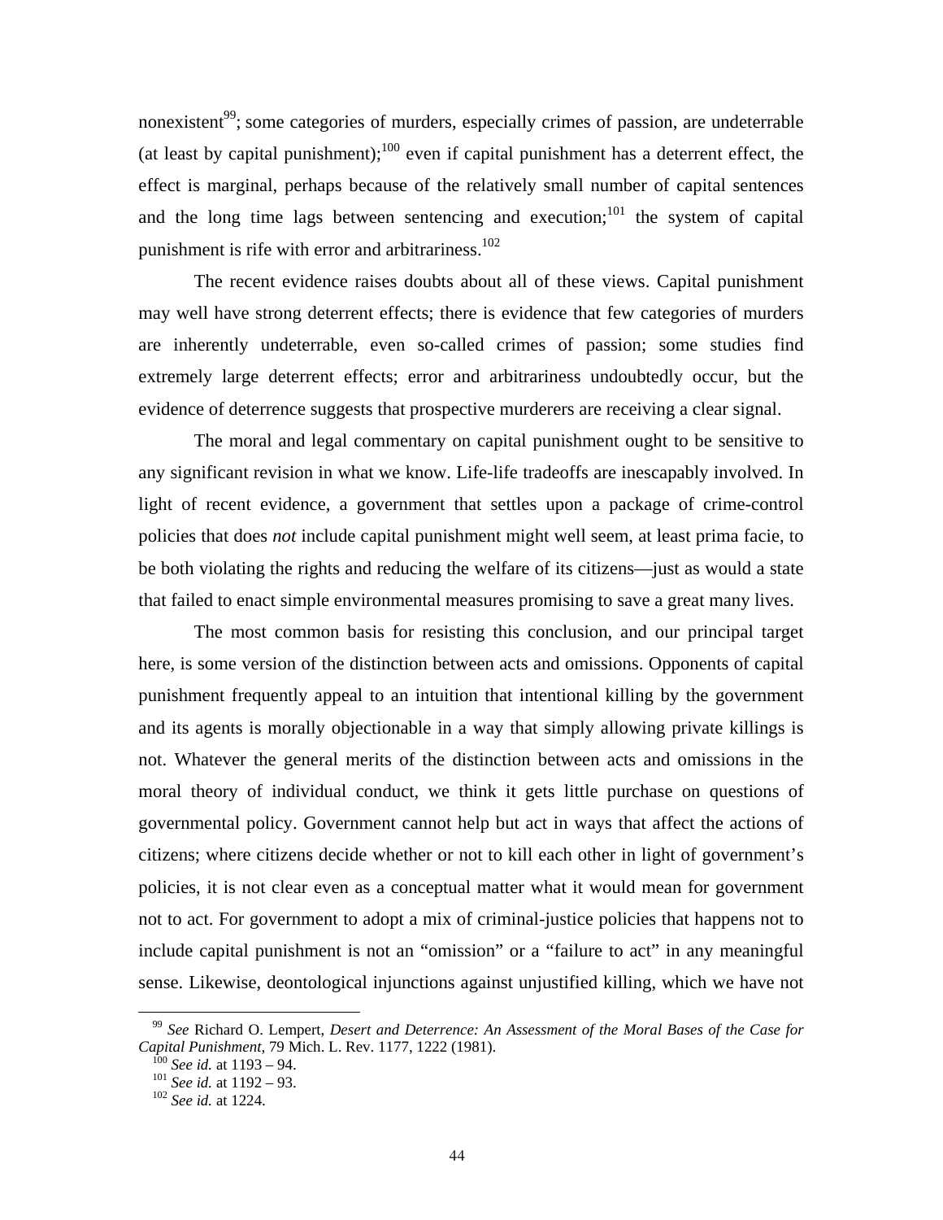nonexistent[99]; some categories of murders, especially crimes of passion, are undeterrable (at least by capital punishment);[100] even if capital punishment has a deterrent effect, the effect is marginal, perhaps because of the relatively small number of capital sentences and the long time lags between sentencing and execution;[101] the system of capital punishment is rife with error and arbitrariness.[102]

The recent evidence raises doubts about all of these views. Capital punishment may well have strong deterrent effects; there is evidence that few categories of murders are inherently undeterrable, even so-called crimes of passion; some studies find extremely large deterrent effects; error and arbitrariness undoubtedly occur, but the evidence of deterrence suggests that prospective murderers are receiving a clear signal.

The moral and legal commentary on capital punishment ought to be sensitive to any significant revision in what we know. Life-life tradeoffs are inescapably involved. In light of recent evidence, a government that settles upon a package of crime-control policies that does *not* include capital punishment might well seem, at least prima facie, to be both violating the rights and reducing the welfare of its citizens—just as would a state that failed to enact simple environmental measures promising to save a great many lives.

The most common basis for resisting this conclusion, and our principal target here, is some version of the distinction between acts and omissions. Opponents of capital punishment frequently appeal to an intuition that intentional killing by the government and its agents is morally objectionable in a way that simply allowing private killings is not. Whatever the general merits of the distinction between acts and omissions in the moral theory of individual conduct, we think it gets little purchase on questions of governmental policy. Government cannot help but act in ways that affect the actions of citizens; where citizens decide whether or not to kill each other in light of government's policies, it is not clear even as a conceptual matter what it would mean for government not to act. For government to adopt a mix of criminal-justice policies that happens not to include capital punishment is not an "omission" or a "failure to act" in any meaningful sense. Likewise, deontological injunctions against unjustified killing, which we have not

---

[99] *See* Richard O. Lempert, *Desert and Deterrence: An Assessment of the Moral Bases of the Case for Capital Punishment*, 79 Mich. L. Rev. 1177, 1222 (1981).

[100] *See id.* at 1193 – 94.

[101] *See id.* at 1192 – 93.

[102] *See id.* at 1224.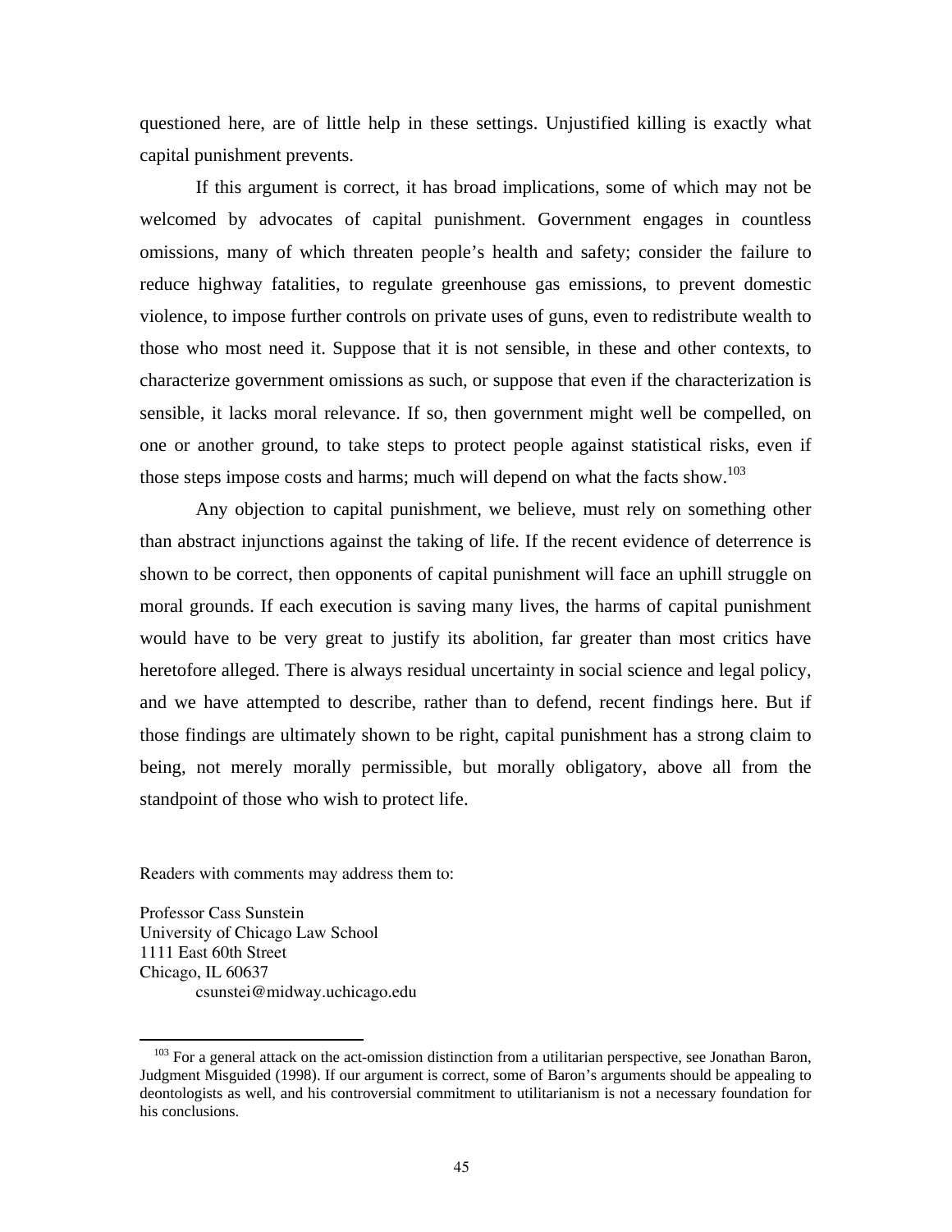questioned here, are of little help in these settings. Unjustified killing is exactly what capital punishment prevents.

If this argument is correct, it has broad implications, some of which may not be welcomed by advocates of capital punishment. Government engages in countless omissions, many of which threaten people's health and safety; consider the failure to reduce highway fatalities, to regulate greenhouse gas emissions, to prevent domestic violence, to impose further controls on private uses of guns, even to redistribute wealth to those who most need it. Suppose that it is not sensible, in these and other contexts, to characterize government omissions as such, or suppose that even if the characterization is sensible, it lacks moral relevance. If so, then government might well be compelled, on one or another ground, to take steps to protect people against statistical risks, even if those steps impose costs and harms; much will depend on what the facts show.[103]

Any objection to capital punishment, we believe, must rely on something other than abstract injunctions against the taking of life. If the recent evidence of deterrence is shown to be correct, then opponents of capital punishment will face an uphill struggle on moral grounds. If each execution is saving many lives, the harms of capital punishment would have to be very great to justify its abolition, far greater than most critics have heretofore alleged. There is always residual uncertainty in social science and legal policy, and we have attempted to describe, rather than to defend, recent findings here. But if those findings are ultimately shown to be right, capital punishment has a strong claim to being, not merely morally permissible, but morally obligatory, above all from the standpoint of those who wish to protect life.

Readers with comments may address them to:

Professor Cass Sunstein
University of Chicago Law School
1111 East 60th Street
Chicago, IL 60637
csunstei@midway.uchicago.edu

[103] For a general attack on the act-omission distinction from a utilitarian perspective, see Jonathan Baron, Judgment Misguided (1998). If our argument is correct, some of Baron's arguments should be appealing to deontologists as well, and his controversial commitment to utilitarianism is not a necessary foundation for his conclusions.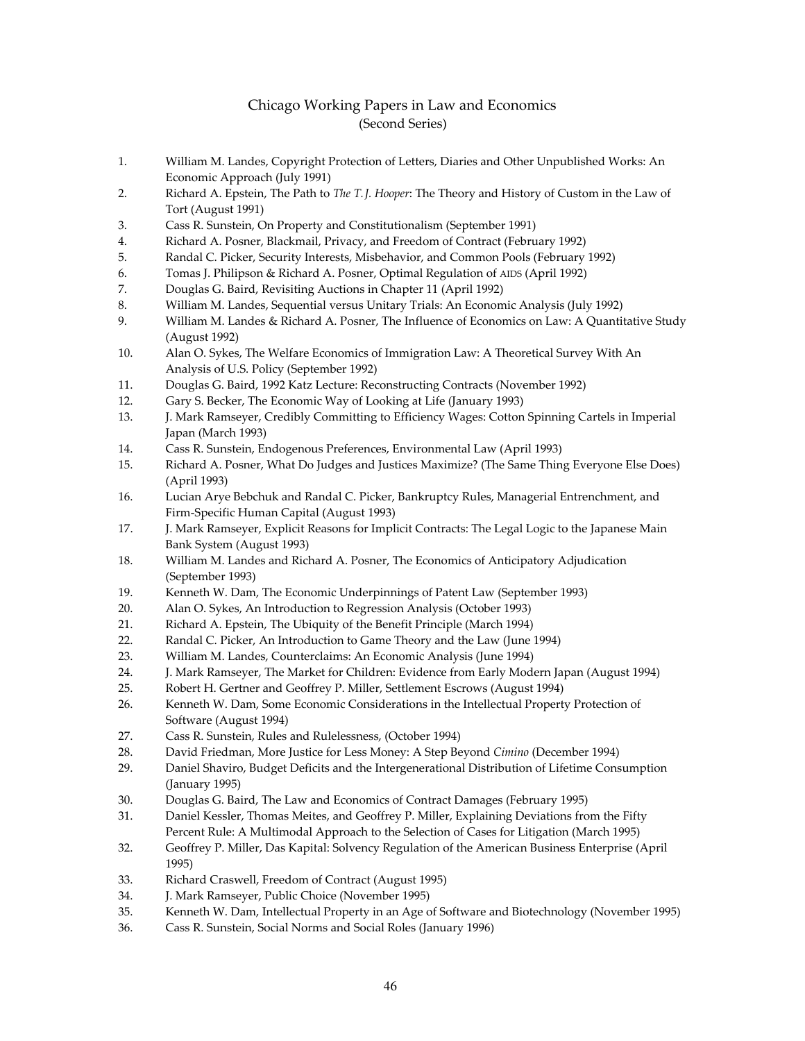# Chicago Working Papers in Law and Economics
(Second Series)

1. William M. Landes, Copyright Protection of Letters, Diaries and Other Unpublished Works: An Economic Approach (July 1991)
2. Richard A. Epstein, The Path to *The T. J. Hooper*: The Theory and History of Custom in the Law of Tort (August 1991)
3. Cass R. Sunstein, On Property and Constitutionalism (September 1991)
4. Richard A. Posner, Blackmail, Privacy, and Freedom of Contract (February 1992)
5. Randal C. Picker, Security Interests, Misbehavior, and Common Pools (February 1992)
6. Tomas J. Philipson & Richard A. Posner, Optimal Regulation of AIDS (April 1992)
7. Douglas G. Baird, Revisiting Auctions in Chapter 11 (April 1992)
8. William M. Landes, Sequential versus Unitary Trials: An Economic Analysis (July 1992)
9. William M. Landes & Richard A. Posner, The Influence of Economics on Law: A Quantitative Study (August 1992)
10. Alan O. Sykes, The Welfare Economics of Immigration Law: A Theoretical Survey With An Analysis of U.S. Policy (September 1992)
11. Douglas G. Baird, 1992 Katz Lecture: Reconstructing Contracts (November 1992)
12. Gary S. Becker, The Economic Way of Looking at Life (January 1993)
13. J. Mark Ramseyer, Credibly Committing to Efficiency Wages: Cotton Spinning Cartels in Imperial Japan (March 1993)
14. Cass R. Sunstein, Endogenous Preferences, Environmental Law (April 1993)
15. Richard A. Posner, What Do Judges and Justices Maximize? (The Same Thing Everyone Else Does) (April 1993)
16. Lucian Arye Bebchuk and Randal C. Picker, Bankruptcy Rules, Managerial Entrenchment, and Firm-Specific Human Capital (August 1993)
17. J. Mark Ramseyer, Explicit Reasons for Implicit Contracts: The Legal Logic to the Japanese Main Bank System (August 1993)
18. William M. Landes and Richard A. Posner, The Economics of Anticipatory Adjudication (September 1993)
19. Kenneth W. Dam, The Economic Underpinnings of Patent Law (September 1993)
20. Alan O. Sykes, An Introduction to Regression Analysis (October 1993)
21. Richard A. Epstein, The Ubiquity of the Benefit Principle (March 1994)
22. Randal C. Picker, An Introduction to Game Theory and the Law (June 1994)
23. William M. Landes, Counterclaims: An Economic Analysis (June 1994)
24. J. Mark Ramseyer, The Market for Children: Evidence from Early Modern Japan (August 1994)
25. Robert H. Gertner and Geoffrey P. Miller, Settlement Escrows (August 1994)
26. Kenneth W. Dam, Some Economic Considerations in the Intellectual Property Protection of Software (August 1994)
27. Cass R. Sunstein, Rules and Rulelessness, (October 1994)
28. David Friedman, More Justice for Less Money: A Step Beyond *Cimino* (December 1994)
29. Daniel Shaviro, Budget Deficits and the Intergenerational Distribution of Lifetime Consumption (January 1995)
30. Douglas G. Baird, The Law and Economics of Contract Damages (February 1995)
31. Daniel Kessler, Thomas Meites, and Geoffrey P. Miller, Explaining Deviations from the Fifty Percent Rule: A Multimodal Approach to the Selection of Cases for Litigation (March 1995)
32. Geoffrey P. Miller, Das Kapital: Solvency Regulation of the American Business Enterprise (April 1995)
33. Richard Craswell, Freedom of Contract (August 1995)
34. J. Mark Ramseyer, Public Choice (November 1995)
35. Kenneth W. Dam, Intellectual Property in an Age of Software and Biotechnology (November 1995)
36. Cass R. Sunstein, Social Norms and Social Roles (January 1996)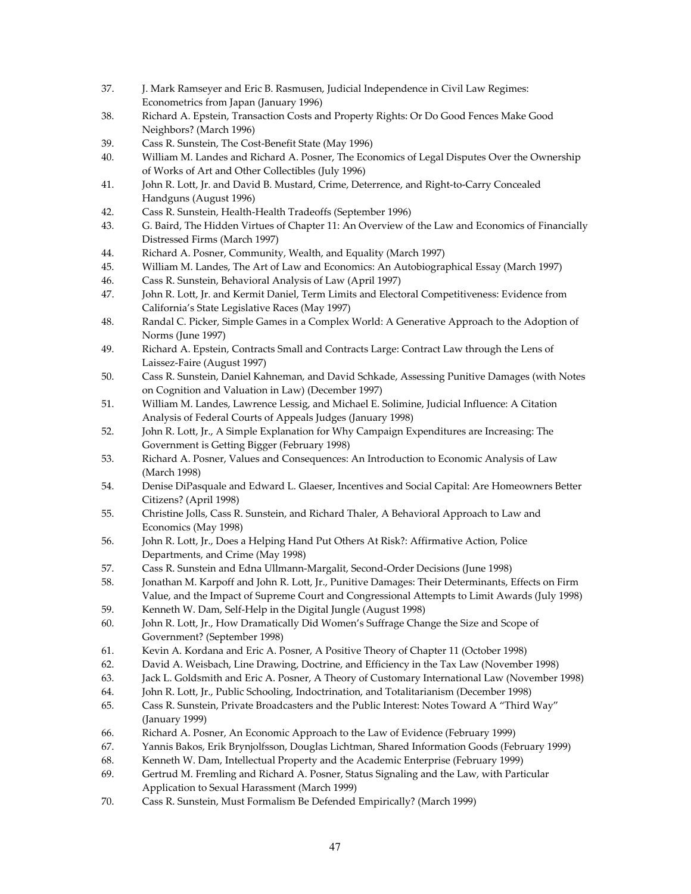37. J. Mark Ramseyer and Eric B. Rasmusen, Judicial Independence in Civil Law Regimes: Econometrics from Japan (January 1996)
38. Richard A. Epstein, Transaction Costs and Property Rights: Or Do Good Fences Make Good Neighbors? (March 1996)
39. Cass R. Sunstein, The Cost-Benefit State (May 1996)
40. William M. Landes and Richard A. Posner, The Economics of Legal Disputes Over the Ownership of Works of Art and Other Collectibles (July 1996)
41. John R. Lott, Jr. and David B. Mustard, Crime, Deterrence, and Right-to-Carry Concealed Handguns (August 1996)
42. Cass R. Sunstein, Health-Health Tradeoffs (September 1996)
43. G. Baird, The Hidden Virtues of Chapter 11: An Overview of the Law and Economics of Financially Distressed Firms (March 1997)
44. Richard A. Posner, Community, Wealth, and Equality (March 1997)
45. William M. Landes, The Art of Law and Economics: An Autobiographical Essay (March 1997)
46. Cass R. Sunstein, Behavioral Analysis of Law (April 1997)
47. John R. Lott, Jr. and Kermit Daniel, Term Limits and Electoral Competitiveness: Evidence from California's State Legislative Races (May 1997)
48. Randal C. Picker, Simple Games in a Complex World: A Generative Approach to the Adoption of Norms (June 1997)
49. Richard A. Epstein, Contracts Small and Contracts Large: Contract Law through the Lens of Laissez-Faire (August 1997)
50. Cass R. Sunstein, Daniel Kahneman, and David Schkade, Assessing Punitive Damages (with Notes on Cognition and Valuation in Law) (December 1997)
51. William M. Landes, Lawrence Lessig, and Michael E. Solimine, Judicial Influence: A Citation Analysis of Federal Courts of Appeals Judges (January 1998)
52. John R. Lott, Jr., A Simple Explanation for Why Campaign Expenditures are Increasing: The Government is Getting Bigger (February 1998)
53. Richard A. Posner, Values and Consequences: An Introduction to Economic Analysis of Law (March 1998)
54. Denise DiPasquale and Edward L. Glaeser, Incentives and Social Capital: Are Homeowners Better Citizens? (April 1998)
55. Christine Jolls, Cass R. Sunstein, and Richard Thaler, A Behavioral Approach to Law and Economics (May 1998)
56. John R. Lott, Jr., Does a Helping Hand Put Others At Risk?: Affirmative Action, Police Departments, and Crime (May 1998)
57. Cass R. Sunstein and Edna Ullmann-Margalit, Second-Order Decisions (June 1998)
58. Jonathan M. Karpoff and John R. Lott, Jr., Punitive Damages: Their Determinants, Effects on Firm Value, and the Impact of Supreme Court and Congressional Attempts to Limit Awards (July 1998)
59. Kenneth W. Dam, Self-Help in the Digital Jungle (August 1998)
60. John R. Lott, Jr., How Dramatically Did Women's Suffrage Change the Size and Scope of Government? (September 1998)
61. Kevin A. Kordana and Eric A. Posner, A Positive Theory of Chapter 11 (October 1998)
62. David A. Weisbach, Line Drawing, Doctrine, and Efficiency in the Tax Law (November 1998)
63. Jack L. Goldsmith and Eric A. Posner, A Theory of Customary International Law (November 1998)
64. John R. Lott, Jr., Public Schooling, Indoctrination, and Totalitarianism (December 1998)
65. Cass R. Sunstein, Private Broadcasters and the Public Interest: Notes Toward A "Third Way" (January 1999)
66. Richard A. Posner, An Economic Approach to the Law of Evidence (February 1999)
67. Yannis Bakos, Erik Brynjolfsson, Douglas Lichtman, Shared Information Goods (February 1999)
68. Kenneth W. Dam, Intellectual Property and the Academic Enterprise (February 1999)
69. Gertrud M. Fremling and Richard A. Posner, Status Signaling and the Law, with Particular Application to Sexual Harassment (March 1999)
70. Cass R. Sunstein, Must Formalism Be Defended Empirically? (March 1999)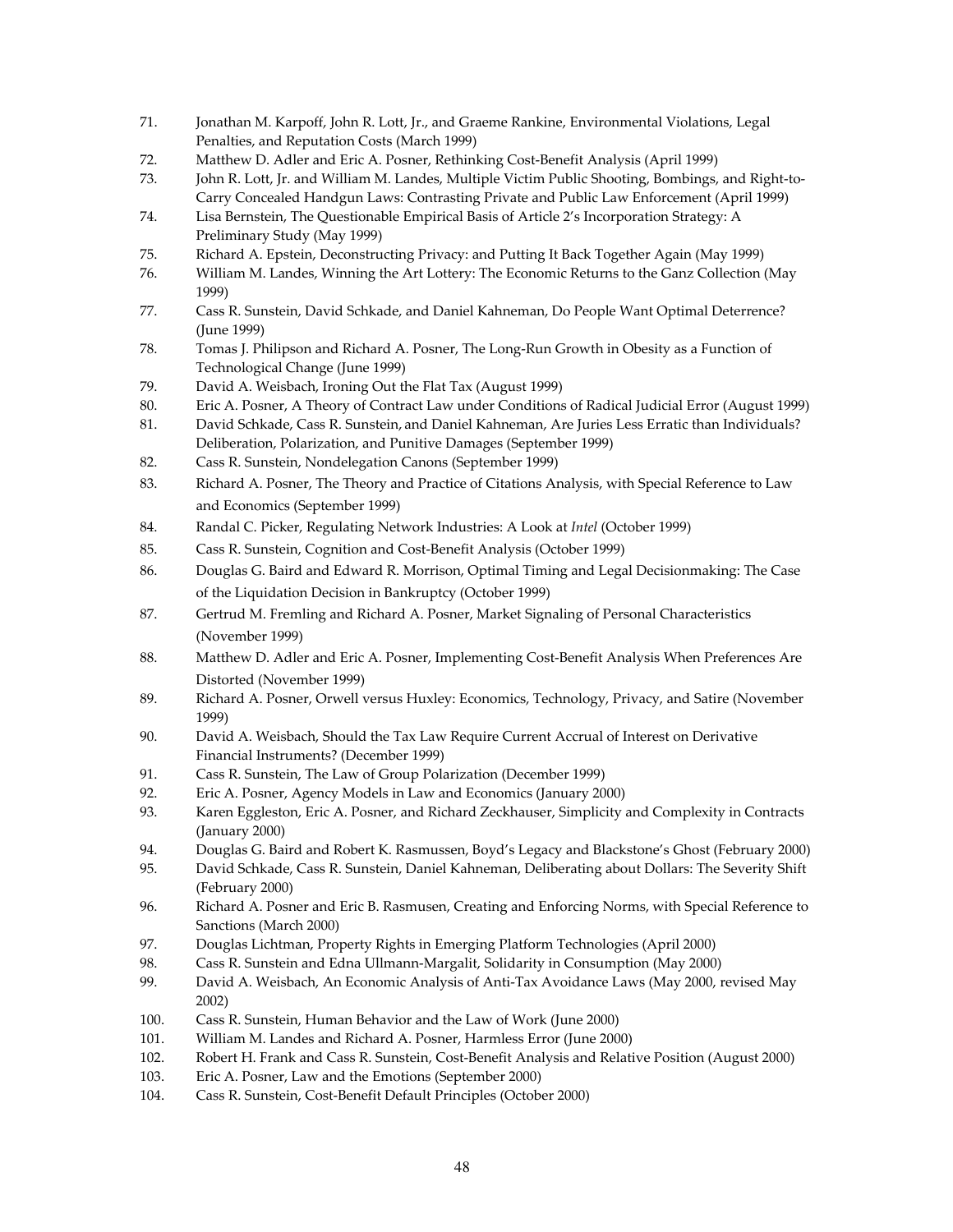71. Jonathan M. Karpoff, John R. Lott, Jr., and Graeme Rankine, Environmental Violations, Legal Penalties, and Reputation Costs (March 1999)
72. Matthew D. Adler and Eric A. Posner, Rethinking Cost-Benefit Analysis (April 1999)
73. John R. Lott, Jr. and William M. Landes, Multiple Victim Public Shooting, Bombings, and Right-to-Carry Concealed Handgun Laws: Contrasting Private and Public Law Enforcement (April 1999)
74. Lisa Bernstein, The Questionable Empirical Basis of Article 2's Incorporation Strategy: A Preliminary Study (May 1999)
75. Richard A. Epstein, Deconstructing Privacy: and Putting It Back Together Again (May 1999)
76. William M. Landes, Winning the Art Lottery: The Economic Returns to the Ganz Collection (May 1999)
77. Cass R. Sunstein, David Schkade, and Daniel Kahneman, Do People Want Optimal Deterrence? (June 1999)
78. Tomas J. Philipson and Richard A. Posner, The Long-Run Growth in Obesity as a Function of Technological Change (June 1999)
79. David A. Weisbach, Ironing Out the Flat Tax (August 1999)
80. Eric A. Posner, A Theory of Contract Law under Conditions of Radical Judicial Error (August 1999)
81. David Schkade, Cass R. Sunstein, and Daniel Kahneman, Are Juries Less Erratic than Individuals? Deliberation, Polarization, and Punitive Damages (September 1999)
82. Cass R. Sunstein, Nondelegation Canons (September 1999)
83. Richard A. Posner, The Theory and Practice of Citations Analysis, with Special Reference to Law and Economics (September 1999)
84. Randal C. Picker, Regulating Network Industries: A Look at *Intel* (October 1999)
85. Cass R. Sunstein, Cognition and Cost-Benefit Analysis (October 1999)
86. Douglas G. Baird and Edward R. Morrison, Optimal Timing and Legal Decisionmaking: The Case of the Liquidation Decision in Bankruptcy (October 1999)
87. Gertrud M. Fremling and Richard A. Posner, Market Signaling of Personal Characteristics (November 1999)
88. Matthew D. Adler and Eric A. Posner, Implementing Cost-Benefit Analysis When Preferences Are Distorted (November 1999)
89. Richard A. Posner, Orwell versus Huxley: Economics, Technology, Privacy, and Satire (November 1999)
90. David A. Weisbach, Should the Tax Law Require Current Accrual of Interest on Derivative Financial Instruments? (December 1999)
91. Cass R. Sunstein, The Law of Group Polarization (December 1999)
92. Eric A. Posner, Agency Models in Law and Economics (January 2000)
93. Karen Eggleston, Eric A. Posner, and Richard Zeckhauser, Simplicity and Complexity in Contracts (January 2000)
94. Douglas G. Baird and Robert K. Rasmussen, Boyd's Legacy and Blackstone's Ghost (February 2000)
95. David Schkade, Cass R. Sunstein, Daniel Kahneman, Deliberating about Dollars: The Severity Shift (February 2000)
96. Richard A. Posner and Eric B. Rasmusen, Creating and Enforcing Norms, with Special Reference to Sanctions (March 2000)
97. Douglas Lichtman, Property Rights in Emerging Platform Technologies (April 2000)
98. Cass R. Sunstein and Edna Ullmann-Margalit, Solidarity in Consumption (May 2000)
99. David A. Weisbach, An Economic Analysis of Anti-Tax Avoidance Laws (May 2000, revised May 2002)
100. Cass R. Sunstein, Human Behavior and the Law of Work (June 2000)
101. William M. Landes and Richard A. Posner, Harmless Error (June 2000)
102. Robert H. Frank and Cass R. Sunstein, Cost-Benefit Analysis and Relative Position (August 2000)
103. Eric A. Posner, Law and the Emotions (September 2000)
104. Cass R. Sunstein, Cost-Benefit Default Principles (October 2000)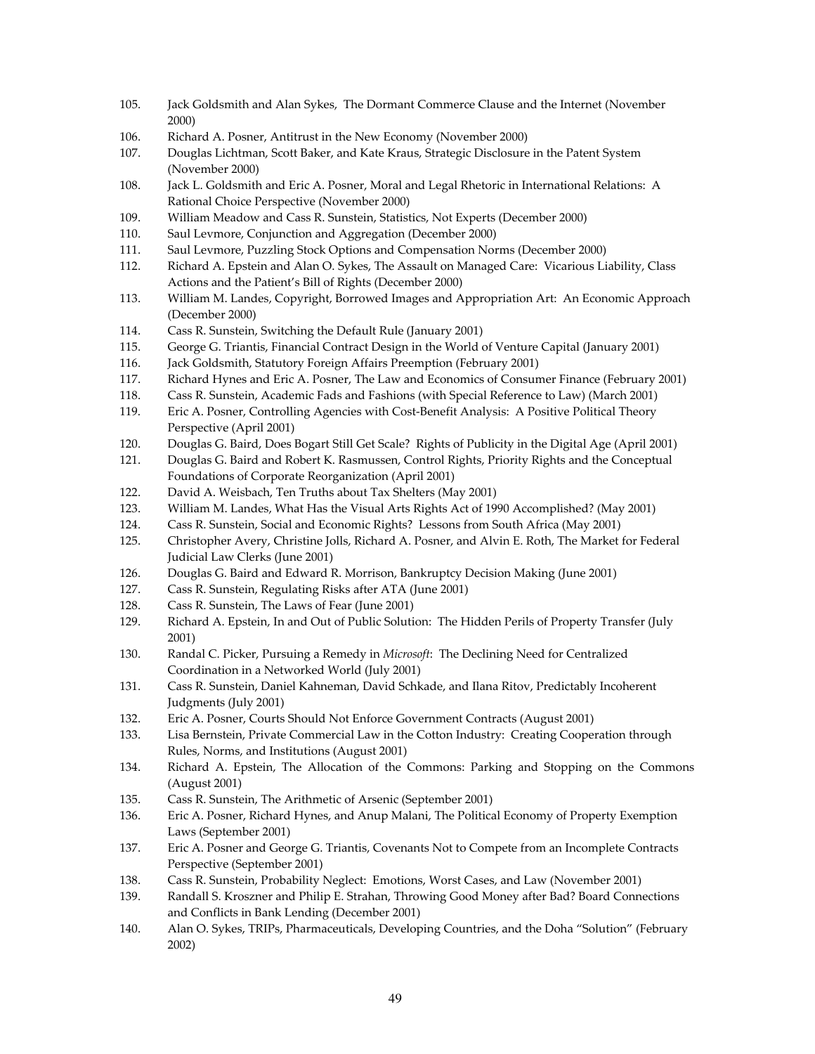105. Jack Goldsmith and Alan Sykes, The Dormant Commerce Clause and the Internet (November 2000)
106. Richard A. Posner, Antitrust in the New Economy (November 2000)
107. Douglas Lichtman, Scott Baker, and Kate Kraus, Strategic Disclosure in the Patent System (November 2000)
108. Jack L. Goldsmith and Eric A. Posner, Moral and Legal Rhetoric in International Relations: A Rational Choice Perspective (November 2000)
109. William Meadow and Cass R. Sunstein, Statistics, Not Experts (December 2000)
110. Saul Levmore, Conjunction and Aggregation (December 2000)
111. Saul Levmore, Puzzling Stock Options and Compensation Norms (December 2000)
112. Richard A. Epstein and Alan O. Sykes, The Assault on Managed Care: Vicarious Liability, Class Actions and the Patient's Bill of Rights (December 2000)
113. William M. Landes, Copyright, Borrowed Images and Appropriation Art: An Economic Approach (December 2000)
114. Cass R. Sunstein, Switching the Default Rule (January 2001)
115. George G. Triantis, Financial Contract Design in the World of Venture Capital (January 2001)
116. Jack Goldsmith, Statutory Foreign Affairs Preemption (February 2001)
117. Richard Hynes and Eric A. Posner, The Law and Economics of Consumer Finance (February 2001)
118. Cass R. Sunstein, Academic Fads and Fashions (with Special Reference to Law) (March 2001)
119. Eric A. Posner, Controlling Agencies with Cost-Benefit Analysis: A Positive Political Theory Perspective (April 2001)
120. Douglas G. Baird, Does Bogart Still Get Scale? Rights of Publicity in the Digital Age (April 2001)
121. Douglas G. Baird and Robert K. Rasmussen, Control Rights, Priority Rights and the Conceptual Foundations of Corporate Reorganization (April 2001)
122. David A. Weisbach, Ten Truths about Tax Shelters (May 2001)
123. William M. Landes, What Has the Visual Arts Rights Act of 1990 Accomplished? (May 2001)
124. Cass R. Sunstein, Social and Economic Rights? Lessons from South Africa (May 2001)
125. Christopher Avery, Christine Jolls, Richard A. Posner, and Alvin E. Roth, The Market for Federal Judicial Law Clerks (June 2001)
126. Douglas G. Baird and Edward R. Morrison, Bankruptcy Decision Making (June 2001)
127. Cass R. Sunstein, Regulating Risks after ATA (June 2001)
128. Cass R. Sunstein, The Laws of Fear (June 2001)
129. Richard A. Epstein, In and Out of Public Solution: The Hidden Perils of Property Transfer (July 2001)
130. Randal C. Picker, Pursuing a Remedy in *Microsoft*: The Declining Need for Centralized Coordination in a Networked World (July 2001)
131. Cass R. Sunstein, Daniel Kahneman, David Schkade, and Ilana Ritov, Predictably Incoherent Judgments (July 2001)
132. Eric A. Posner, Courts Should Not Enforce Government Contracts (August 2001)
133. Lisa Bernstein, Private Commercial Law in the Cotton Industry: Creating Cooperation through Rules, Norms, and Institutions (August 2001)
134. Richard A. Epstein, The Allocation of the Commons: Parking and Stopping on the Commons (August 2001)
135. Cass R. Sunstein, The Arithmetic of Arsenic (September 2001)
136. Eric A. Posner, Richard Hynes, and Anup Malani, The Political Economy of Property Exemption Laws (September 2001)
137. Eric A. Posner and George G. Triantis, Covenants Not to Compete from an Incomplete Contracts Perspective (September 2001)
138. Cass R. Sunstein, Probability Neglect: Emotions, Worst Cases, and Law (November 2001)
139. Randall S. Kroszner and Philip E. Strahan, Throwing Good Money after Bad? Board Connections and Conflicts in Bank Lending (December 2001)
140. Alan O. Sykes, TRIPs, Pharmaceuticals, Developing Countries, and the Doha "Solution" (February 2002)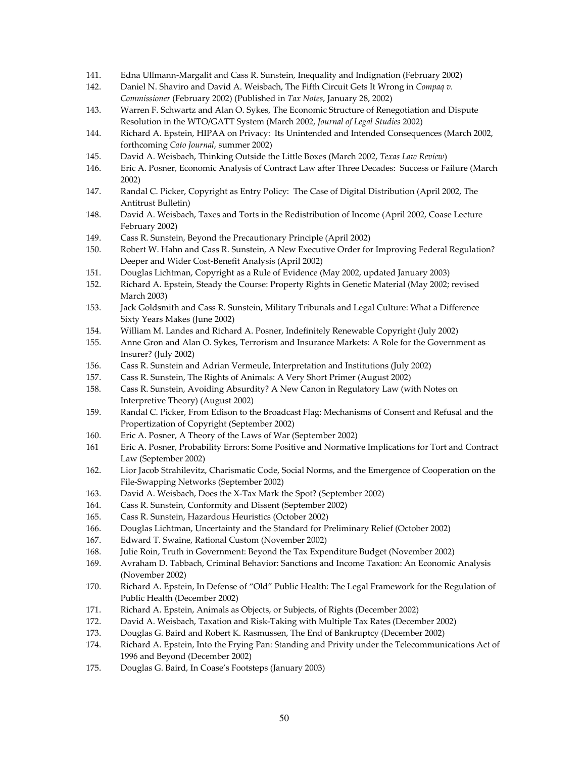141. Edna Ullmann-Margalit and Cass R. Sunstein, Inequality and Indignation (February 2002)
142. Daniel N. Shaviro and David A. Weisbach, The Fifth Circuit Gets It Wrong in *Compaq v. Commissioner* (February 2002) (Published in *Tax Notes*, January 28, 2002)
143. Warren F. Schwartz and Alan O. Sykes, The Economic Structure of Renegotiation and Dispute Resolution in the WTO/GATT System (March 2002, *Journal of Legal Studies* 2002)
144. Richard A. Epstein, HIPAA on Privacy: Its Unintended and Intended Consequences (March 2002, forthcoming *Cato Journal*, summer 2002)
145. David A. Weisbach, Thinking Outside the Little Boxes (March 2002, *Texas Law Review*)
146. Eric A. Posner, Economic Analysis of Contract Law after Three Decades: Success or Failure (March 2002)
147. Randal C. Picker, Copyright as Entry Policy: The Case of Digital Distribution (April 2002, The Antitrust Bulletin)
148. David A. Weisbach, Taxes and Torts in the Redistribution of Income (April 2002, Coase Lecture February 2002)
149. Cass R. Sunstein, Beyond the Precautionary Principle (April 2002)
150. Robert W. Hahn and Cass R. Sunstein, A New Executive Order for Improving Federal Regulation? Deeper and Wider Cost-Benefit Analysis (April 2002)
151. Douglas Lichtman, Copyright as a Rule of Evidence (May 2002, updated January 2003)
152. Richard A. Epstein, Steady the Course: Property Rights in Genetic Material (May 2002; revised March 2003)
153. Jack Goldsmith and Cass R. Sunstein, Military Tribunals and Legal Culture: What a Difference Sixty Years Makes (June 2002)
154. William M. Landes and Richard A. Posner, Indefinitely Renewable Copyright (July 2002)
155. Anne Gron and Alan O. Sykes, Terrorism and Insurance Markets: A Role for the Government as Insurer? (July 2002)
156. Cass R. Sunstein and Adrian Vermeule, Interpretation and Institutions (July 2002)
157. Cass R. Sunstein, The Rights of Animals: A Very Short Primer (August 2002)
158. Cass R. Sunstein, Avoiding Absurdity? A New Canon in Regulatory Law (with Notes on Interpretive Theory) (August 2002)
159. Randal C. Picker, From Edison to the Broadcast Flag: Mechanisms of Consent and Refusal and the Propertization of Copyright (September 2002)
160. Eric A. Posner, A Theory of the Laws of War (September 2002)
161 Eric A. Posner, Probability Errors: Some Positive and Normative Implications for Tort and Contract Law (September 2002)
162. Lior Jacob Strahilevitz, Charismatic Code, Social Norms, and the Emergence of Cooperation on the File-Swapping Networks (September 2002)
163. David A. Weisbach, Does the X-Tax Mark the Spot? (September 2002)
164. Cass R. Sunstein, Conformity and Dissent (September 2002)
165. Cass R. Sunstein, Hazardous Heuristics (October 2002)
166. Douglas Lichtman, Uncertainty and the Standard for Preliminary Relief (October 2002)
167. Edward T. Swaine, Rational Custom (November 2002)
168. Julie Roin, Truth in Government: Beyond the Tax Expenditure Budget (November 2002)
169. Avraham D. Tabbach, Criminal Behavior: Sanctions and Income Taxation: An Economic Analysis (November 2002)
170. Richard A. Epstein, In Defense of "Old" Public Health: The Legal Framework for the Regulation of Public Health (December 2002)
171. Richard A. Epstein, Animals as Objects, or Subjects, of Rights (December 2002)
172. David A. Weisbach, Taxation and Risk-Taking with Multiple Tax Rates (December 2002)
173. Douglas G. Baird and Robert K. Rasmussen, The End of Bankruptcy (December 2002)
174. Richard A. Epstein, Into the Frying Pan: Standing and Privity under the Telecommunications Act of 1996 and Beyond (December 2002)
175. Douglas G. Baird, In Coase's Footsteps (January 2003)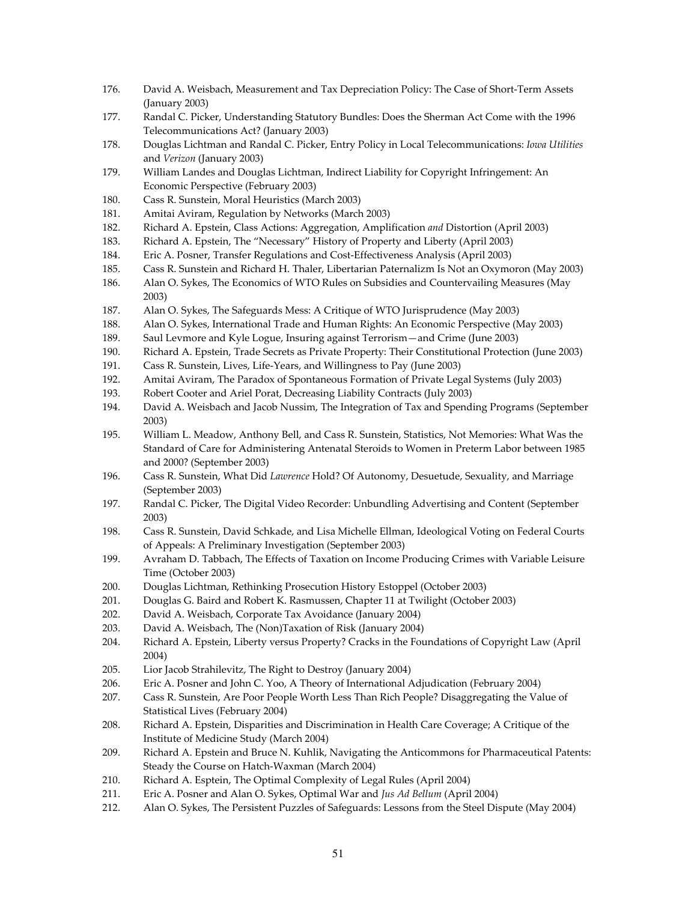176. David A. Weisbach, Measurement and Tax Depreciation Policy: The Case of Short-Term Assets (January 2003)
177. Randal C. Picker, Understanding Statutory Bundles: Does the Sherman Act Come with the 1996 Telecommunications Act? (January 2003)
178. Douglas Lichtman and Randal C. Picker, Entry Policy in Local Telecommunications: *Iowa Utilities* and *Verizon* (January 2003)
179. William Landes and Douglas Lichtman, Indirect Liability for Copyright Infringement: An Economic Perspective (February 2003)
180. Cass R. Sunstein, Moral Heuristics (March 2003)
181. Amitai Aviram, Regulation by Networks (March 2003)
182. Richard A. Epstein, Class Actions: Aggregation, Amplification *and* Distortion (April 2003)
183. Richard A. Epstein, The "Necessary" History of Property and Liberty (April 2003)
184. Eric A. Posner, Transfer Regulations and Cost-Effectiveness Analysis (April 2003)
185. Cass R. Sunstein and Richard H. Thaler, Libertarian Paternalizm Is Not an Oxymoron (May 2003)
186. Alan O. Sykes, The Economics of WTO Rules on Subsidies and Countervailing Measures (May 2003)
187. Alan O. Sykes, The Safeguards Mess: A Critique of WTO Jurisprudence (May 2003)
188. Alan O. Sykes, International Trade and Human Rights: An Economic Perspective (May 2003)
189. Saul Levmore and Kyle Logue, Insuring against Terrorism—and Crime (June 2003)
190. Richard A. Epstein, Trade Secrets as Private Property: Their Constitutional Protection (June 2003)
191. Cass R. Sunstein, Lives, Life-Years, and Willingness to Pay (June 2003)
192. Amitai Aviram, The Paradox of Spontaneous Formation of Private Legal Systems (July 2003)
193. Robert Cooter and Ariel Porat, Decreasing Liability Contracts (July 2003)
194. David A. Weisbach and Jacob Nussim, The Integration of Tax and Spending Programs (September 2003)
195. William L. Meadow, Anthony Bell, and Cass R. Sunstein, Statistics, Not Memories: What Was the Standard of Care for Administering Antenatal Steroids to Women in Preterm Labor between 1985 and 2000? (September 2003)
196. Cass R. Sunstein, What Did *Lawrence* Hold? Of Autonomy, Desuetude, Sexuality, and Marriage (September 2003)
197. Randal C. Picker, The Digital Video Recorder: Unbundling Advertising and Content (September 2003)
198. Cass R. Sunstein, David Schkade, and Lisa Michelle Ellman, Ideological Voting on Federal Courts of Appeals: A Preliminary Investigation (September 2003)
199. Avraham D. Tabbach, The Effects of Taxation on Income Producing Crimes with Variable Leisure Time (October 2003)
200. Douglas Lichtman, Rethinking Prosecution History Estoppel (October 2003)
201. Douglas G. Baird and Robert K. Rasmussen, Chapter 11 at Twilight (October 2003)
202. David A. Weisbach, Corporate Tax Avoidance (January 2004)
203. David A. Weisbach, The (Non)Taxation of Risk (January 2004)
204. Richard A. Epstein, Liberty versus Property? Cracks in the Foundations of Copyright Law (April 2004)
205. Lior Jacob Strahilevitz, The Right to Destroy (January 2004)
206. Eric A. Posner and John C. Yoo, A Theory of International Adjudication (February 2004)
207. Cass R. Sunstein, Are Poor People Worth Less Than Rich People? Disaggregating the Value of Statistical Lives (February 2004)
208. Richard A. Epstein, Disparities and Discrimination in Health Care Coverage; A Critique of the Institute of Medicine Study (March 2004)
209. Richard A. Epstein and Bruce N. Kuhlik, Navigating the Anticommons for Pharmaceutical Patents: Steady the Course on Hatch-Waxman (March 2004)
210. Richard A. Esptein, The Optimal Complexity of Legal Rules (April 2004)
211. Eric A. Posner and Alan O. Sykes, Optimal War and *Jus Ad Bellum* (April 2004)
212. Alan O. Sykes, The Persistent Puzzles of Safeguards: Lessons from the Steel Dispute (May 2004)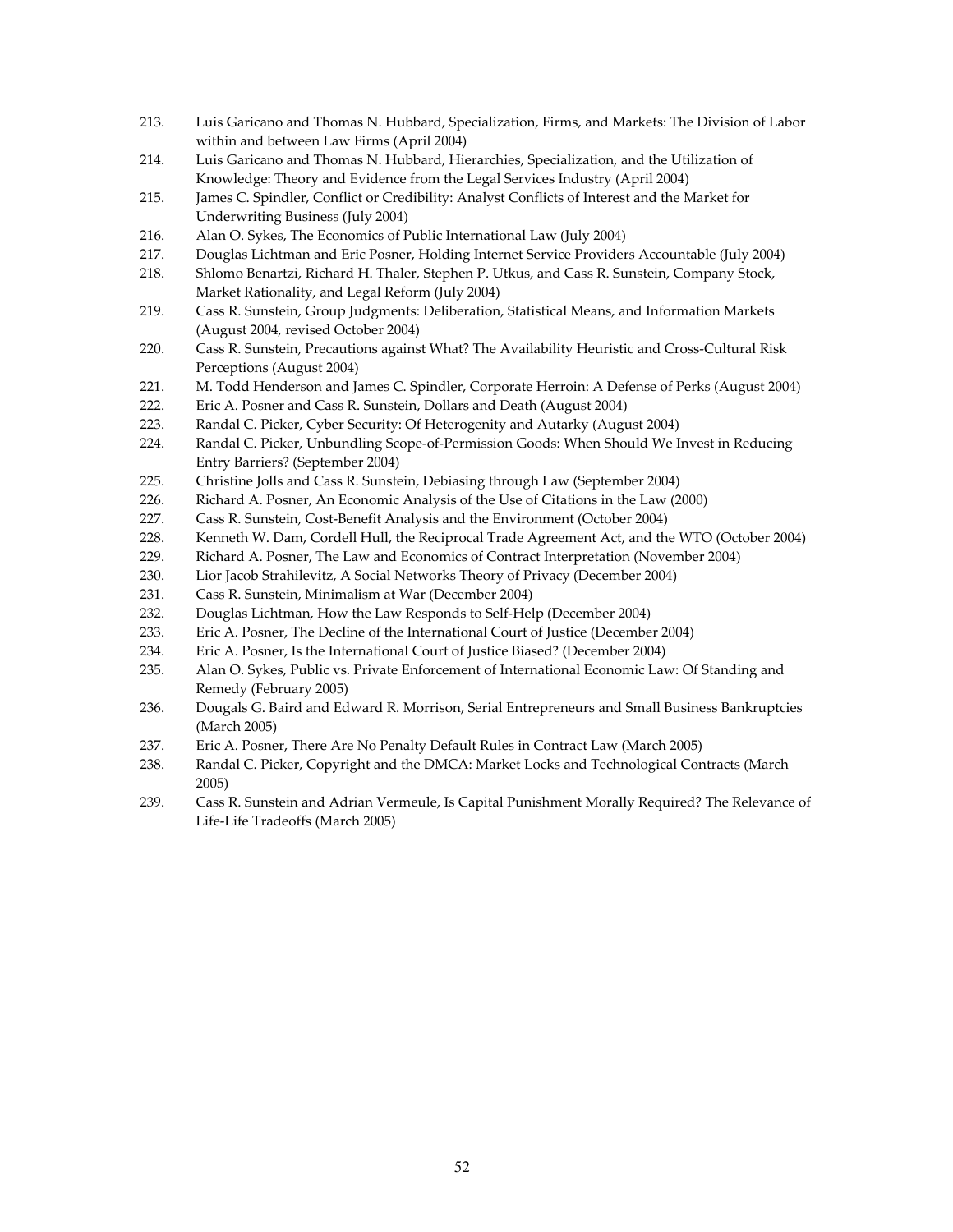213. Luis Garicano and Thomas N. Hubbard, Specialization, Firms, and Markets: The Division of Labor within and between Law Firms (April 2004)
214. Luis Garicano and Thomas N. Hubbard, Hierarchies, Specialization, and the Utilization of Knowledge: Theory and Evidence from the Legal Services Industry (April 2004)
215. James C. Spindler, Conflict or Credibility: Analyst Conflicts of Interest and the Market for Underwriting Business (July 2004)
216. Alan O. Sykes, The Economics of Public International Law (July 2004)
217. Douglas Lichtman and Eric Posner, Holding Internet Service Providers Accountable (July 2004)
218. Shlomo Benartzi, Richard H. Thaler, Stephen P. Utkus, and Cass R. Sunstein, Company Stock, Market Rationality, and Legal Reform (July 2004)
219. Cass R. Sunstein, Group Judgments: Deliberation, Statistical Means, and Information Markets (August 2004, revised October 2004)
220. Cass R. Sunstein, Precautions against What? The Availability Heuristic and Cross-Cultural Risk Perceptions (August 2004)
221. M. Todd Henderson and James C. Spindler, Corporate Herroin: A Defense of Perks (August 2004)
222. Eric A. Posner and Cass R. Sunstein, Dollars and Death (August 2004)
223. Randal C. Picker, Cyber Security: Of Heterogenity and Autarky (August 2004)
224. Randal C. Picker, Unbundling Scope-of-Permission Goods: When Should We Invest in Reducing Entry Barriers? (September 2004)
225. Christine Jolls and Cass R. Sunstein, Debiasing through Law (September 2004)
226. Richard A. Posner, An Economic Analysis of the Use of Citations in the Law (2000)
227. Cass R. Sunstein, Cost-Benefit Analysis and the Environment (October 2004)
228. Kenneth W. Dam, Cordell Hull, the Reciprocal Trade Agreement Act, and the WTO (October 2004)
229. Richard A. Posner, The Law and Economics of Contract Interpretation (November 2004)
230. Lior Jacob Strahilevitz, A Social Networks Theory of Privacy (December 2004)
231. Cass R. Sunstein, Minimalism at War (December 2004)
232. Douglas Lichtman, How the Law Responds to Self-Help (December 2004)
233. Eric A. Posner, The Decline of the International Court of Justice (December 2004)
234. Eric A. Posner, Is the International Court of Justice Biased? (December 2004)
235. Alan O. Sykes, Public vs. Private Enforcement of International Economic Law: Of Standing and Remedy (February 2005)
236. Dougals G. Baird and Edward R. Morrison, Serial Entrepreneurs and Small Business Bankruptcies (March 2005)
237. Eric A. Posner, There Are No Penalty Default Rules in Contract Law (March 2005)
238. Randal C. Picker, Copyright and the DMCA: Market Locks and Technological Contracts (March 2005)
239. Cass R. Sunstein and Adrian Vermeule, Is Capital Punishment Morally Required? The Relevance of Life-Life Tradeoffs (March 2005)